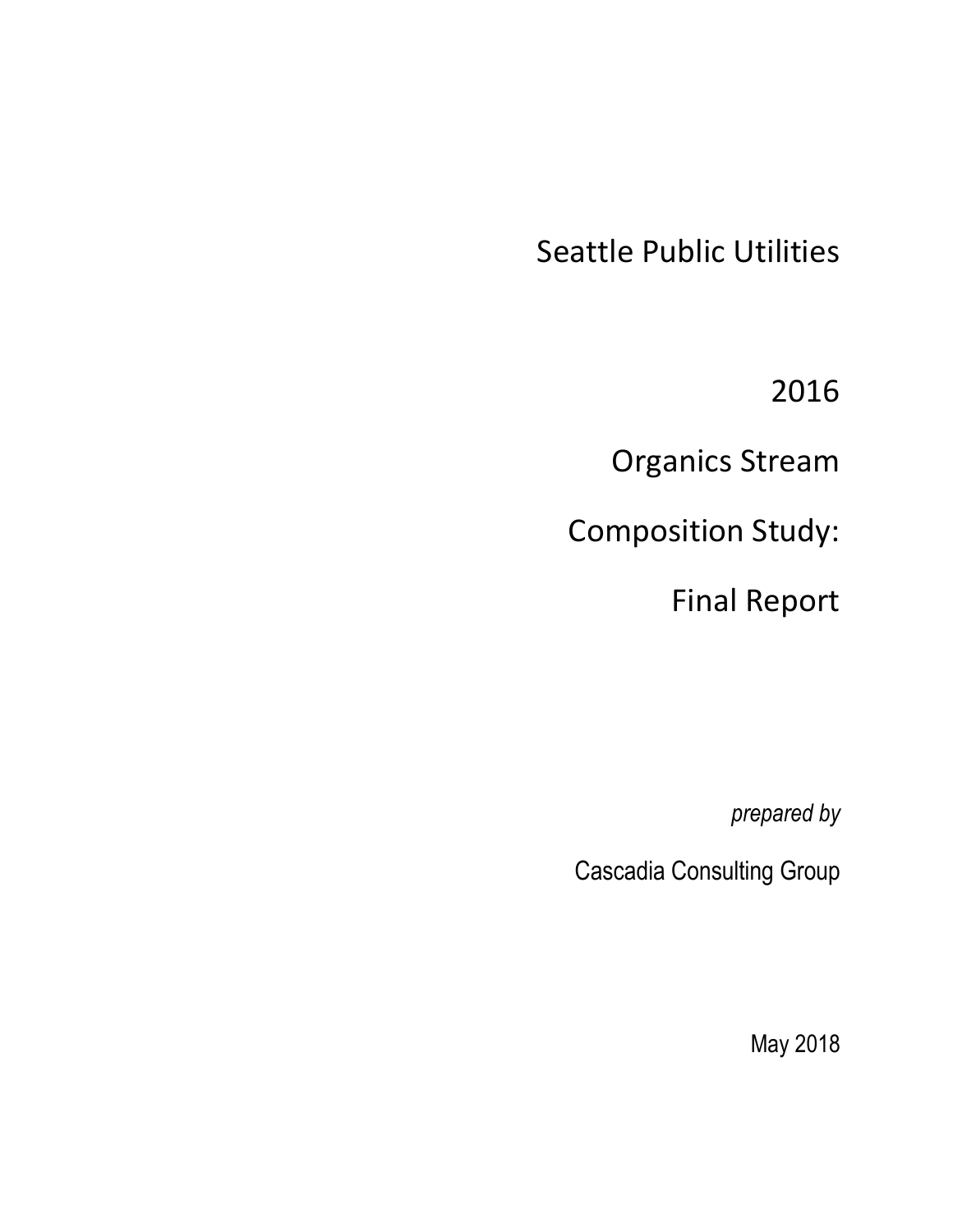# Seattle Public Utilities

# 2016

# Organics Stream

# Composition Study:

# Final Report

*prepared by*

Cascadia Consulting Group

May 2018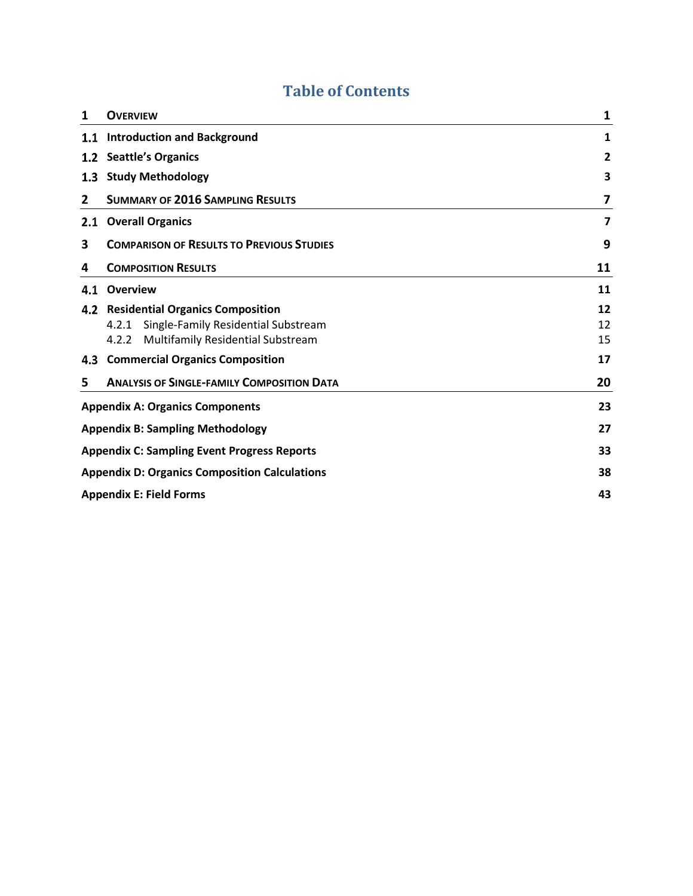# Table of Contents

| | | |
|---|---|---|
| **1** | **OVERVIEW** | **1** |
| **1.1** | **Introduction and Background** | **1** |
| **1.2** | **Seattle's Organics** | **2** |
| **1.3** | **Study Methodology** | **3** |
| **2** | **SUMMARY OF 2016 SAMPLING RESULTS** | **7** |
| **2.1** | **Overall Organics** | **7** |
| **3** | **COMPARISON OF RESULTS TO PREVIOUS STUDIES** | **9** |
| **4** | **COMPOSITION RESULTS** | **11** |
| **4.1** | **Overview** | **11** |
| **4.2** | **Residential Organics Composition** | **12** |
| | 4.2.1 Single-Family Residential Substream | 12 |
| | 4.2.2 Multifamily Residential Substream | 15 |
| **4.3** | **Commercial Organics Composition** | **17** |
| **5** | **ANALYSIS OF SINGLE-FAMILY COMPOSITION DATA** | **20** |
| | **Appendix A: Organics Components** | **23** |
| | **Appendix B: Sampling Methodology** | **27** |
| | **Appendix C: Sampling Event Progress Reports** | **33** |
| | **Appendix D: Organics Composition Calculations** | **38** |
| | **Appendix E: Field Forms** | **43** |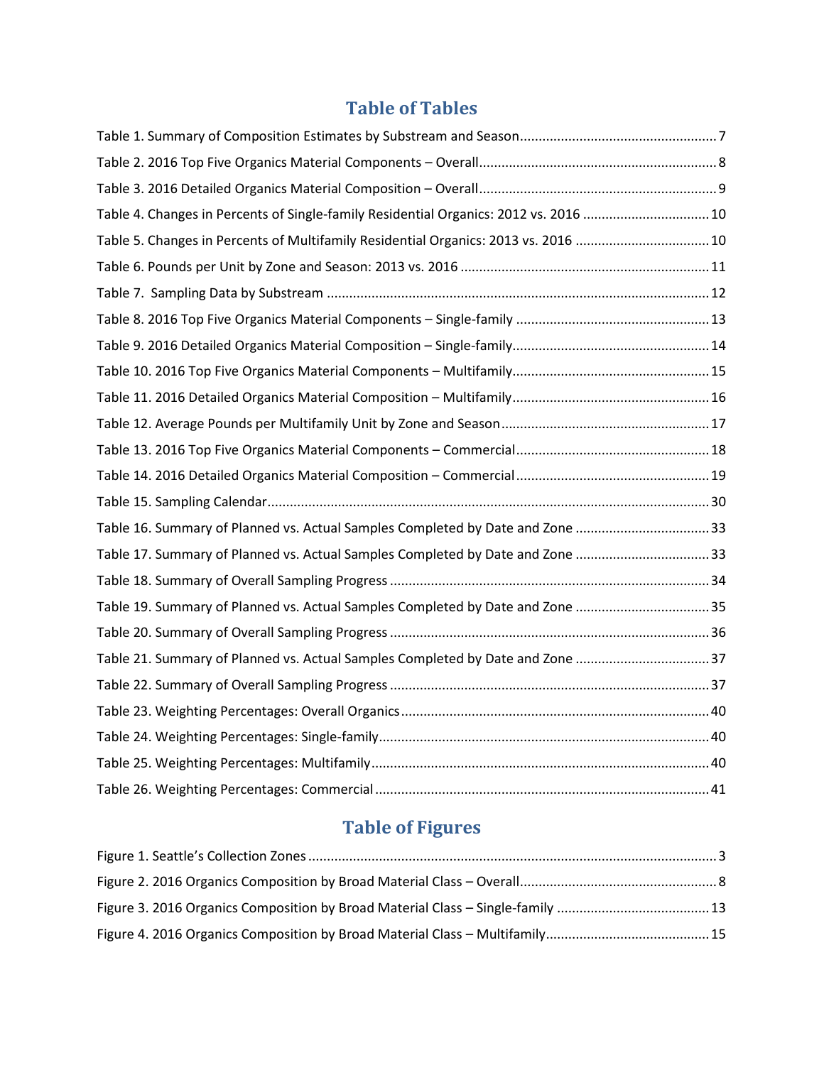## Table of Tables

Table 1. Summary of Composition Estimates by Substream and Season .......... 7
Table 2. 2016 Top Five Organics Material Components – Overall .......... 8
Table 3. 2016 Detailed Organics Material Composition – Overall .......... 9
Table 4. Changes in Percents of Single-family Residential Organics: 2012 vs. 2016 .......... 10
Table 5. Changes in Percents of Multifamily Residential Organics: 2013 vs. 2016 .......... 10
Table 6. Pounds per Unit by Zone and Season: 2013 vs. 2016 .......... 11
Table 7. Sampling Data by Substream .......... 12
Table 8. 2016 Top Five Organics Material Components – Single-family .......... 13
Table 9. 2016 Detailed Organics Material Composition – Single-family .......... 14
Table 10. 2016 Top Five Organics Material Components – Multifamily .......... 15
Table 11. 2016 Detailed Organics Material Composition – Multifamily .......... 16
Table 12. Average Pounds per Multifamily Unit by Zone and Season .......... 17
Table 13. 2016 Top Five Organics Material Components – Commercial .......... 18
Table 14. 2016 Detailed Organics Material Composition – Commercial .......... 19
Table 15. Sampling Calendar .......... 30
Table 16. Summary of Planned vs. Actual Samples Completed by Date and Zone .......... 33
Table 17. Summary of Planned vs. Actual Samples Completed by Date and Zone .......... 33
Table 18. Summary of Overall Sampling Progress .......... 34
Table 19. Summary of Planned vs. Actual Samples Completed by Date and Zone .......... 35
Table 20. Summary of Overall Sampling Progress .......... 36
Table 21. Summary of Planned vs. Actual Samples Completed by Date and Zone .......... 37
Table 22. Summary of Overall Sampling Progress .......... 37
Table 23. Weighting Percentages: Overall Organics .......... 40
Table 24. Weighting Percentages: Single-family .......... 40
Table 25. Weighting Percentages: Multifamily .......... 40
Table 26. Weighting Percentages: Commercial .......... 41

## Table of Figures

Figure 1. Seattle's Collection Zones .......... 3
Figure 2. 2016 Organics Composition by Broad Material Class – Overall .......... 8
Figure 3. 2016 Organics Composition by Broad Material Class – Single-family .......... 13
Figure 4. 2016 Organics Composition by Broad Material Class – Multifamily .......... 15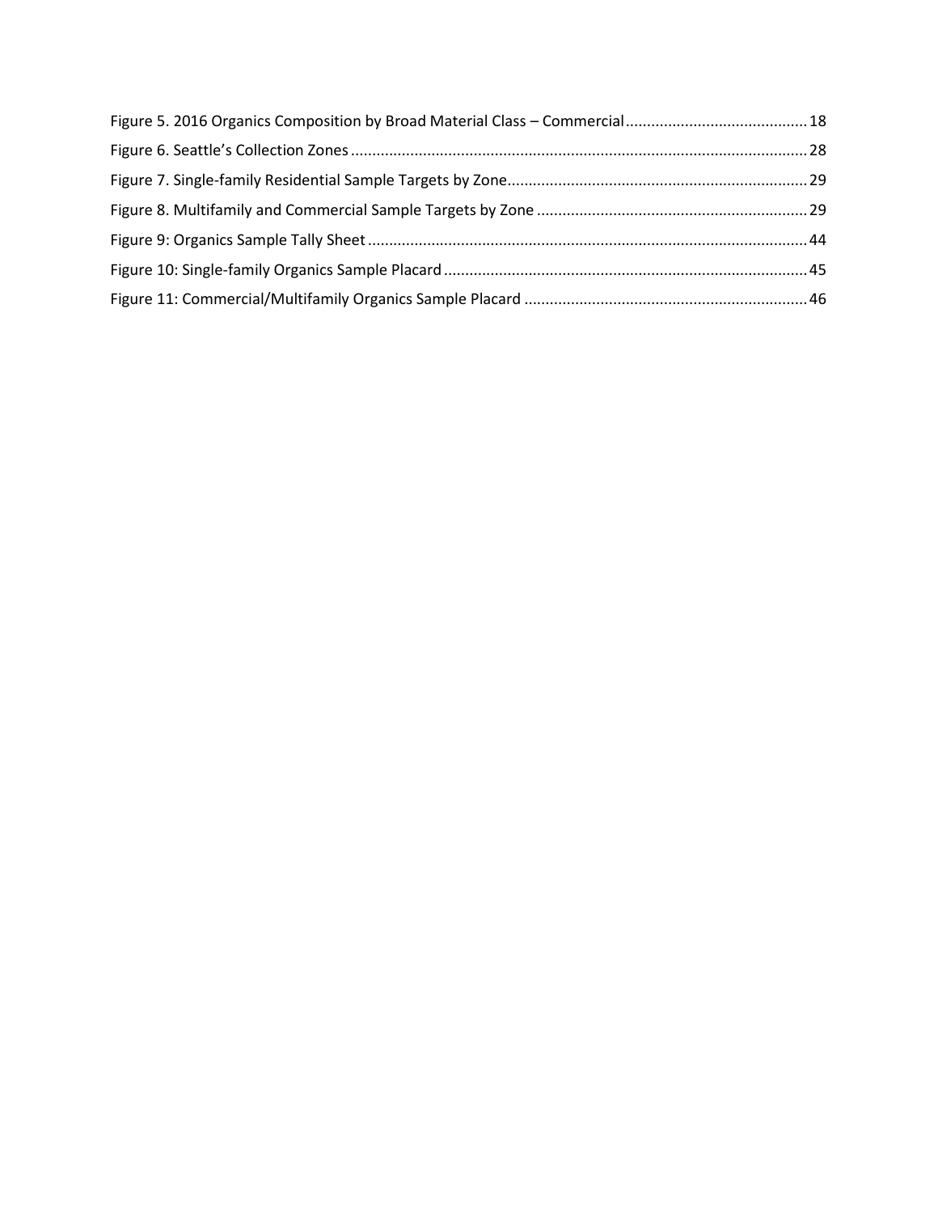Figure 5. 2016 Organics Composition by Broad Material Class – Commercial ........................................ 18

Figure 6. Seattle's Collection Zones ........................................................................................................ 28

Figure 7. Single-family Residential Sample Targets by Zone ................................................................... 29

Figure 8. Multifamily and Commercial Sample Targets by Zone ............................................................ 29

Figure 9: Organics Sample Tally Sheet .................................................................................................... 44

Figure 10: Single-family Organics Sample Placard .................................................................................. 45

Figure 11: Commercial/Multifamily Organics Sample Placard ............................................................... 46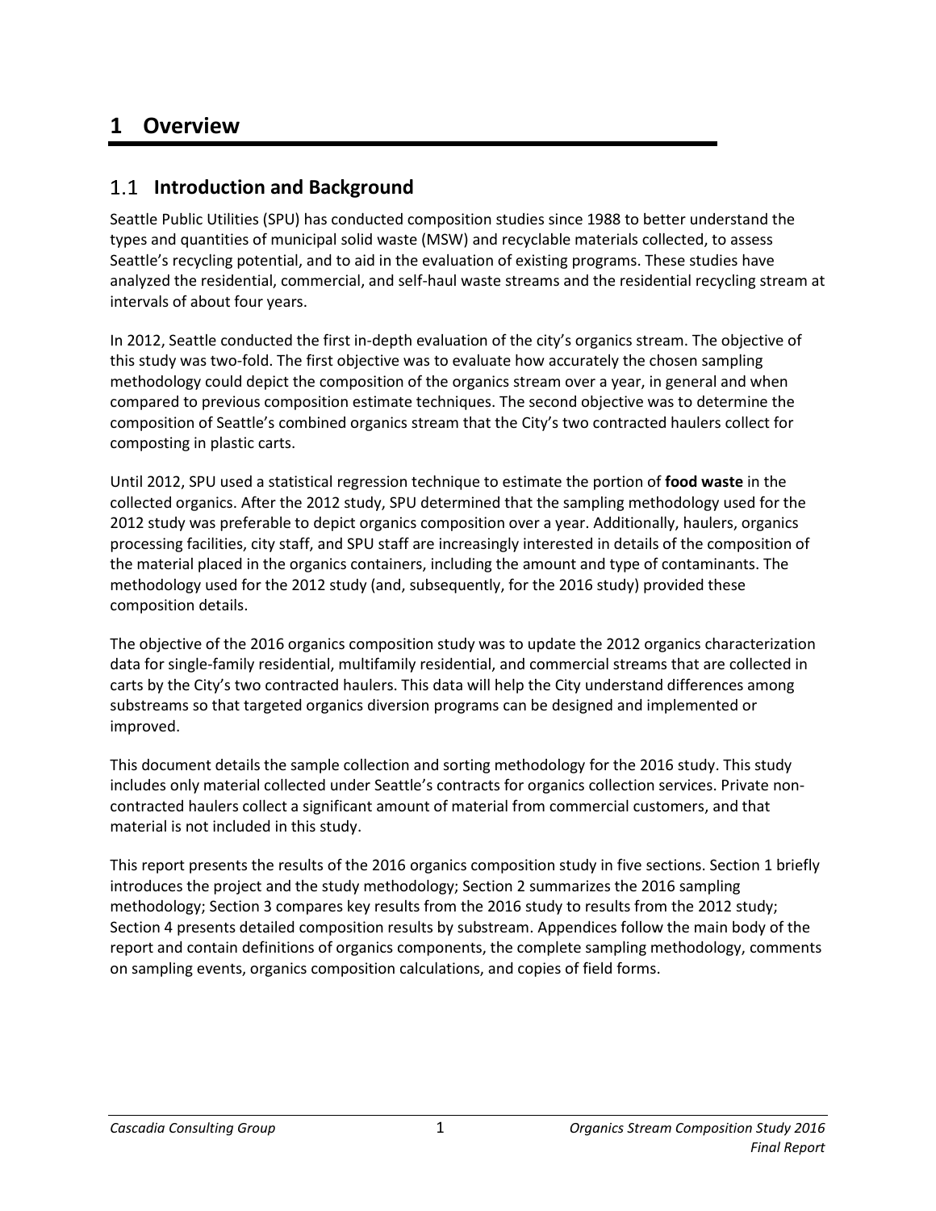# 1 Overview

## 1.1 Introduction and Background

Seattle Public Utilities (SPU) has conducted composition studies since 1988 to better understand the types and quantities of municipal solid waste (MSW) and recyclable materials collected, to assess Seattle's recycling potential, and to aid in the evaluation of existing programs. These studies have analyzed the residential, commercial, and self-haul waste streams and the residential recycling stream at intervals of about four years.

In 2012, Seattle conducted the first in-depth evaluation of the city's organics stream. The objective of this study was two-fold. The first objective was to evaluate how accurately the chosen sampling methodology could depict the composition of the organics stream over a year, in general and when compared to previous composition estimate techniques. The second objective was to determine the composition of Seattle's combined organics stream that the City's two contracted haulers collect for composting in plastic carts.

Until 2012, SPU used a statistical regression technique to estimate the portion of **food waste** in the collected organics. After the 2012 study, SPU determined that the sampling methodology used for the 2012 study was preferable to depict organics composition over a year. Additionally, haulers, organics processing facilities, city staff, and SPU staff are increasingly interested in details of the composition of the material placed in the organics containers, including the amount and type of contaminants. The methodology used for the 2012 study (and, subsequently, for the 2016 study) provided these composition details.

The objective of the 2016 organics composition study was to update the 2012 organics characterization data for single-family residential, multifamily residential, and commercial streams that are collected in carts by the City's two contracted haulers. This data will help the City understand differences among substreams so that targeted organics diversion programs can be designed and implemented or improved.

This document details the sample collection and sorting methodology for the 2016 study. This study includes only material collected under Seattle's contracts for organics collection services. Private non-contracted haulers collect a significant amount of material from commercial customers, and that material is not included in this study.

This report presents the results of the 2016 organics composition study in five sections. Section 1 briefly introduces the project and the study methodology; Section 2 summarizes the 2016 sampling methodology; Section 3 compares key results from the 2016 study to results from the 2012 study; Section 4 presents detailed composition results by substream. Appendices follow the main body of the report and contain definitions of organics components, the complete sampling methodology, comments on sampling events, organics composition calculations, and copies of field forms.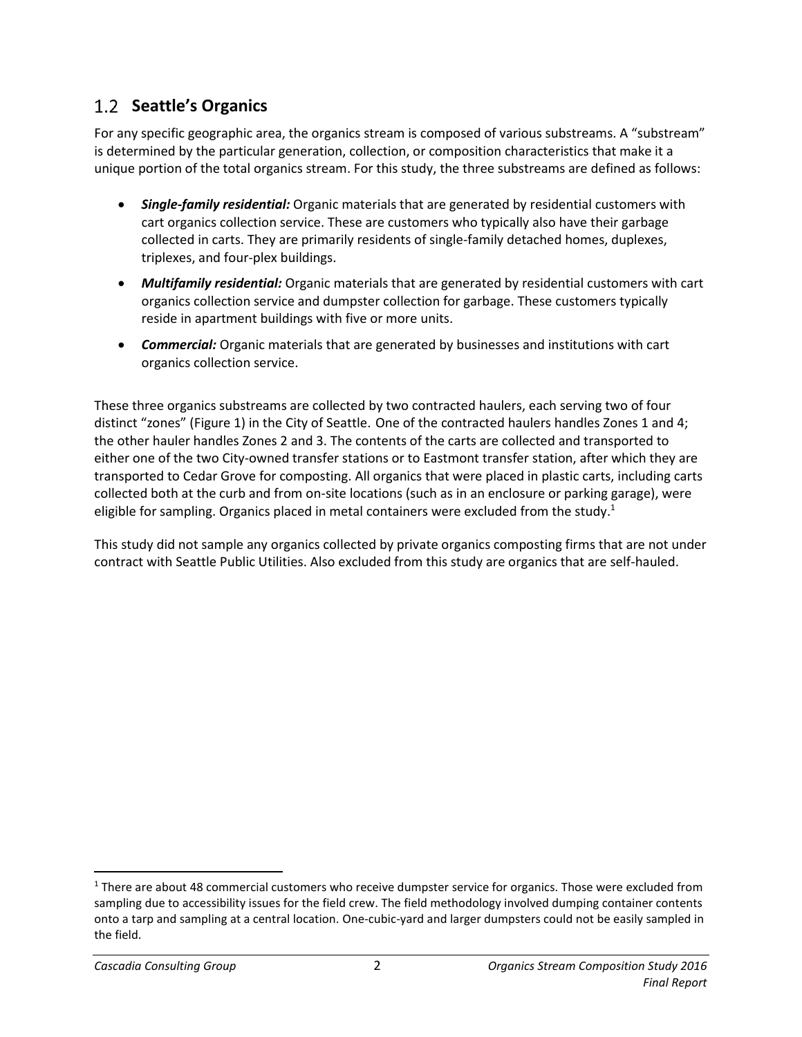## 1.2 Seattle's Organics

For any specific geographic area, the organics stream is composed of various substreams. A "substream" is determined by the particular generation, collection, or composition characteristics that make it a unique portion of the total organics stream. For this study, the three substreams are defined as follows:

- ***Single-family residential:*** Organic materials that are generated by residential customers with cart organics collection service. These are customers who typically also have their garbage collected in carts. They are primarily residents of single-family detached homes, duplexes, triplexes, and four-plex buildings.
- ***Multifamily residential:*** Organic materials that are generated by residential customers with cart organics collection service and dumpster collection for garbage. These customers typically reside in apartment buildings with five or more units.
- ***Commercial:*** Organic materials that are generated by businesses and institutions with cart organics collection service.

These three organics substreams are collected by two contracted haulers, each serving two of four distinct "zones" (Figure 1) in the City of Seattle. One of the contracted haulers handles Zones 1 and 4; the other hauler handles Zones 2 and 3. The contents of the carts are collected and transported to either one of the two City-owned transfer stations or to Eastmont transfer station, after which they are transported to Cedar Grove for composting. All organics that were placed in plastic carts, including carts collected both at the curb and from on-site locations (such as in an enclosure or parking garage), were eligible for sampling. Organics placed in metal containers were excluded from the study.[1]

This study did not sample any organics collected by private organics composting firms that are not under contract with Seattle Public Utilities. Also excluded from this study are organics that are self-hauled.

[1] There are about 48 commercial customers who receive dumpster service for organics. Those were excluded from sampling due to accessibility issues for the field crew. The field methodology involved dumping container contents onto a tarp and sampling at a central location. One-cubic-yard and larger dumpsters could not be easily sampled in the field.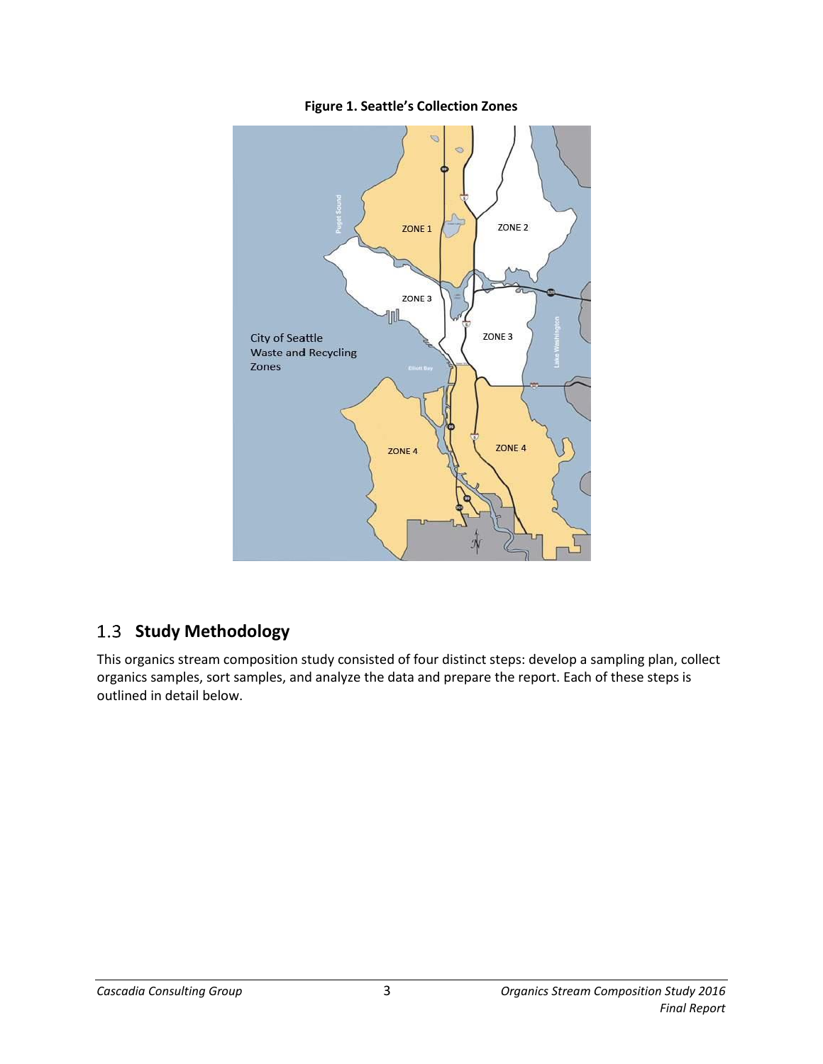**Figure 1. Seattle's Collection Zones**

## 1.3 Study Methodology

This organics stream composition study consisted of four distinct steps: develop a sampling plan, collect organics samples, sort samples, and analyze the data and prepare the report. Each of these steps is outlined in detail below.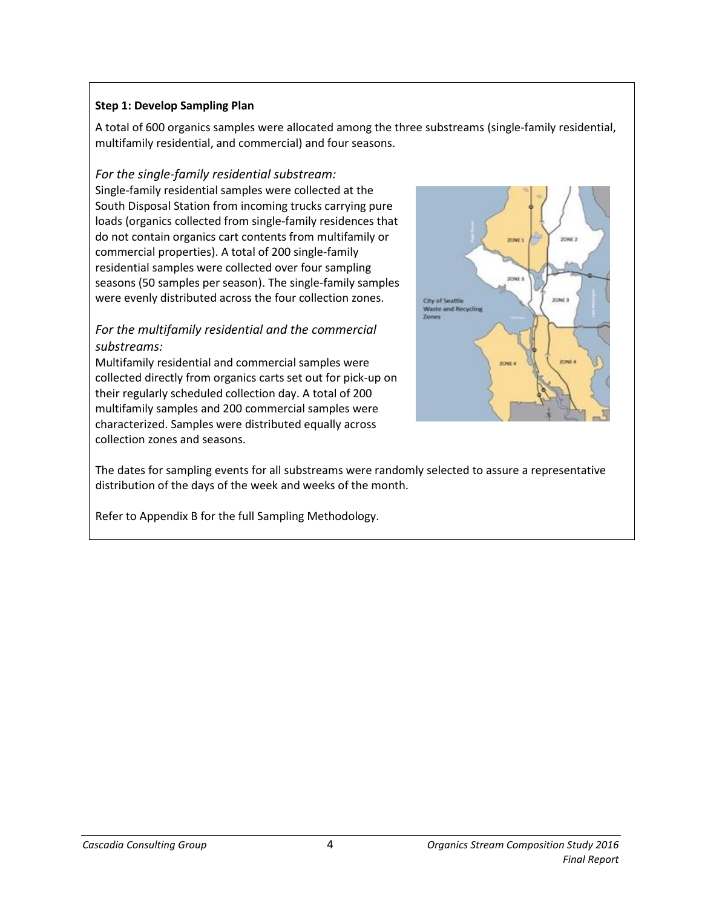**Step 1: Develop Sampling Plan**

A total of 600 organics samples were allocated among the three substreams (single-family residential, multifamily residential, and commercial) and four seasons.

*For the single-family residential substream:*

Single-family residential samples were collected at the South Disposal Station from incoming trucks carrying pure loads (organics collected from single-family residences that do not contain organics cart contents from multifamily or commercial properties). A total of 200 single-family residential samples were collected over four sampling seasons (50 samples per season). The single-family samples were evenly distributed across the four collection zones.

*For the multifamily residential and the commercial substreams:*

Multifamily residential and commercial samples were collected directly from organics carts set out for pick-up on their regularly scheduled collection day. A total of 200 multifamily samples and 200 commercial samples were characterized. Samples were distributed equally across collection zones and seasons.

The dates for sampling events for all substreams were randomly selected to assure a representative distribution of the days of the week and weeks of the month.

Refer to Appendix B for the full Sampling Methodology.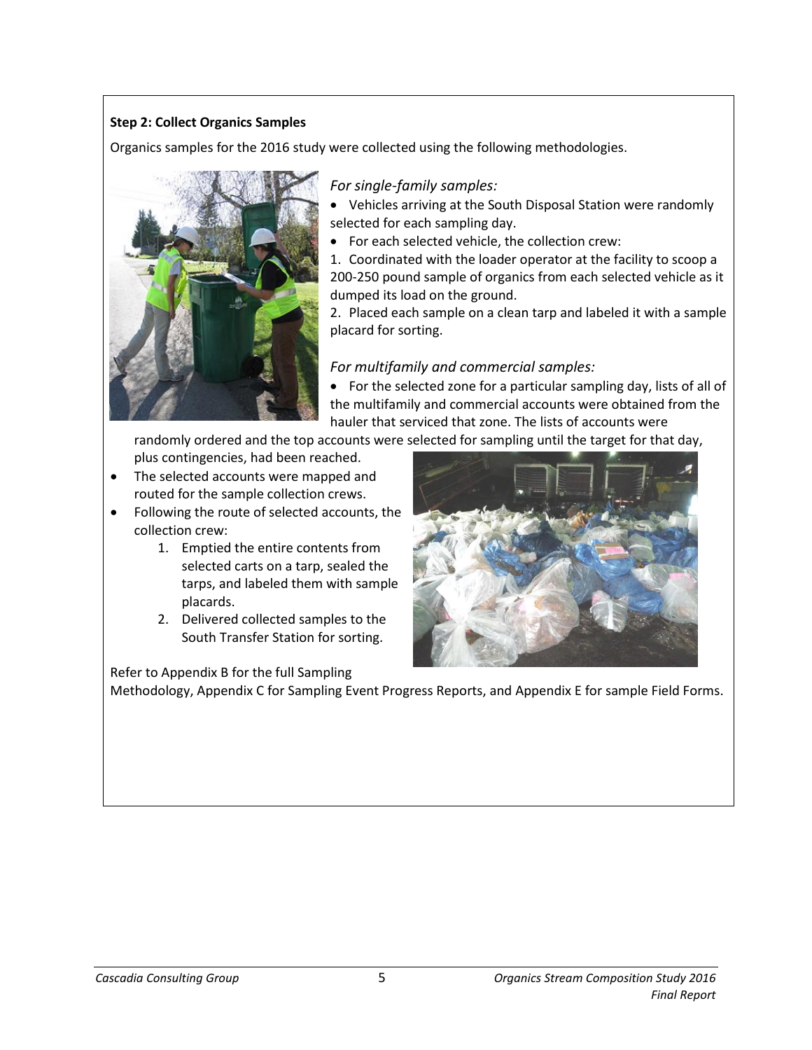**Step 2: Collect Organics Samples**

Organics samples for the 2016 study were collected using the following methodologies.

*For single-family samples:*

- Vehicles arriving at the South Disposal Station were randomly selected for each sampling day.
- For each selected vehicle, the collection crew:

1. Coordinated with the loader operator at the facility to scoop a 200-250 pound sample of organics from each selected vehicle as it dumped its load on the ground.
2. Placed each sample on a clean tarp and labeled it with a sample placard for sorting.

*For multifamily and commercial samples:*

- For the selected zone for a particular sampling day, lists of all of the multifamily and commercial accounts were obtained from the hauler that serviced that zone. The lists of accounts were randomly ordered and the top accounts were selected for sampling until the target for that day, plus contingencies, had been reached.
- The selected accounts were mapped and routed for the sample collection crews.
- Following the route of selected accounts, the collection crew:
    1. Emptied the entire contents from selected carts on a tarp, sealed the tarps, and labeled them with sample placards.
    2. Delivered collected samples to the South Transfer Station for sorting.

Refer to Appendix B for the full Sampling Methodology, Appendix C for Sampling Event Progress Reports, and Appendix E for sample Field Forms.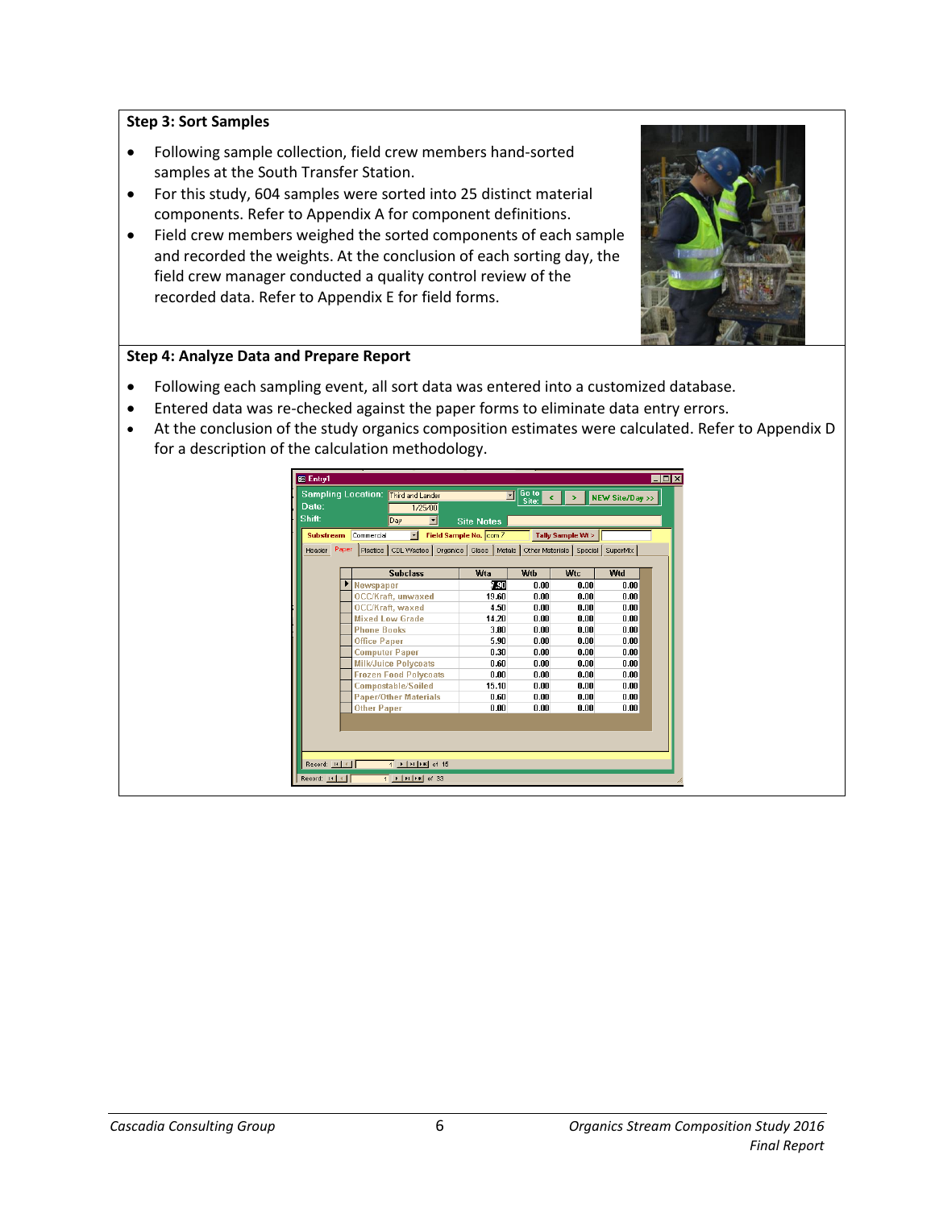### Step 3: Sort Samples

- Following sample collection, field crew members hand-sorted samples at the South Transfer Station.
- For this study, 604 samples were sorted into 25 distinct material components. Refer to Appendix A for component definitions.
- Field crew members weighed the sorted components of each sample and recorded the weights. At the conclusion of each sorting day, the field crew manager conducted a quality control review of the recorded data. Refer to Appendix E for field forms.

### Step 4: Analyze Data and Prepare Report

- Following each sampling event, all sort data was entered into a customized database.
- Entered data was re-checked against the paper forms to eliminate data entry errors.
- At the conclusion of the study organics composition estimates were calculated. Refer to Appendix D for a description of the calculation methodology.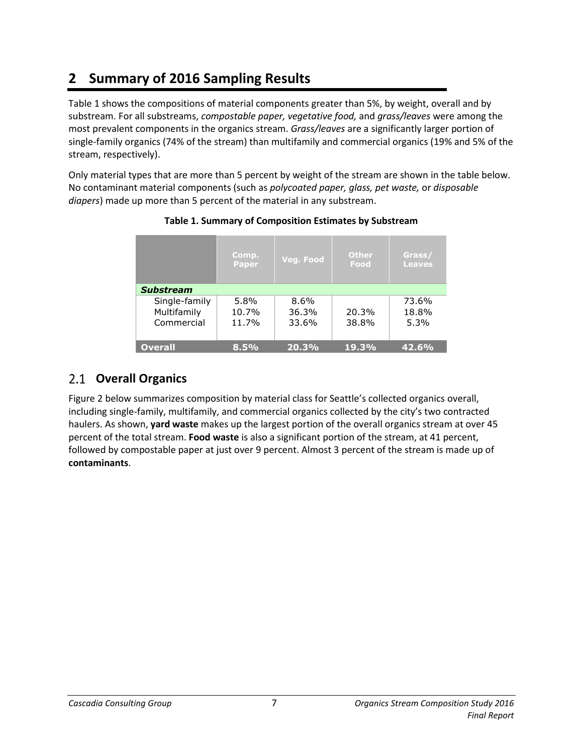## 2 Summary of 2016 Sampling Results

Table 1 shows the compositions of material components greater than 5%, by weight, overall and by substream. For all substreams, *compostable paper, vegetative food,* and *grass/leaves* were among the most prevalent components in the organics stream. *Grass/leaves* are a significantly larger portion of single-family organics (74% of the stream) than multifamily and commercial organics (19% and 5% of the stream, respectively).

Only material types that are more than 5 percent by weight of the stream are shown in the table below. No contaminant material components (such as *polycoated paper, glass, pet waste,* or *disposable diapers*) made up more than 5 percent of the material in any substream.

**Table 1. Summary of Composition Estimates by Substream**

| | Comp. Paper | Veg. Food | Other Food | Grass/ Leaves |
|---|---|---|---|---|
| ***Substream*** | | | | |
| Single-family | 5.8% | 8.6% | | 73.6% |
| Multifamily | 10.7% | 36.3% | 20.3% | 18.8% |
| Commercial | 11.7% | 33.6% | 38.8% | 5.3% |
| **Overall** | **8.5%** | **20.3%** | **19.3%** | **42.6%** |

### 2.1 Overall Organics

Figure 2 below summarizes composition by material class for Seattle's collected organics overall, including single-family, multifamily, and commercial organics collected by the city's two contracted haulers. As shown, **yard waste** makes up the largest portion of the overall organics stream at over 45 percent of the total stream. **Food waste** is also a significant portion of the stream, at 41 percent, followed by compostable paper at just over 9 percent. Almost 3 percent of the stream is made up of **contaminants**.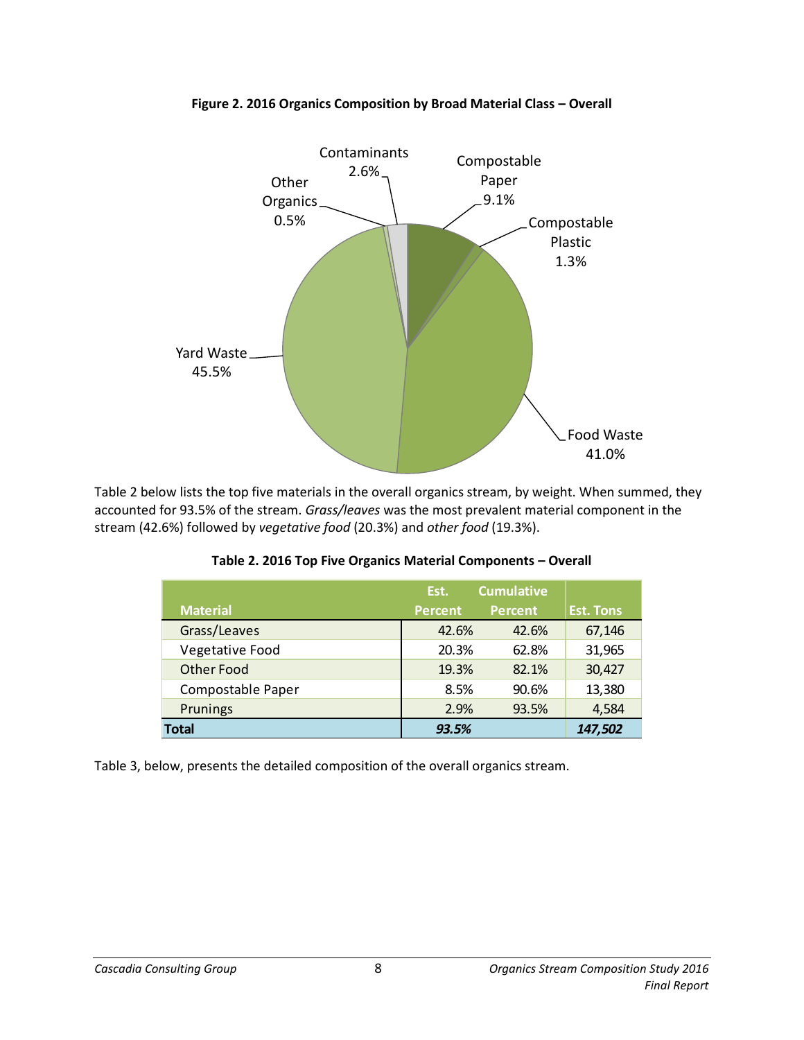**Figure 2. 2016 Organics Composition by Broad Material Class – Overall**

Table 2 below lists the top five materials in the overall organics stream, by weight. When summed, they accounted for 93.5% of the stream. *Grass/leaves* was the most prevalent material component in the stream (42.6%) followed by *vegetative food* (20.3%) and *other food* (19.3%).

**Table 2. 2016 Top Five Organics Material Components – Overall**

| Material | Est. Percent | Cumulative Percent | Est. Tons |
|---|---|---|---|
| Grass/Leaves | 42.6% | 42.6% | 67,146 |
| Vegetative Food | 20.3% | 62.8% | 31,965 |
| Other Food | 19.3% | 82.1% | 30,427 |
| Compostable Paper | 8.5% | 90.6% | 13,380 |
| Prunings | 2.9% | 93.5% | 4,584 |
| **Total** | ***93.5%*** | | ***147,502*** |

Table 3, below, presents the detailed composition of the overall organics stream.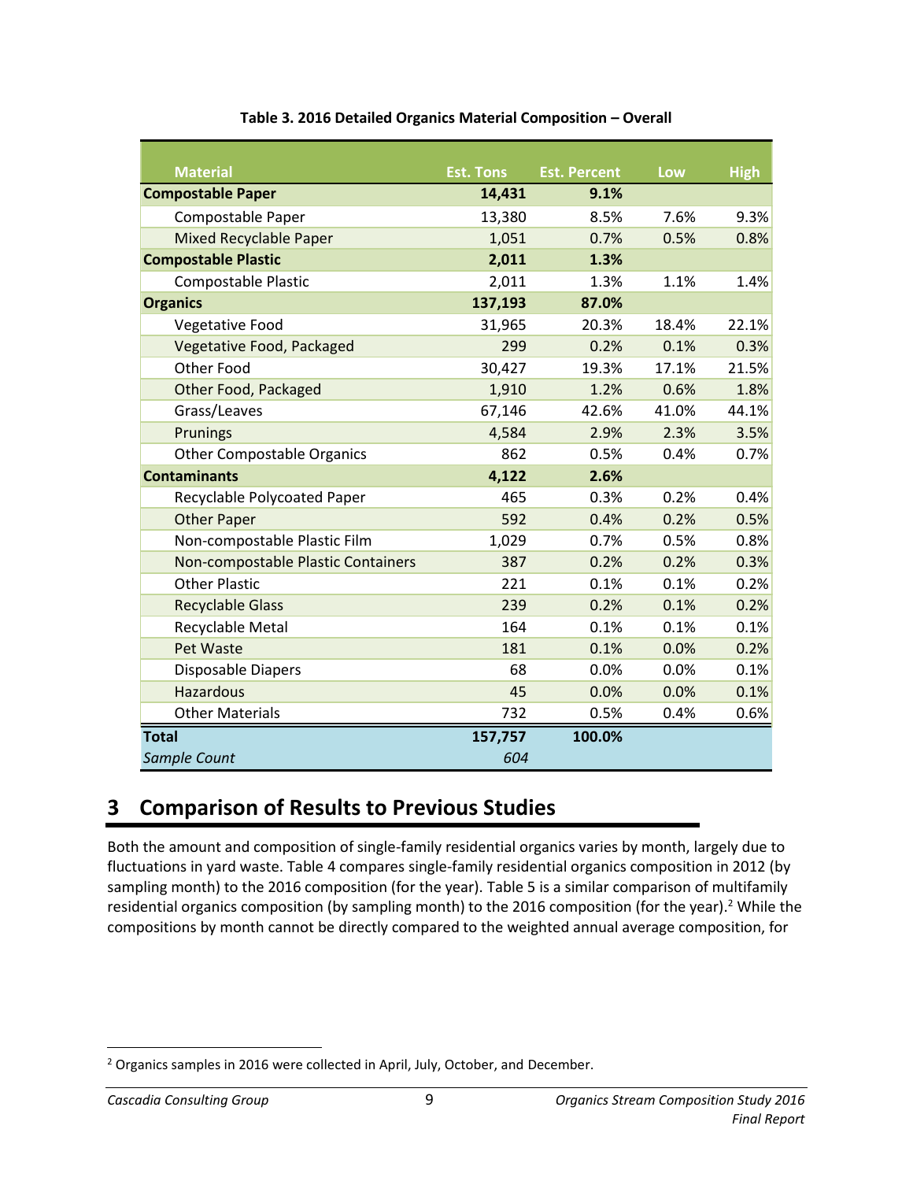**Table 3. 2016 Detailed Organics Material Composition – Overall**

| Material | Est. Tons | Est. Percent | Low | High |
|---|---|---|---|---|
| **Compostable Paper** | **14,431** | **9.1%** | | |
| Compostable Paper | 13,380 | 8.5% | 7.6% | 9.3% |
| Mixed Recyclable Paper | 1,051 | 0.7% | 0.5% | 0.8% |
| **Compostable Plastic** | **2,011** | **1.3%** | | |
| Compostable Plastic | 2,011 | 1.3% | 1.1% | 1.4% |
| **Organics** | **137,193** | **87.0%** | | |
| Vegetative Food | 31,965 | 20.3% | 18.4% | 22.1% |
| Vegetative Food, Packaged | 299 | 0.2% | 0.1% | 0.3% |
| Other Food | 30,427 | 19.3% | 17.1% | 21.5% |
| Other Food, Packaged | 1,910 | 1.2% | 0.6% | 1.8% |
| Grass/Leaves | 67,146 | 42.6% | 41.0% | 44.1% |
| Prunings | 4,584 | 2.9% | 2.3% | 3.5% |
| Other Compostable Organics | 862 | 0.5% | 0.4% | 0.7% |
| **Contaminants** | **4,122** | **2.6%** | | |
| Recyclable Polycoated Paper | 465 | 0.3% | 0.2% | 0.4% |
| Other Paper | 592 | 0.4% | 0.2% | 0.5% |
| Non-compostable Plastic Film | 1,029 | 0.7% | 0.5% | 0.8% |
| Non-compostable Plastic Containers | 387 | 0.2% | 0.2% | 0.3% |
| Other Plastic | 221 | 0.1% | 0.1% | 0.2% |
| Recyclable Glass | 239 | 0.2% | 0.1% | 0.2% |
| Recyclable Metal | 164 | 0.1% | 0.1% | 0.1% |
| Pet Waste | 181 | 0.1% | 0.0% | 0.2% |
| Disposable Diapers | 68 | 0.0% | 0.0% | 0.1% |
| Hazardous | 45 | 0.0% | 0.0% | 0.1% |
| Other Materials | 732 | 0.5% | 0.4% | 0.6% |
| **Total** | **157,757** | **100.0%** | | |
| *Sample Count* | *604* | | | |

# 3 Comparison of Results to Previous Studies

Both the amount and composition of single-family residential organics varies by month, largely due to fluctuations in yard waste. Table 4 compares single-family residential organics composition in 2012 (by sampling month) to the 2016 composition (for the year). Table 5 is a similar comparison of multifamily residential organics composition (by sampling month) to the 2016 composition (for the year).[2] While the compositions by month cannot be directly compared to the weighted annual average composition, for

[2] Organics samples in 2016 were collected in April, July, October, and December.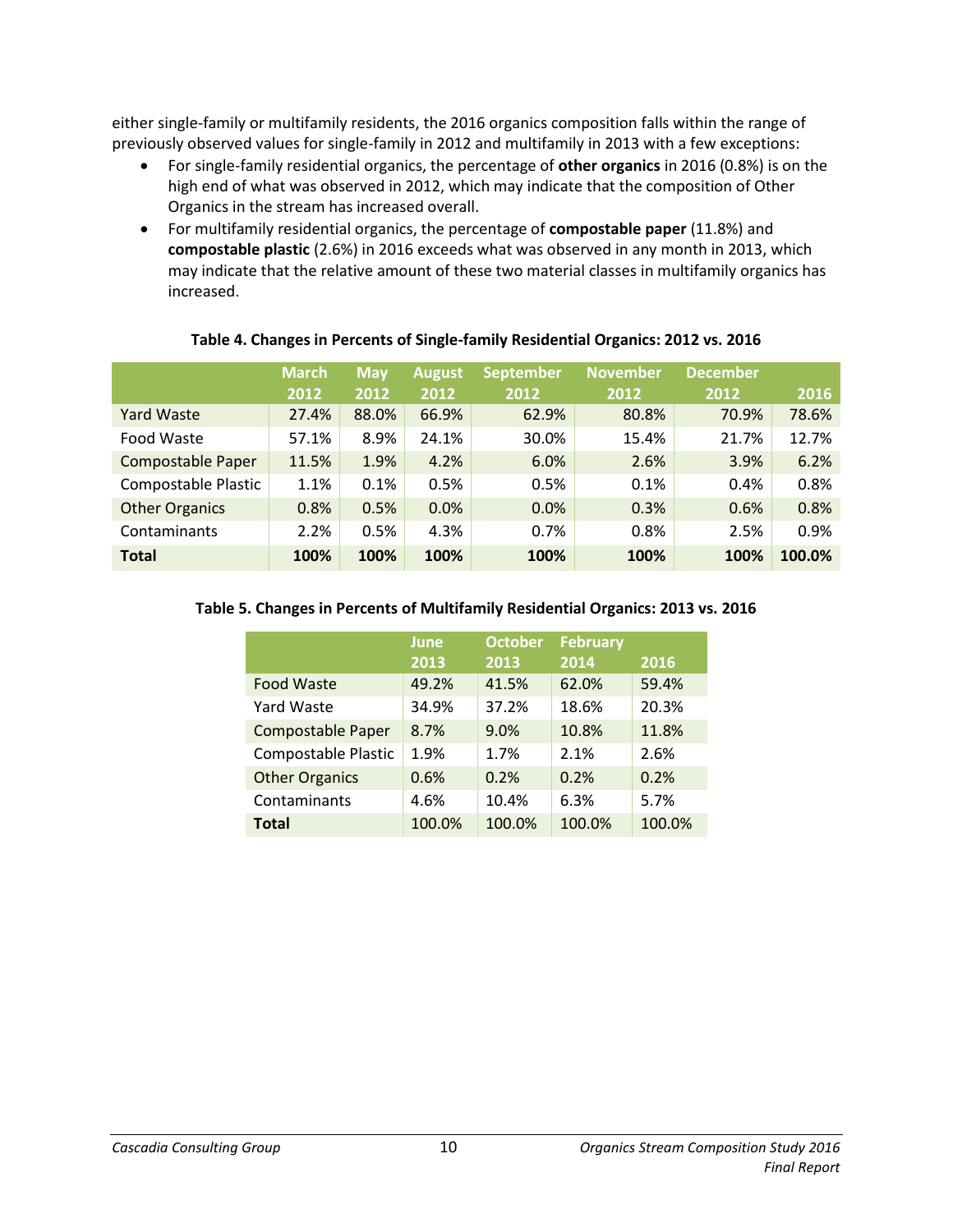either single-family or multifamily residents, the 2016 organics composition falls within the range of previously observed values for single-family in 2012 and multifamily in 2013 with a few exceptions:

- For single-family residential organics, the percentage of **other organics** in 2016 (0.8%) is on the high end of what was observed in 2012, which may indicate that the composition of Other Organics in the stream has increased overall.
- For multifamily residential organics, the percentage of **compostable paper** (11.8%) and **compostable plastic** (2.6%) in 2016 exceeds what was observed in any month in 2013, which may indicate that the relative amount of these two material classes in multifamily organics has increased.

**Table 4. Changes in Percents of Single-family Residential Organics: 2012 vs. 2016**

| | March 2012 | May 2012 | August 2012 | September 2012 | November 2012 | December 2012 | 2016 |
|---|---|---|---|---|---|---|---|
| Yard Waste | 27.4% | 88.0% | 66.9% | 62.9% | 80.8% | 70.9% | 78.6% |
| Food Waste | 57.1% | 8.9% | 24.1% | 30.0% | 15.4% | 21.7% | 12.7% |
| Compostable Paper | 11.5% | 1.9% | 4.2% | 6.0% | 2.6% | 3.9% | 6.2% |
| Compostable Plastic | 1.1% | 0.1% | 0.5% | 0.5% | 0.1% | 0.4% | 0.8% |
| Other Organics | 0.8% | 0.5% | 0.0% | 0.0% | 0.3% | 0.6% | 0.8% |
| Contaminants | 2.2% | 0.5% | 4.3% | 0.7% | 0.8% | 2.5% | 0.9% |
| **Total** | **100%** | **100%** | **100%** | **100%** | **100%** | **100%** | **100.0%** |

**Table 5. Changes in Percents of Multifamily Residential Organics: 2013 vs. 2016**

| | June 2013 | October 2013 | February 2014 | 2016 |
|---|---|---|---|---|
| Food Waste | 49.2% | 41.5% | 62.0% | 59.4% |
| Yard Waste | 34.9% | 37.2% | 18.6% | 20.3% |
| Compostable Paper | 8.7% | 9.0% | 10.8% | 11.8% |
| Compostable Plastic | 1.9% | 1.7% | 2.1% | 2.6% |
| Other Organics | 0.6% | 0.2% | 0.2% | 0.2% |
| Contaminants | 4.6% | 10.4% | 6.3% | 5.7% |
| **Total** | 100.0% | 100.0% | 100.0% | 100.0% |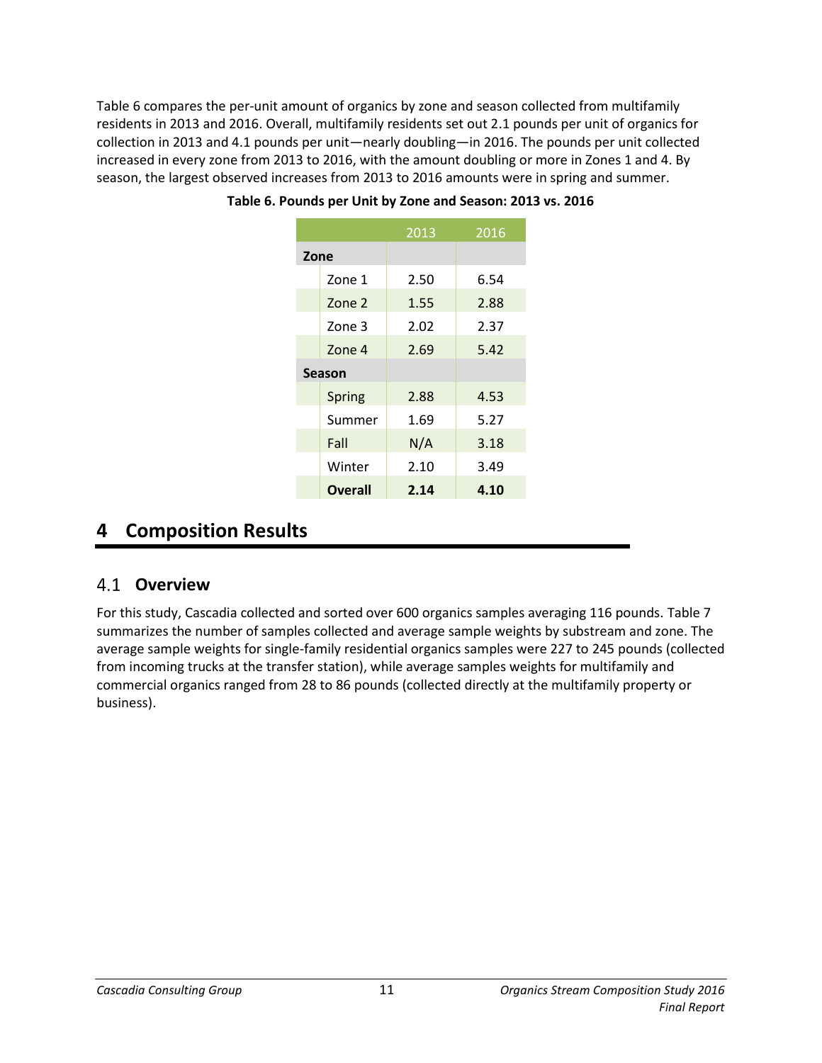Table 6 compares the per-unit amount of organics by zone and season collected from multifamily residents in 2013 and 2016. Overall, multifamily residents set out 2.1 pounds per unit of organics for collection in 2013 and 4.1 pounds per unit—nearly doubling—in 2016. The pounds per unit collected increased in every zone from 2013 to 2016, with the amount doubling or more in Zones 1 and 4. By season, the largest observed increases from 2013 to 2016 amounts were in spring and summer.

**Table 6. Pounds per Unit by Zone and Season: 2013 vs. 2016**

| | | 2013 | 2016 |
|---|---|---|---|
| **Zone** | | | |
| | Zone 1 | 2.50 | 6.54 |
| | Zone 2 | 1.55 | 2.88 |
| | Zone 3 | 2.02 | 2.37 |
| | Zone 4 | 2.69 | 5.42 |
| **Season** | | | |
| | Spring | 2.88 | 4.53 |
| | Summer | 1.69 | 5.27 |
| | Fall | N/A | 3.18 |
| | Winter | 2.10 | 3.49 |
| | **Overall** | **2.14** | **4.10** |

# 4 Composition Results

## 4.1 Overview

For this study, Cascadia collected and sorted over 600 organics samples averaging 116 pounds. Table 7 summarizes the number of samples collected and average sample weights by substream and zone. The average sample weights for single-family residential organics samples were 227 to 245 pounds (collected from incoming trucks at the transfer station), while average samples weights for multifamily and commercial organics ranged from 28 to 86 pounds (collected directly at the multifamily property or business).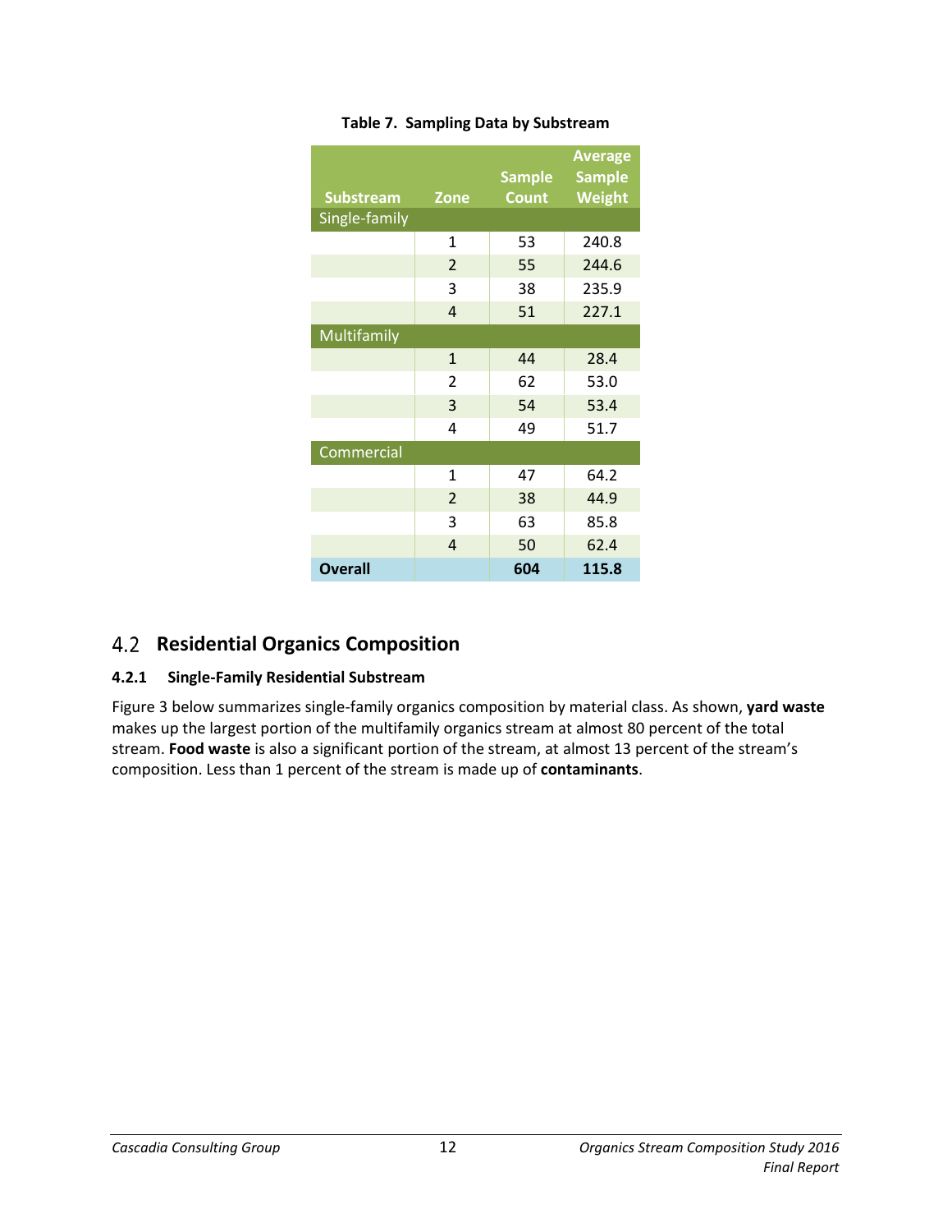**Table 7. Sampling Data by Substream**

| Substream | Zone | Sample Count | Average Sample Weight |
|---|---|---|---|
| Single-family | | | |
| | 1 | 53 | 240.8 |
| | 2 | 55 | 244.6 |
| | 3 | 38 | 235.9 |
| | 4 | 51 | 227.1 |
| Multifamily | | | |
| | 1 | 44 | 28.4 |
| | 2 | 62 | 53.0 |
| | 3 | 54 | 53.4 |
| | 4 | 49 | 51.7 |
| Commercial | | | |
| | 1 | 47 | 64.2 |
| | 2 | 38 | 44.9 |
| | 3 | 63 | 85.8 |
| | 4 | 50 | 62.4 |
| **Overall** | | **604** | **115.8** |

## 4.2 Residential Organics Composition

### 4.2.1 Single-Family Residential Substream

Figure 3 below summarizes single-family organics composition by material class. As shown, **yard waste** makes up the largest portion of the multifamily organics stream at almost 80 percent of the total stream. **Food waste** is also a significant portion of the stream, at almost 13 percent of the stream's composition. Less than 1 percent of the stream is made up of **contaminants**.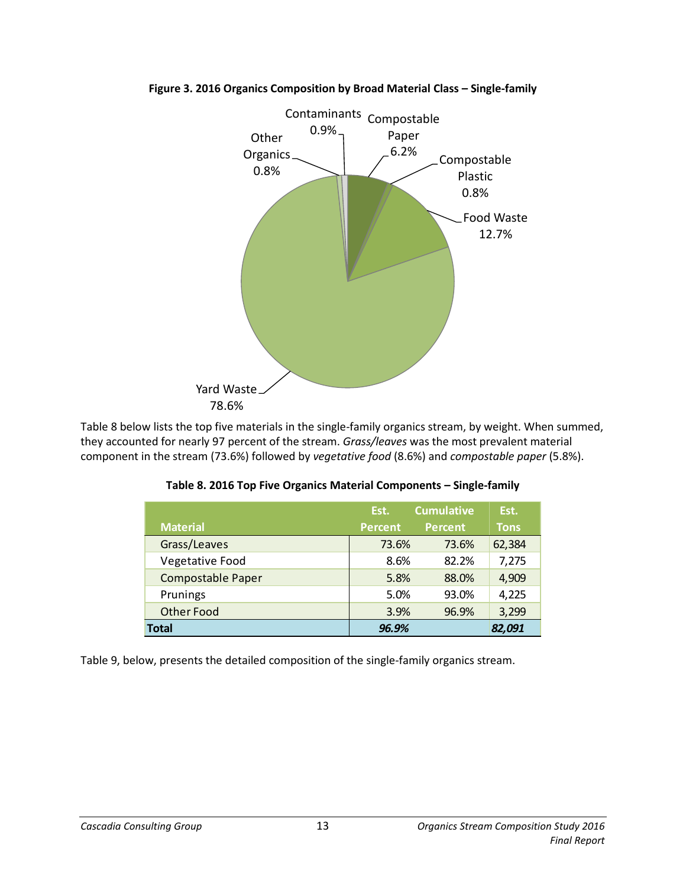**Figure 3. 2016 Organics Composition by Broad Material Class – Single-family**

Table 8 below lists the top five materials in the single-family organics stream, by weight. When summed, they accounted for nearly 97 percent of the stream. *Grass/leaves* was the most prevalent material component in the stream (73.6%) followed by *vegetative food* (8.6%) and *compostable paper* (5.8%).

**Table 8. 2016 Top Five Organics Material Components – Single-family**

| Material | Est. Percent | Cumulative Percent | Est. Tons |
|---|---|---|---|
| Grass/Leaves | 73.6% | 73.6% | 62,384 |
| Vegetative Food | 8.6% | 82.2% | 7,275 |
| Compostable Paper | 5.8% | 88.0% | 4,909 |
| Prunings | 5.0% | 93.0% | 4,225 |
| Other Food | 3.9% | 96.9% | 3,299 |
| **Total** | ***96.9%*** | | ***82,091*** |

Table 9, below, presents the detailed composition of the single-family organics stream.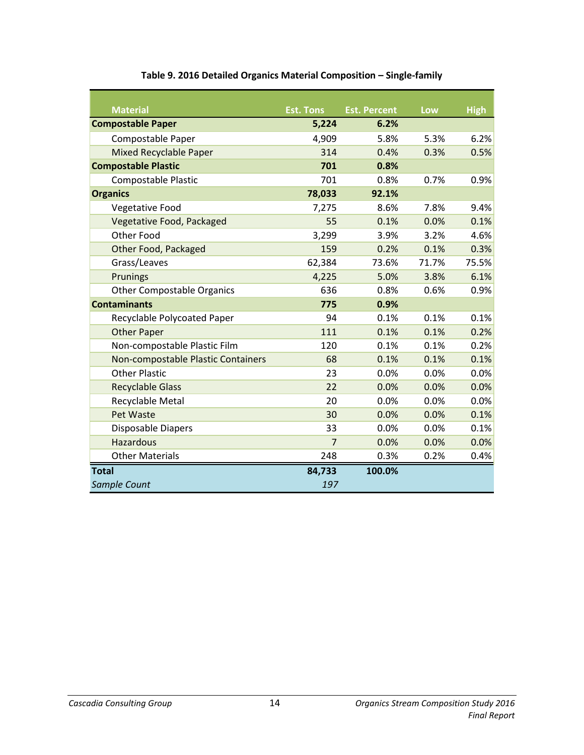**Table 9. 2016 Detailed Organics Material Composition – Single-family**

| Material | Est. Tons | Est. Percent | Low | High |
|---|---|---|---|---|
| **Compostable Paper** | **5,224** | **6.2%** | | |
| Compostable Paper | 4,909 | 5.8% | 5.3% | 6.2% |
| Mixed Recyclable Paper | 314 | 0.4% | 0.3% | 0.5% |
| **Compostable Plastic** | **701** | **0.8%** | | |
| Compostable Plastic | 701 | 0.8% | 0.7% | 0.9% |
| **Organics** | **78,033** | **92.1%** | | |
| Vegetative Food | 7,275 | 8.6% | 7.8% | 9.4% |
| Vegetative Food, Packaged | 55 | 0.1% | 0.0% | 0.1% |
| Other Food | 3,299 | 3.9% | 3.2% | 4.6% |
| Other Food, Packaged | 159 | 0.2% | 0.1% | 0.3% |
| Grass/Leaves | 62,384 | 73.6% | 71.7% | 75.5% |
| Prunings | 4,225 | 5.0% | 3.8% | 6.1% |
| Other Compostable Organics | 636 | 0.8% | 0.6% | 0.9% |
| **Contaminants** | **775** | **0.9%** | | |
| Recyclable Polycoated Paper | 94 | 0.1% | 0.1% | 0.1% |
| Other Paper | 111 | 0.1% | 0.1% | 0.2% |
| Non-compostable Plastic Film | 120 | 0.1% | 0.1% | 0.2% |
| Non-compostable Plastic Containers | 68 | 0.1% | 0.1% | 0.1% |
| Other Plastic | 23 | 0.0% | 0.0% | 0.0% |
| Recyclable Glass | 22 | 0.0% | 0.0% | 0.0% |
| Recyclable Metal | 20 | 0.0% | 0.0% | 0.0% |
| Pet Waste | 30 | 0.0% | 0.0% | 0.1% |
| Disposable Diapers | 33 | 0.0% | 0.0% | 0.1% |
| Hazardous | 7 | 0.0% | 0.0% | 0.0% |
| Other Materials | 248 | 0.3% | 0.2% | 0.4% |
| **Total** | **84,733** | **100.0%** | | |
| *Sample Count* | *197* | | | |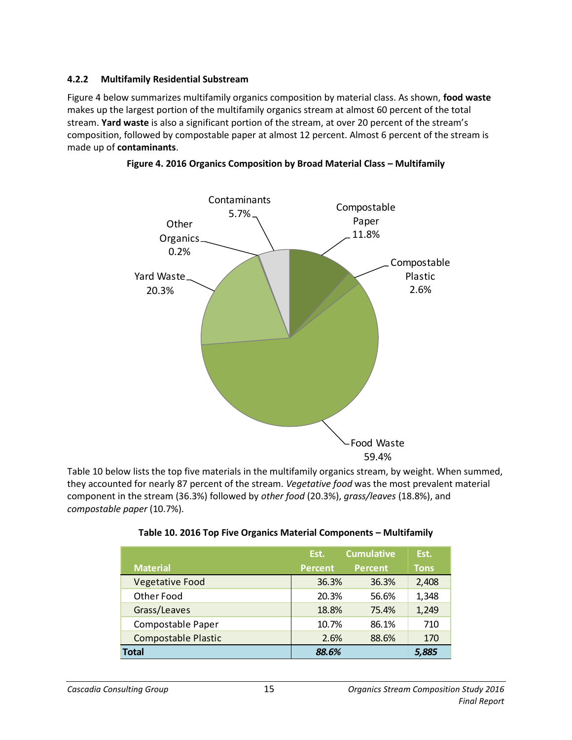### 4.2.2 Multifamily Residential Substream

Figure 4 below summarizes multifamily organics composition by material class. As shown, **food waste** makes up the largest portion of the multifamily organics stream at almost 60 percent of the total stream. **Yard waste** is also a significant portion of the stream, at over 20 percent of the stream's composition, followed by compostable paper at almost 12 percent. Almost 6 percent of the stream is made up of **contaminants**.

**Figure 4. 2016 Organics Composition by Broad Material Class – Multifamily**

Contaminants 5.7%

Compostable Paper 11.8%

Compostable Plastic 2.6%

Other Organics 0.2%

Yard Waste 20.3%

Food Waste 59.4%

Table 10 below lists the top five materials in the multifamily organics stream, by weight. When summed, they accounted for nearly 87 percent of the stream. *Vegetative food* was the most prevalent material component in the stream (36.3%) followed by *other food* (20.3%), *grass/leaves* (18.8%), and *compostable paper* (10.7%).

**Table 10. 2016 Top Five Organics Material Components – Multifamily**

| Material | Est. Percent | Cumulative Percent | Est. Tons |
|---|---|---|---|
| Vegetative Food | 36.3% | 36.3% | 2,408 |
| Other Food | 20.3% | 56.6% | 1,348 |
| Grass/Leaves | 18.8% | 75.4% | 1,249 |
| Compostable Paper | 10.7% | 86.1% | 710 |
| Compostable Plastic | 2.6% | 88.6% | 170 |
| **Total** | ***88.6%*** | | ***5,885*** |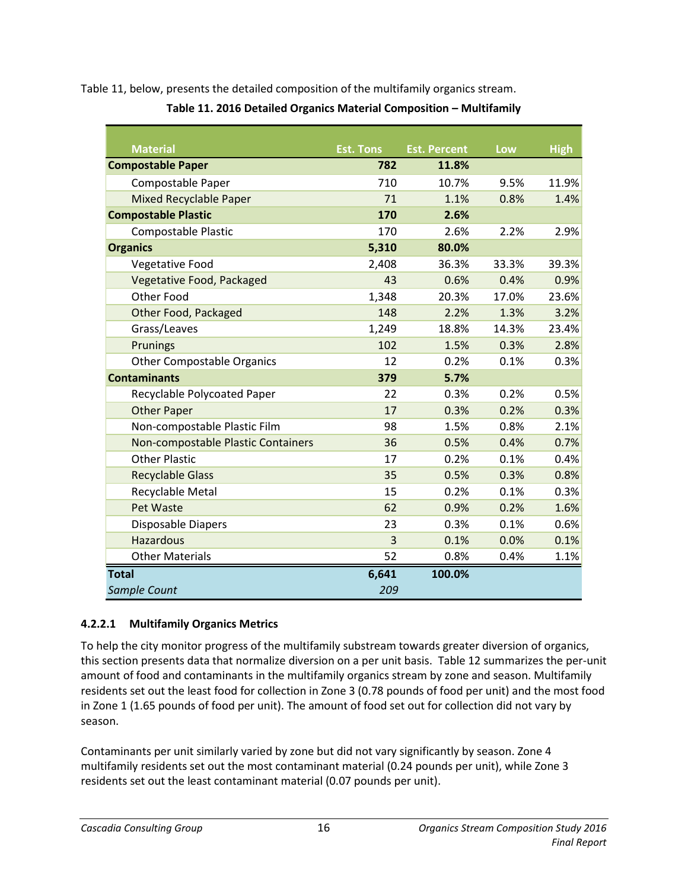Table 11, below, presents the detailed composition of the multifamily organics stream.

**Table 11. 2016 Detailed Organics Material Composition – Multifamily**

| Material | Est. Tons | Est. Percent | Low | High |
|---|---|---|---|---|
| **Compostable Paper** | **782** | **11.8%** | | |
| Compostable Paper | 710 | 10.7% | 9.5% | 11.9% |
| Mixed Recyclable Paper | 71 | 1.1% | 0.8% | 1.4% |
| **Compostable Plastic** | **170** | **2.6%** | | |
| Compostable Plastic | 170 | 2.6% | 2.2% | 2.9% |
| **Organics** | **5,310** | **80.0%** | | |
| Vegetative Food | 2,408 | 36.3% | 33.3% | 39.3% |
| Vegetative Food, Packaged | 43 | 0.6% | 0.4% | 0.9% |
| Other Food | 1,348 | 20.3% | 17.0% | 23.6% |
| Other Food, Packaged | 148 | 2.2% | 1.3% | 3.2% |
| Grass/Leaves | 1,249 | 18.8% | 14.3% | 23.4% |
| Prunings | 102 | 1.5% | 0.3% | 2.8% |
| Other Compostable Organics | 12 | 0.2% | 0.1% | 0.3% |
| **Contaminants** | **379** | **5.7%** | | |
| Recyclable Polycoated Paper | 22 | 0.3% | 0.2% | 0.5% |
| Other Paper | 17 | 0.3% | 0.2% | 0.3% |
| Non-compostable Plastic Film | 98 | 1.5% | 0.8% | 2.1% |
| Non-compostable Plastic Containers | 36 | 0.5% | 0.4% | 0.7% |
| Other Plastic | 17 | 0.2% | 0.1% | 0.4% |
| Recyclable Glass | 35 | 0.5% | 0.3% | 0.8% |
| Recyclable Metal | 15 | 0.2% | 0.1% | 0.3% |
| Pet Waste | 62 | 0.9% | 0.2% | 1.6% |
| Disposable Diapers | 23 | 0.3% | 0.1% | 0.6% |
| Hazardous | 3 | 0.1% | 0.0% | 0.1% |
| Other Materials | 52 | 0.8% | 0.4% | 1.1% |
| **Total** | **6,641** | **100.0%** | | |
| *Sample Count* | *209* | | | |

#### 4.2.2.1 Multifamily Organics Metrics

To help the city monitor progress of the multifamily substream towards greater diversion of organics, this section presents data that normalize diversion on a per unit basis. Table 12 summarizes the per-unit amount of food and contaminants in the multifamily organics stream by zone and season. Multifamily residents set out the least food for collection in Zone 3 (0.78 pounds of food per unit) and the most food in Zone 1 (1.65 pounds of food per unit). The amount of food set out for collection did not vary by season.

Contaminants per unit similarly varied by zone but did not vary significantly by season. Zone 4 multifamily residents set out the most contaminant material (0.24 pounds per unit), while Zone 3 residents set out the least contaminant material (0.07 pounds per unit).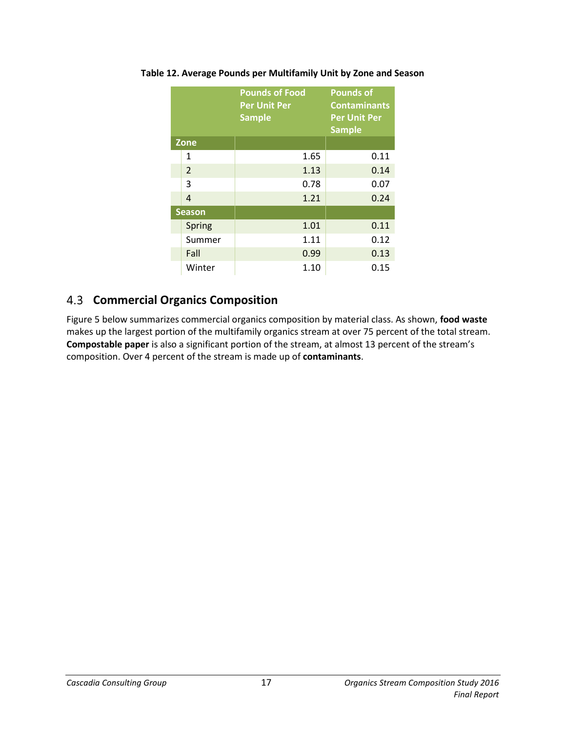**Table 12. Average Pounds per Multifamily Unit by Zone and Season**

| | Pounds of Food Per Unit Per Sample | Pounds of Contaminants Per Unit Per Sample |
|---|---|---|
| **Zone** | | |
| 1 | 1.65 | 0.11 |
| 2 | 1.13 | 0.14 |
| 3 | 0.78 | 0.07 |
| 4 | 1.21 | 0.24 |
| **Season** | | |
| Spring | 1.01 | 0.11 |
| Summer | 1.11 | 0.12 |
| Fall | 0.99 | 0.13 |
| Winter | 1.10 | 0.15 |

## 4.3 Commercial Organics Composition

Figure 5 below summarizes commercial organics composition by material class. As shown, **food waste** makes up the largest portion of the multifamily organics stream at over 75 percent of the total stream. **Compostable paper** is also a significant portion of the stream, at almost 13 percent of the stream's composition. Over 4 percent of the stream is made up of **contaminants**.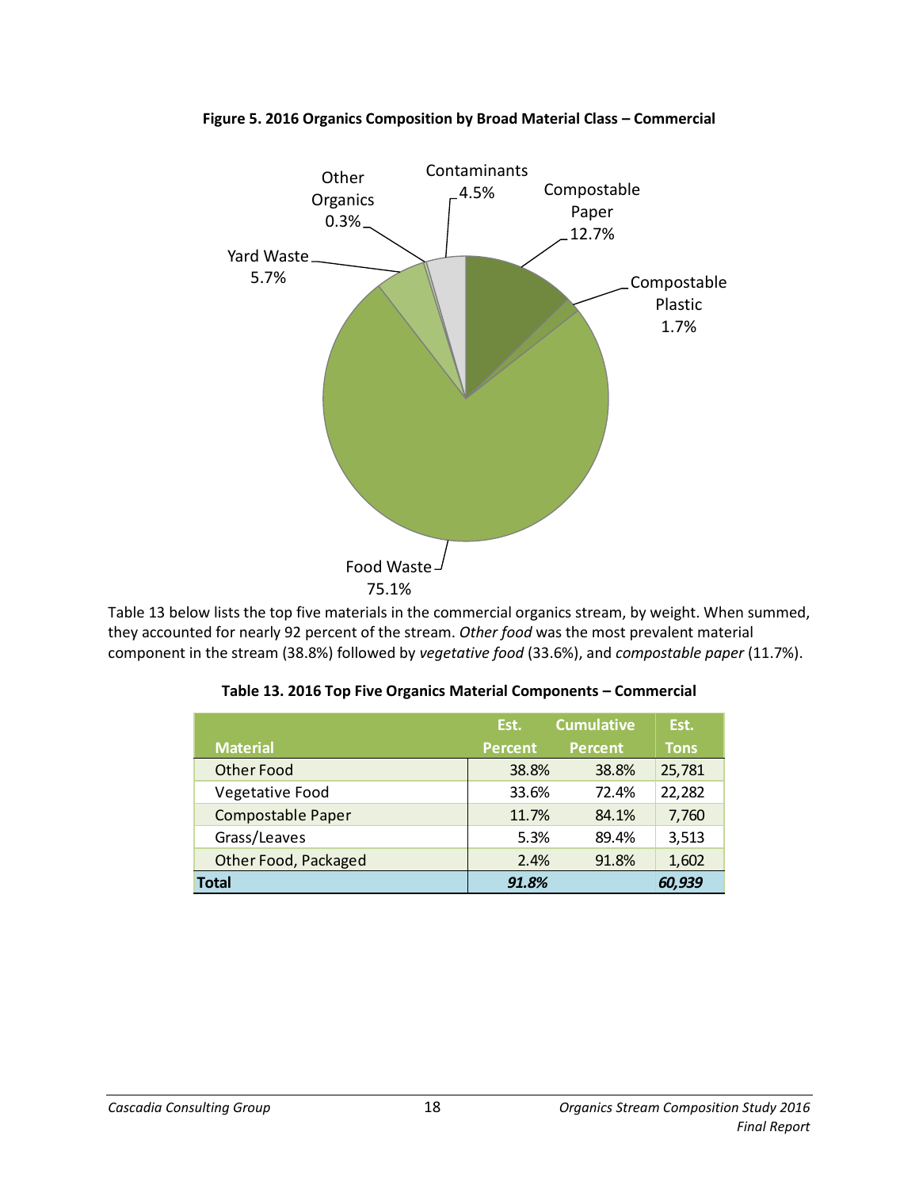**Figure 5. 2016 Organics Composition by Broad Material Class – Commercial**

Table 13 below lists the top five materials in the commercial organics stream, by weight. When summed, they accounted for nearly 92 percent of the stream. *Other food* was the most prevalent material component in the stream (38.8%) followed by *vegetative food* (33.6%), and *compostable paper* (11.7%).

**Table 13. 2016 Top Five Organics Material Components – Commercial**

| Material | Est. Percent | Cumulative Percent | Est. Tons |
|---|---|---|---|
| Other Food | 38.8% | 38.8% | 25,781 |
| Vegetative Food | 33.6% | 72.4% | 22,282 |
| Compostable Paper | 11.7% | 84.1% | 7,760 |
| Grass/Leaves | 5.3% | 89.4% | 3,513 |
| Other Food, Packaged | 2.4% | 91.8% | 1,602 |
| **Total** | ***91.8%*** | | ***60,939*** |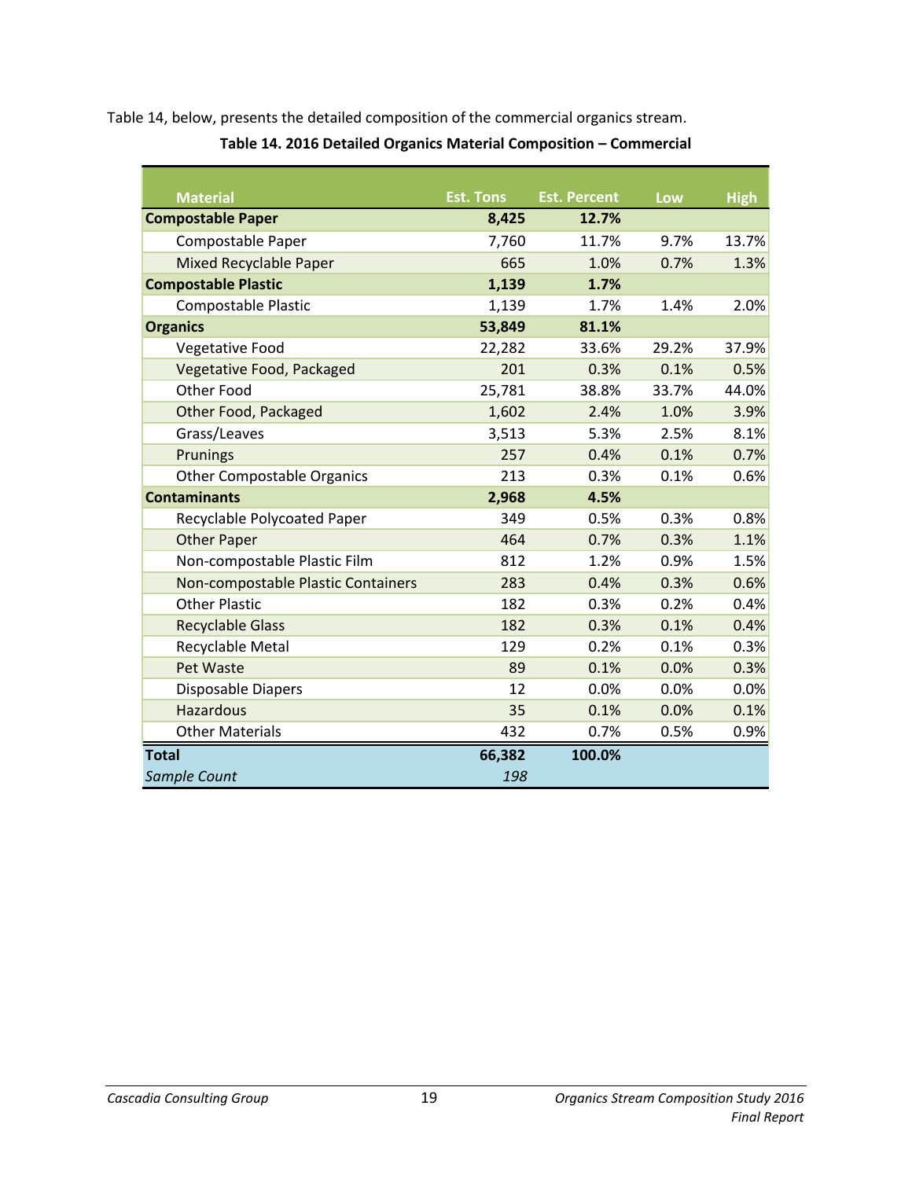Table 14, below, presents the detailed composition of the commercial organics stream.

**Table 14. 2016 Detailed Organics Material Composition – Commercial**

| Material | Est. Tons | Est. Percent | Low | High |
|---|---|---|---|---|
| **Compostable Paper** | **8,425** | **12.7%** | | |
| Compostable Paper | 7,760 | 11.7% | 9.7% | 13.7% |
| Mixed Recyclable Paper | 665 | 1.0% | 0.7% | 1.3% |
| **Compostable Plastic** | **1,139** | **1.7%** | | |
| Compostable Plastic | 1,139 | 1.7% | 1.4% | 2.0% |
| **Organics** | **53,849** | **81.1%** | | |
| Vegetative Food | 22,282 | 33.6% | 29.2% | 37.9% |
| Vegetative Food, Packaged | 201 | 0.3% | 0.1% | 0.5% |
| Other Food | 25,781 | 38.8% | 33.7% | 44.0% |
| Other Food, Packaged | 1,602 | 2.4% | 1.0% | 3.9% |
| Grass/Leaves | 3,513 | 5.3% | 2.5% | 8.1% |
| Prunings | 257 | 0.4% | 0.1% | 0.7% |
| Other Compostable Organics | 213 | 0.3% | 0.1% | 0.6% |
| **Contaminants** | **2,968** | **4.5%** | | |
| Recyclable Polycoated Paper | 349 | 0.5% | 0.3% | 0.8% |
| Other Paper | 464 | 0.7% | 0.3% | 1.1% |
| Non-compostable Plastic Film | 812 | 1.2% | 0.9% | 1.5% |
| Non-compostable Plastic Containers | 283 | 0.4% | 0.3% | 0.6% |
| Other Plastic | 182 | 0.3% | 0.2% | 0.4% |
| Recyclable Glass | 182 | 0.3% | 0.1% | 0.4% |
| Recyclable Metal | 129 | 0.2% | 0.1% | 0.3% |
| Pet Waste | 89 | 0.1% | 0.0% | 0.3% |
| Disposable Diapers | 12 | 0.0% | 0.0% | 0.0% |
| Hazardous | 35 | 0.1% | 0.0% | 0.1% |
| Other Materials | 432 | 0.7% | 0.5% | 0.9% |
| **Total** | **66,382** | **100.0%** | | |
| *Sample Count* | *198* | | | |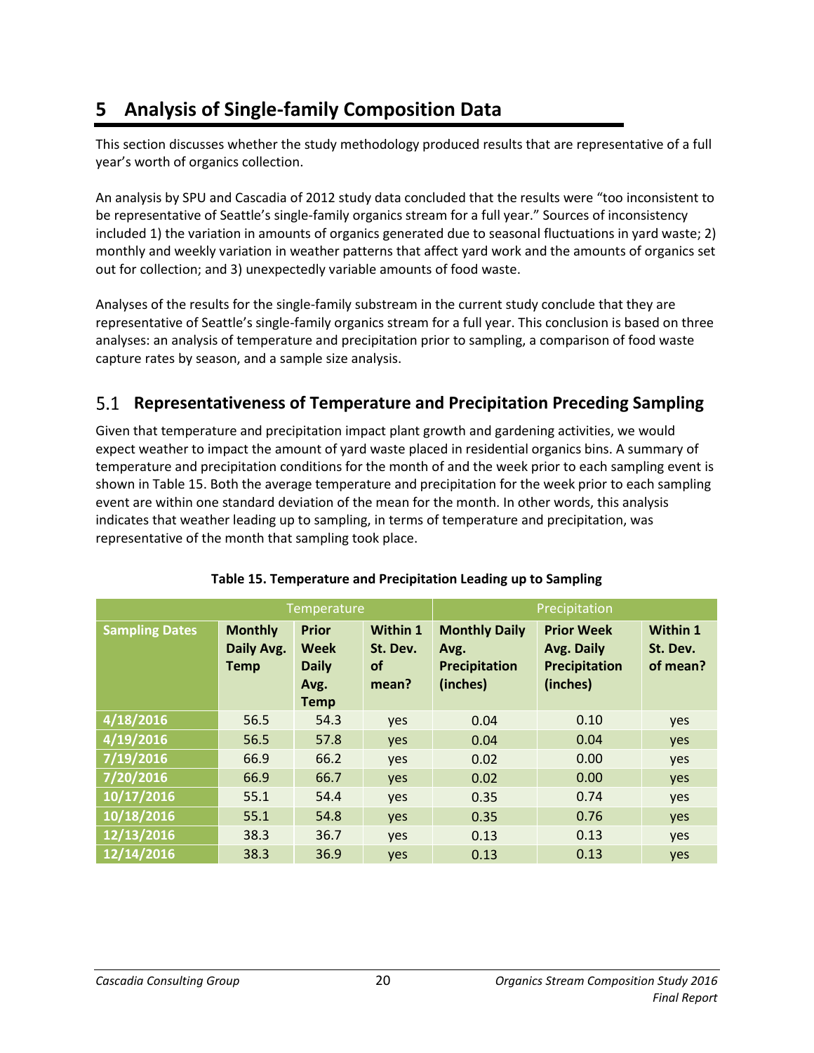# 5 Analysis of Single-family Composition Data

This section discusses whether the study methodology produced results that are representative of a full year's worth of organics collection.

An analysis by SPU and Cascadia of 2012 study data concluded that the results were "too inconsistent to be representative of Seattle's single-family organics stream for a full year." Sources of inconsistency included 1) the variation in amounts of organics generated due to seasonal fluctuations in yard waste; 2) monthly and weekly variation in weather patterns that affect yard work and the amounts of organics set out for collection; and 3) unexpectedly variable amounts of food waste.

Analyses of the results for the single-family substream in the current study conclude that they are representative of Seattle's single-family organics stream for a full year. This conclusion is based on three analyses: an analysis of temperature and precipitation prior to sampling, a comparison of food waste capture rates by season, and a sample size analysis.

## 5.1 Representativeness of Temperature and Precipitation Preceding Sampling

Given that temperature and precipitation impact plant growth and gardening activities, we would expect weather to impact the amount of yard waste placed in residential organics bins. A summary of temperature and precipitation conditions for the month of and the week prior to each sampling event is shown in Table 15. Both the average temperature and precipitation for the week prior to each sampling event are within one standard deviation of the mean for the month. In other words, this analysis indicates that weather leading up to sampling, in terms of temperature and precipitation, was representative of the month that sampling took place.

**Table 15. Temperature and Precipitation Leading up to Sampling**

| | Temperature | | | Precipitation | | |
|---|---|---|---|---|---|---|
| **Sampling Dates** | **Monthly Daily Avg. Temp** | **Prior Week Daily Avg. Temp** | **Within 1 St. Dev. of mean?** | **Monthly Daily Avg. Precipitation (inches)** | **Prior Week Avg. Daily Precipitation (inches)** | **Within 1 St. Dev. of mean?** |
| 4/18/2016 | 56.5 | 54.3 | yes | 0.04 | 0.10 | yes |
| 4/19/2016 | 56.5 | 57.8 | yes | 0.04 | 0.04 | yes |
| 7/19/2016 | 66.9 | 66.2 | yes | 0.02 | 0.00 | yes |
| 7/20/2016 | 66.9 | 66.7 | yes | 0.02 | 0.00 | yes |
| 10/17/2016 | 55.1 | 54.4 | yes | 0.35 | 0.74 | yes |
| 10/18/2016 | 55.1 | 54.8 | yes | 0.35 | 0.76 | yes |
| 12/13/2016 | 38.3 | 36.7 | yes | 0.13 | 0.13 | yes |
| 12/14/2016 | 38.3 | 36.9 | yes | 0.13 | 0.13 | yes |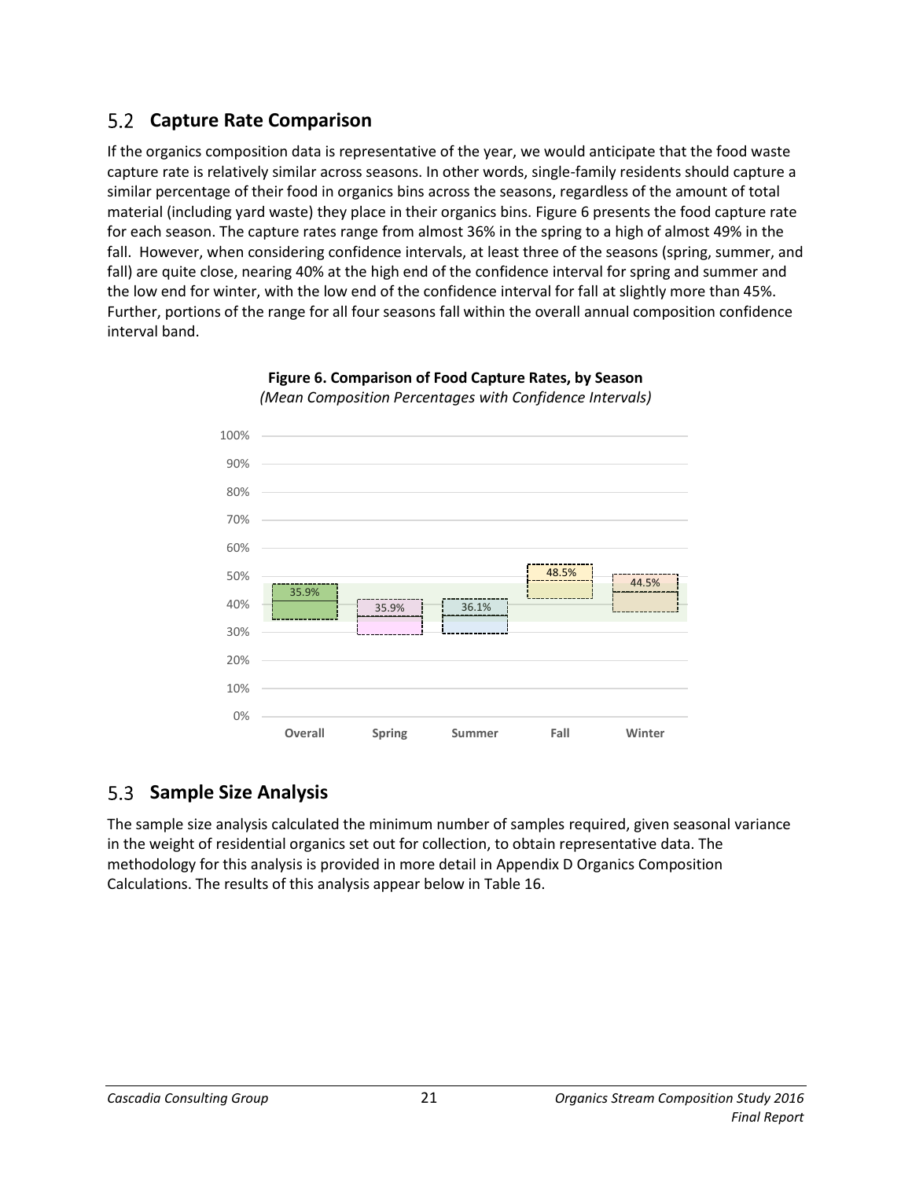## 5.2 Capture Rate Comparison

If the organics composition data is representative of the year, we would anticipate that the food waste capture rate is relatively similar across seasons. In other words, single-family residents should capture a similar percentage of their food in organics bins across the seasons, regardless of the amount of total material (including yard waste) they place in their organics bins. Figure 6 presents the food capture rate for each season. The capture rates range from almost 36% in the spring to a high of almost 49% in the fall. However, when considering confidence intervals, at least three of the seasons (spring, summer, and fall) are quite close, nearing 40% at the high end of the confidence interval for spring and summer and the low end for winter, with the low end of the confidence interval for fall at slightly more than 45%. Further, portions of the range for all four seasons fall within the overall annual composition confidence interval band.

**Figure 6. Comparison of Food Capture Rates, by Season**
*(Mean Composition Percentages with Confidence Intervals)*

| | Overall | Spring | Summer | Fall | Winter |
|---|---|---|---|---|---|
| Mean | 35.9% | 35.9% | 36.1% | 48.5% | 44.5% |

## 5.3 Sample Size Analysis

The sample size analysis calculated the minimum number of samples required, given seasonal variance in the weight of residential organics set out for collection, to obtain representative data. The methodology for this analysis is provided in more detail in Appendix D Organics Composition Calculations. The results of this analysis appear below in Table 16.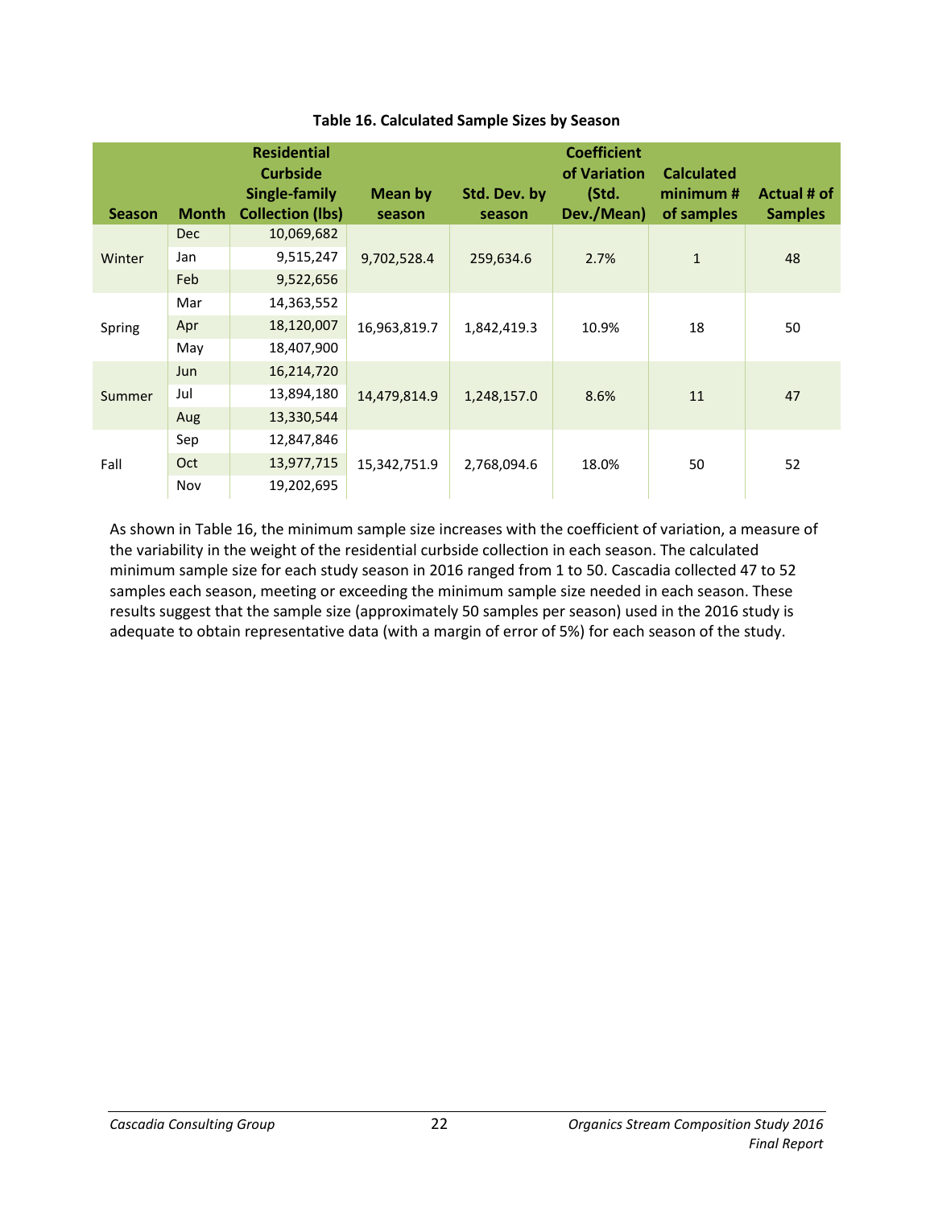**Table 16. Calculated Sample Sizes by Season**

| Season | Month | Residential Curbside Single-family Collection (lbs) | Mean by season | Std. Dev. by season | Coefficient of Variation (Std. Dev./Mean) | Calculated minimum # of samples | Actual # of Samples |
|---|---|---|---|---|---|---|---|
| Winter | Dec | 10,069,682 | 9,702,528.4 | 259,634.6 | 2.7% | 1 | 48 |
| | Jan | 9,515,247 | | | | | |
| | Feb | 9,522,656 | | | | | |
| Spring | Mar | 14,363,552 | 16,963,819.7 | 1,842,419.3 | 10.9% | 18 | 50 |
| | Apr | 18,120,007 | | | | | |
| | May | 18,407,900 | | | | | |
| Summer | Jun | 16,214,720 | 14,479,814.9 | 1,248,157.0 | 8.6% | 11 | 47 |
| | Jul | 13,894,180 | | | | | |
| | Aug | 13,330,544 | | | | | |
| Fall | Sep | 12,847,846 | 15,342,751.9 | 2,768,094.6 | 18.0% | 50 | 52 |
| | Oct | 13,977,715 | | | | | |
| | Nov | 19,202,695 | | | | | |

As shown in Table 16, the minimum sample size increases with the coefficient of variation, a measure of the variability in the weight of the residential curbside collection in each season. The calculated minimum sample size for each study season in 2016 ranged from 1 to 50. Cascadia collected 47 to 52 samples each season, meeting or exceeding the minimum sample size needed in each season. These results suggest that the sample size (approximately 50 samples per season) used in the 2016 study is adequate to obtain representative data (with a margin of error of 5%) for each season of the study.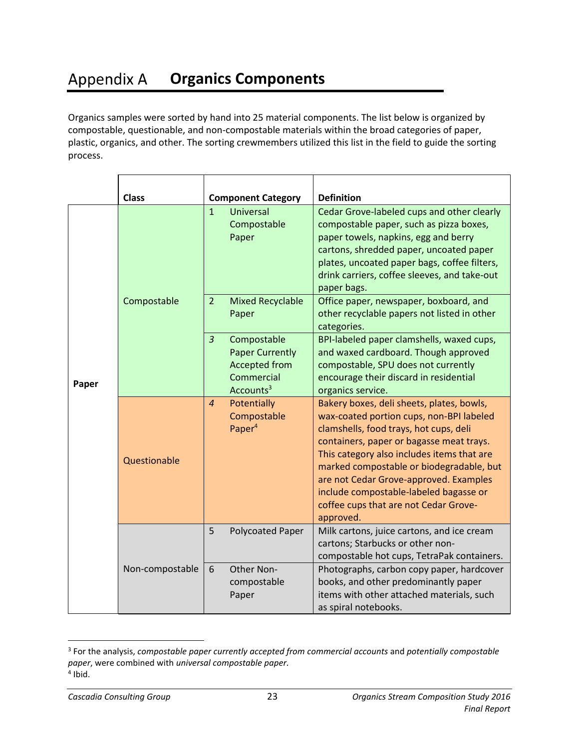# Appendix A **Organics Components**

Organics samples were sorted by hand into 25 material components. The list below is organized by compostable, questionable, and non-compostable materials within the broad categories of paper, plastic, organics, and other. The sorting crewmembers utilized this list in the field to guide the sorting process.

| | Class | Component Category | Definition |
|---|---|---|---|
| Paper | Compostable | 1 Universal Compostable Paper | Cedar Grove-labeled cups and other clearly compostable paper, such as pizza boxes, paper towels, napkins, egg and berry cartons, shredded paper, uncoated paper plates, uncoated paper bags, coffee filters, drink carriers, coffee sleeves, and take-out paper bags. |
| | | 2 Mixed Recyclable Paper | Office paper, newspaper, boxboard, and other recyclable papers not listed in other categories. |
| | | *3* Compostable Paper Currently Accepted from Commercial Accounts[3] | BPI-labeled paper clamshells, waxed cups, and waxed cardboard. Though approved compostable, SPU does not currently encourage their discard in residential organics service. |
| | Questionable | *4* Potentially Compostable Paper[4] | Bakery boxes, deli sheets, plates, bowls, wax-coated portion cups, non-BPI labeled clamshells, food trays, hot cups, deli containers, paper or bagasse meat trays. This category also includes items that are marked compostable or biodegradable, but are not Cedar Grove-approved. Examples include compostable-labeled bagasse or coffee cups that are not Cedar Grove-approved. |
| | Non-compostable | 5 Polycoated Paper | Milk cartons, juice cartons, and ice cream cartons; Starbucks or other non-compostable hot cups, TetraPak containers. |
| | | 6 Other Non-compostable Paper | Photographs, carbon copy paper, hardcover books, and other predominantly paper items with other attached materials, such as spiral notebooks. |

[3] For the analysis, *compostable paper currently accepted from commercial accounts* and *potentially compostable paper*, were combined with *universal compostable paper.*

[4] Ibid.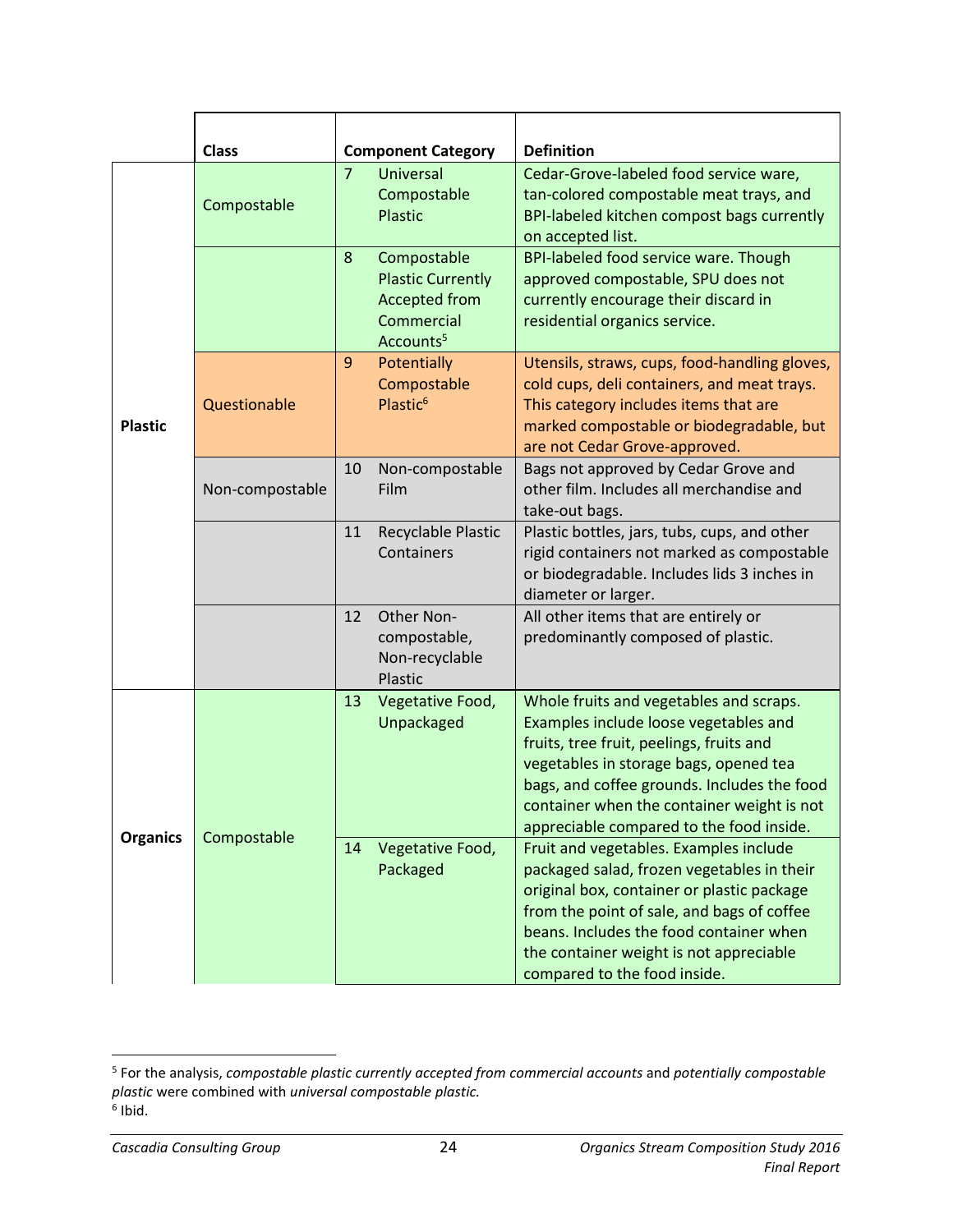| | Class | Component Category | Definition |
|---|---|---|---|
| Plastic | Compostable | 7 Universal Compostable Plastic | Cedar-Grove-labeled food service ware, tan-colored compostable meat trays, and BPI-labeled kitchen compost bags currently on accepted list. |
| | | 8 Compostable Plastic Currently Accepted from Commercial Accounts[5] | BPI-labeled food service ware. Though approved compostable, SPU does not currently encourage their discard in residential organics service. |
| | Questionable | 9 Potentially Compostable Plastic[6] | Utensils, straws, cups, food-handling gloves, cold cups, deli containers, and meat trays. This category includes items that are marked compostable or biodegradable, but are not Cedar Grove-approved. |
| | Non-compostable | 10 Non-compostable Film | Bags not approved by Cedar Grove and other film. Includes all merchandise and take-out bags. |
| | | 11 Recyclable Plastic Containers | Plastic bottles, jars, tubs, cups, and other rigid containers not marked as compostable or biodegradable. Includes lids 3 inches in diameter or larger. |
| | | 12 Other Non-compostable, Non-recyclable Plastic | All other items that are entirely or predominantly composed of plastic. |
| Organics | Compostable | 13 Vegetative Food, Unpackaged | Whole fruits and vegetables and scraps. Examples include loose vegetables and fruits, tree fruit, peelings, fruits and vegetables in storage bags, opened tea bags, and coffee grounds. Includes the food container when the container weight is not appreciable compared to the food inside. |
| | | 14 Vegetative Food, Packaged | Fruit and vegetables. Examples include packaged salad, frozen vegetables in their original box, container or plastic package from the point of sale, and bags of coffee beans. Includes the food container when the container weight is not appreciable compared to the food inside. |

[5] For the analysis, *compostable plastic currently accepted from commercial accounts* and *potentially compostable plastic* were combined with *universal compostable plastic.*

[6] Ibid.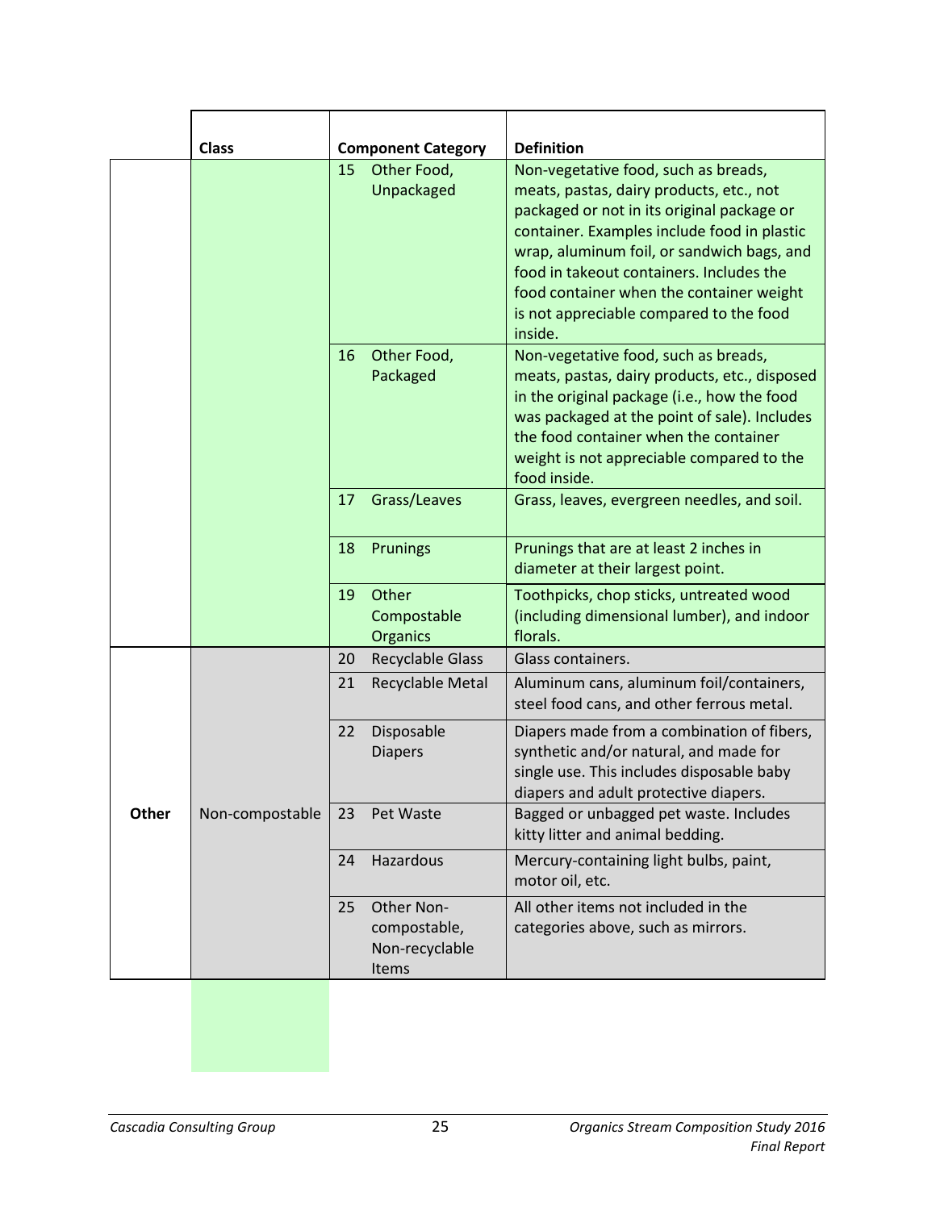| | Class | Component Category | Definition |
|---|---|---|---|
| | | 15 Other Food, Unpackaged | Non-vegetative food, such as breads, meats, pastas, dairy products, etc., not packaged or not in its original package or container. Examples include food in plastic wrap, aluminum foil, or sandwich bags, and food in takeout containers. Includes the food container when the container weight is not appreciable compared to the food inside. |
| | | 16 Other Food, Packaged | Non-vegetative food, such as breads, meats, pastas, dairy products, etc., disposed in the original package (i.e., how the food was packaged at the point of sale). Includes the food container when the container weight is not appreciable compared to the food inside. |
| | | 17 Grass/Leaves | Grass, leaves, evergreen needles, and soil. |
| | | 18 Prunings | Prunings that are at least 2 inches in diameter at their largest point. |
| | | 19 Other Compostable Organics | Toothpicks, chop sticks, untreated wood (including dimensional lumber), and indoor florals. |
| **Other** | Non-compostable | 20 Recyclable Glass | Glass containers. |
| | | 21 Recyclable Metal | Aluminum cans, aluminum foil/containers, steel food cans, and other ferrous metal. |
| | | 22 Disposable Diapers | Diapers made from a combination of fibers, synthetic and/or natural, and made for single use. This includes disposable baby diapers and adult protective diapers. |
| | | 23 Pet Waste | Bagged or unbagged pet waste. Includes kitty litter and animal bedding. |
| | | 24 Hazardous | Mercury-containing light bulbs, paint, motor oil, etc. |
| | | 25 Other Non-compostable, Non-recyclable Items | All other items not included in the categories above, such as mirrors. |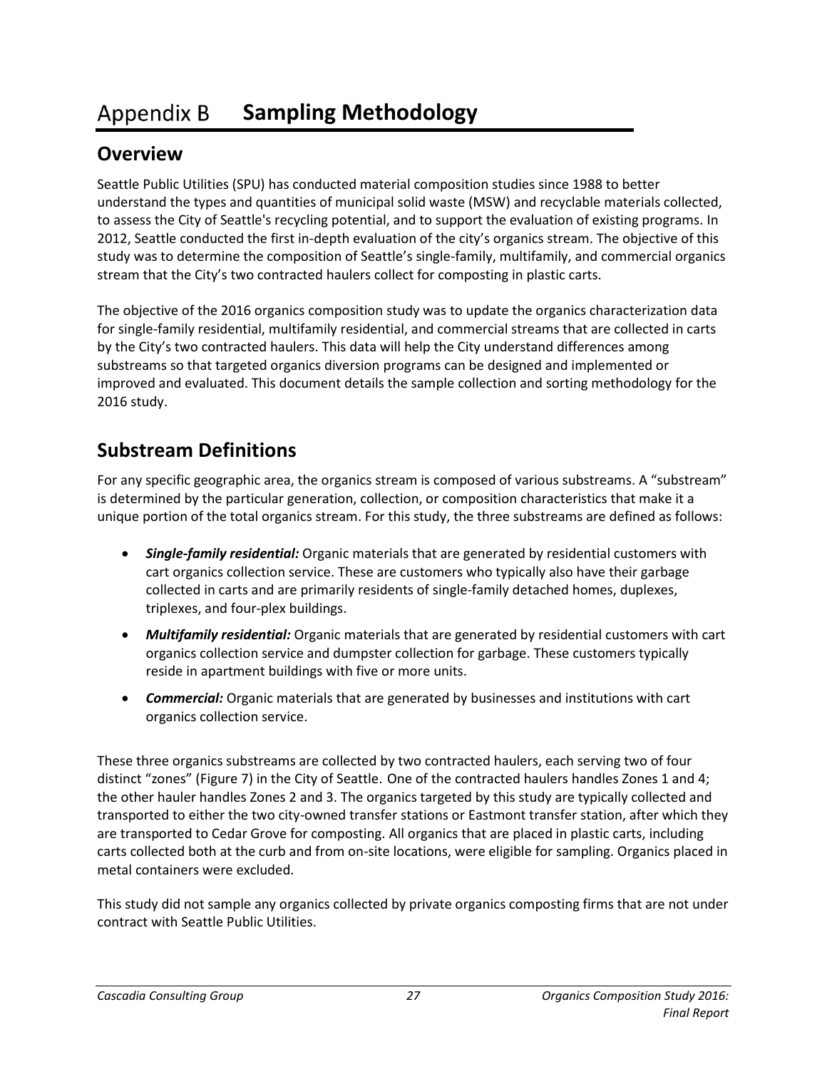# Appendix B Sampling Methodology

## Overview

Seattle Public Utilities (SPU) has conducted material composition studies since 1988 to better understand the types and quantities of municipal solid waste (MSW) and recyclable materials collected, to assess the City of Seattle's recycling potential, and to support the evaluation of existing programs. In 2012, Seattle conducted the first in-depth evaluation of the city's organics stream. The objective of this study was to determine the composition of Seattle's single-family, multifamily, and commercial organics stream that the City's two contracted haulers collect for composting in plastic carts.

The objective of the 2016 organics composition study was to update the organics characterization data for single-family residential, multifamily residential, and commercial streams that are collected in carts by the City's two contracted haulers. This data will help the City understand differences among substreams so that targeted organics diversion programs can be designed and implemented or improved and evaluated. This document details the sample collection and sorting methodology for the 2016 study.

## Substream Definitions

For any specific geographic area, the organics stream is composed of various substreams. A "substream" is determined by the particular generation, collection, or composition characteristics that make it a unique portion of the total organics stream. For this study, the three substreams are defined as follows:

- ***Single-family residential:*** Organic materials that are generated by residential customers with cart organics collection service. These are customers who typically also have their garbage collected in carts and are primarily residents of single-family detached homes, duplexes, triplexes, and four-plex buildings.
- ***Multifamily residential:*** Organic materials that are generated by residential customers with cart organics collection service and dumpster collection for garbage. These customers typically reside in apartment buildings with five or more units.
- ***Commercial:*** Organic materials that are generated by businesses and institutions with cart organics collection service.

These three organics substreams are collected by two contracted haulers, each serving two of four distinct "zones" (Figure 7) in the City of Seattle. One of the contracted haulers handles Zones 1 and 4; the other hauler handles Zones 2 and 3. The organics targeted by this study are typically collected and transported to either the two city-owned transfer stations or Eastmont transfer station, after which they are transported to Cedar Grove for composting. All organics that are placed in plastic carts, including carts collected both at the curb and from on-site locations, were eligible for sampling. Organics placed in metal containers were excluded.

This study did not sample any organics collected by private organics composting firms that are not under contract with Seattle Public Utilities.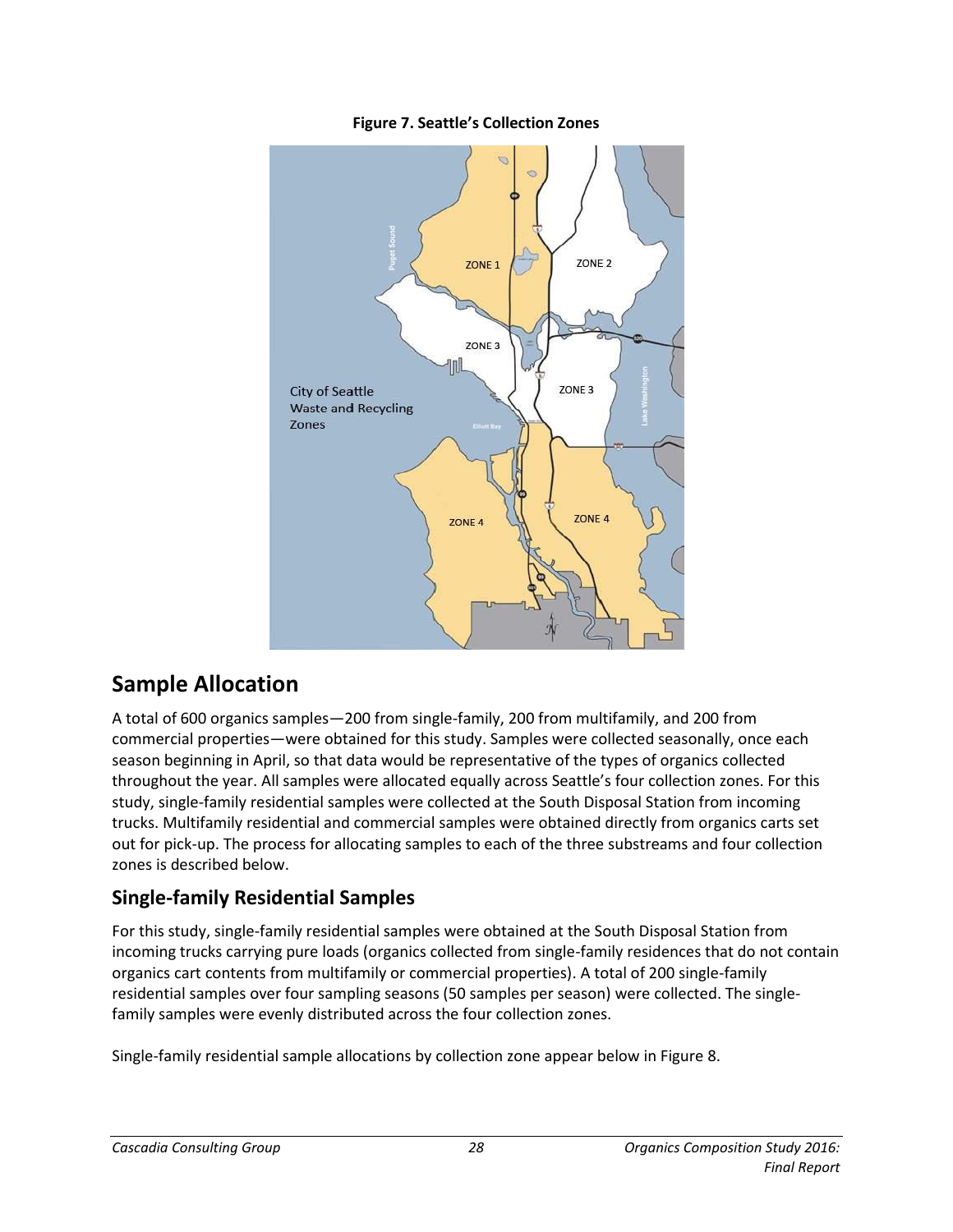**Figure 7. Seattle's Collection Zones**

## Sample Allocation

A total of 600 organics samples—200 from single-family, 200 from multifamily, and 200 from commercial properties—were obtained for this study. Samples were collected seasonally, once each season beginning in April, so that data would be representative of the types of organics collected throughout the year. All samples were allocated equally across Seattle's four collection zones. For this study, single-family residential samples were collected at the South Disposal Station from incoming trucks. Multifamily residential and commercial samples were obtained directly from organics carts set out for pick-up. The process for allocating samples to each of the three substreams and four collection zones is described below.

### Single-family Residential Samples

For this study, single-family residential samples were obtained at the South Disposal Station from incoming trucks carrying pure loads (organics collected from single-family residences that do not contain organics cart contents from multifamily or commercial properties). A total of 200 single-family residential samples over four sampling seasons (50 samples per season) were collected. The single-family samples were evenly distributed across the four collection zones.

Single-family residential sample allocations by collection zone appear below in Figure 8.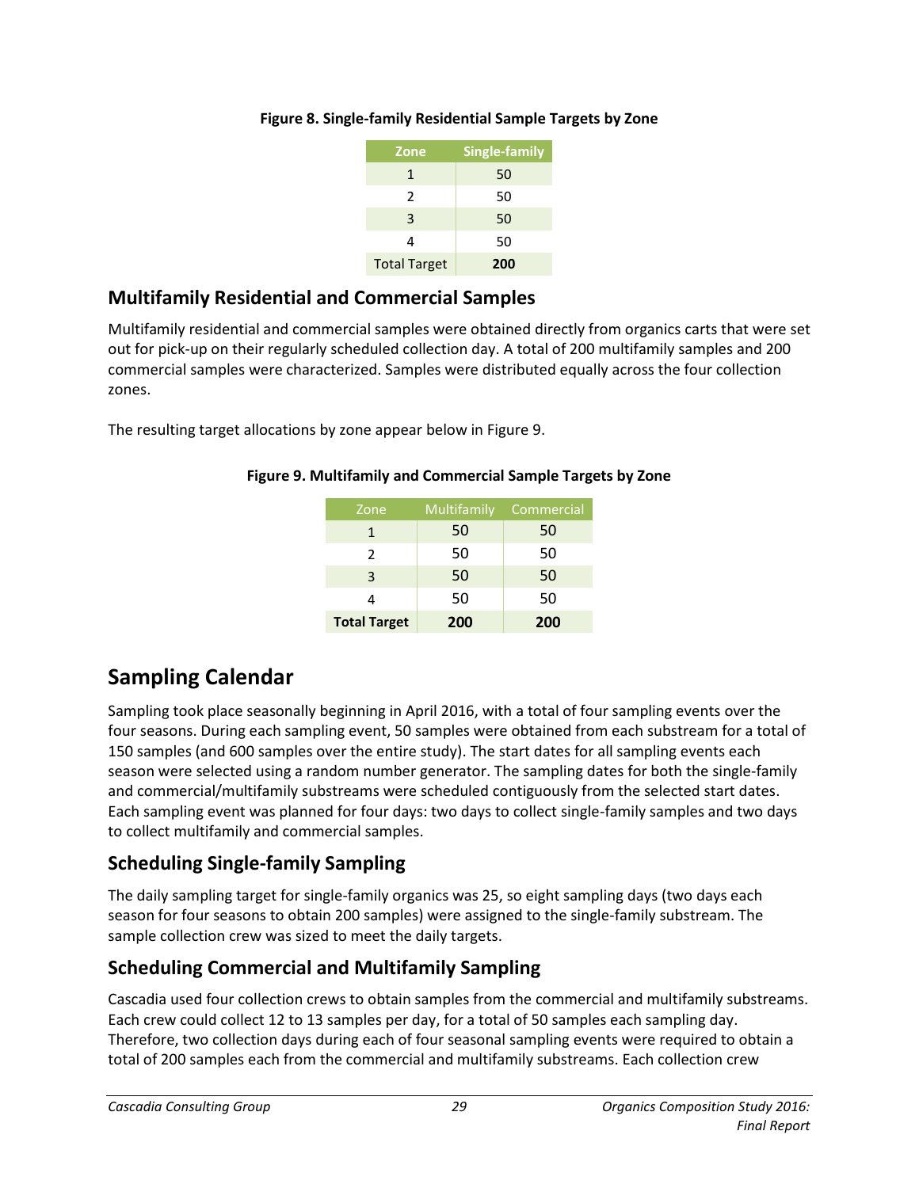**Figure 8. Single-family Residential Sample Targets by Zone**

| Zone | Single-family |
|---|---|
| 1 | 50 |
| 2 | 50 |
| 3 | 50 |
| 4 | 50 |
| Total Target | **200** |

## Multifamily Residential and Commercial Samples

Multifamily residential and commercial samples were obtained directly from organics carts that were set out for pick-up on their regularly scheduled collection day. A total of 200 multifamily samples and 200 commercial samples were characterized. Samples were distributed equally across the four collection zones.

The resulting target allocations by zone appear below in Figure 9.

**Figure 9. Multifamily and Commercial Sample Targets by Zone**

| Zone | Multifamily | Commercial |
|---|---|---|
| 1 | 50 | 50 |
| 2 | 50 | 50 |
| 3 | 50 | 50 |
| 4 | 50 | 50 |
| **Total Target** | **200** | **200** |

# Sampling Calendar

Sampling took place seasonally beginning in April 2016, with a total of four sampling events over the four seasons. During each sampling event, 50 samples were obtained from each substream for a total of 150 samples (and 600 samples over the entire study). The start dates for all sampling events each season were selected using a random number generator. The sampling dates for both the single-family and commercial/multifamily substreams were scheduled contiguously from the selected start dates. Each sampling event was planned for four days: two days to collect single-family samples and two days to collect multifamily and commercial samples.

## Scheduling Single-family Sampling

The daily sampling target for single-family organics was 25, so eight sampling days (two days each season for four seasons to obtain 200 samples) were assigned to the single-family substream. The sample collection crew was sized to meet the daily targets.

## Scheduling Commercial and Multifamily Sampling

Cascadia used four collection crews to obtain samples from the commercial and multifamily substreams. Each crew could collect 12 to 13 samples per day, for a total of 50 samples each sampling day. Therefore, two collection days during each of four seasonal sampling events were required to obtain a total of 200 samples each from the commercial and multifamily substreams. Each collection crew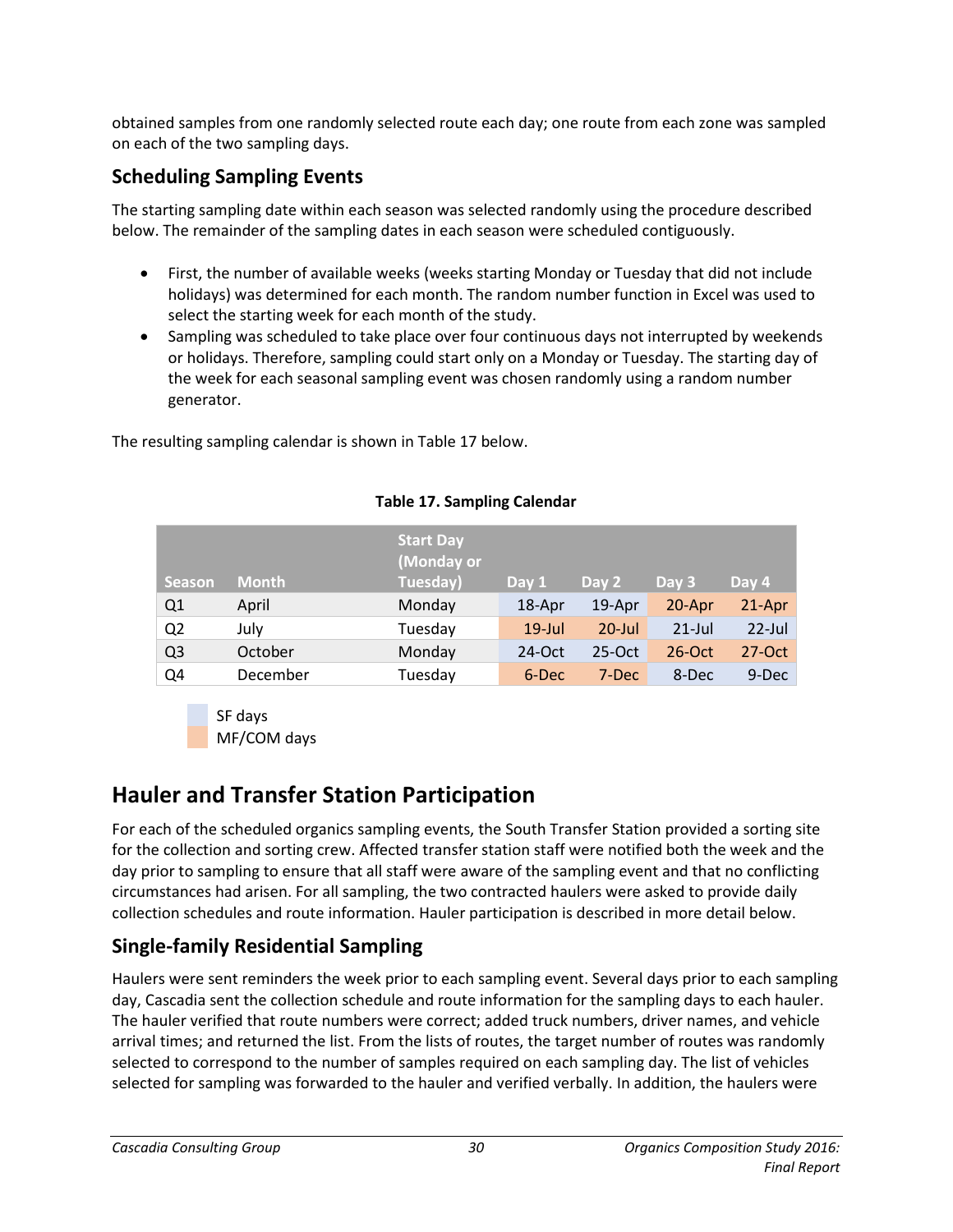obtained samples from one randomly selected route each day; one route from each zone was sampled on each of the two sampling days.

## Scheduling Sampling Events

The starting sampling date within each season was selected randomly using the procedure described below. The remainder of the sampling dates in each season were scheduled contiguously.

- First, the number of available weeks (weeks starting Monday or Tuesday that did not include holidays) was determined for each month. The random number function in Excel was used to select the starting week for each month of the study.
- Sampling was scheduled to take place over four continuous days not interrupted by weekends or holidays. Therefore, sampling could start only on a Monday or Tuesday. The starting day of the week for each seasonal sampling event was chosen randomly using a random number generator.

The resulting sampling calendar is shown in Table 17 below.

**Table 17. Sampling Calendar**

| Season | Month | Start Day (Monday or Tuesday) | Day 1 | Day 2 | Day 3 | Day 4 |
|---|---|---|---|---|---|---|
| Q1 | April | Monday | 18-Apr | 19-Apr | 20-Apr | 21-Apr |
| Q2 | July | Tuesday | 19-Jul | 20-Jul | 21-Jul | 22-Jul |
| Q3 | October | Monday | 24-Oct | 25-Oct | 26-Oct | 27-Oct |
| Q4 | December | Tuesday | 6-Dec | 7-Dec | 8-Dec | 9-Dec |

SF days: Q1 Day 1–2; Q2 Day 3–4; Q3 Day 1–2; Q4 Day 3–4
MF/COM days: Q1 Day 3–4; Q2 Day 1–2; Q3 Day 3–4; Q4 Day 1–2

# Hauler and Transfer Station Participation

For each of the scheduled organics sampling events, the South Transfer Station provided a sorting site for the collection and sorting crew. Affected transfer station staff were notified both the week and the day prior to sampling to ensure that all staff were aware of the sampling event and that no conflicting circumstances had arisen. For all sampling, the two contracted haulers were asked to provide daily collection schedules and route information. Hauler participation is described in more detail below.

## Single-family Residential Sampling

Haulers were sent reminders the week prior to each sampling event. Several days prior to each sampling day, Cascadia sent the collection schedule and route information for the sampling days to each hauler. The hauler verified that route numbers were correct; added truck numbers, driver names, and vehicle arrival times; and returned the list. From the lists of routes, the target number of routes was randomly selected to correspond to the number of samples required on each sampling day. The list of vehicles selected for sampling was forwarded to the hauler and verified verbally. In addition, the haulers were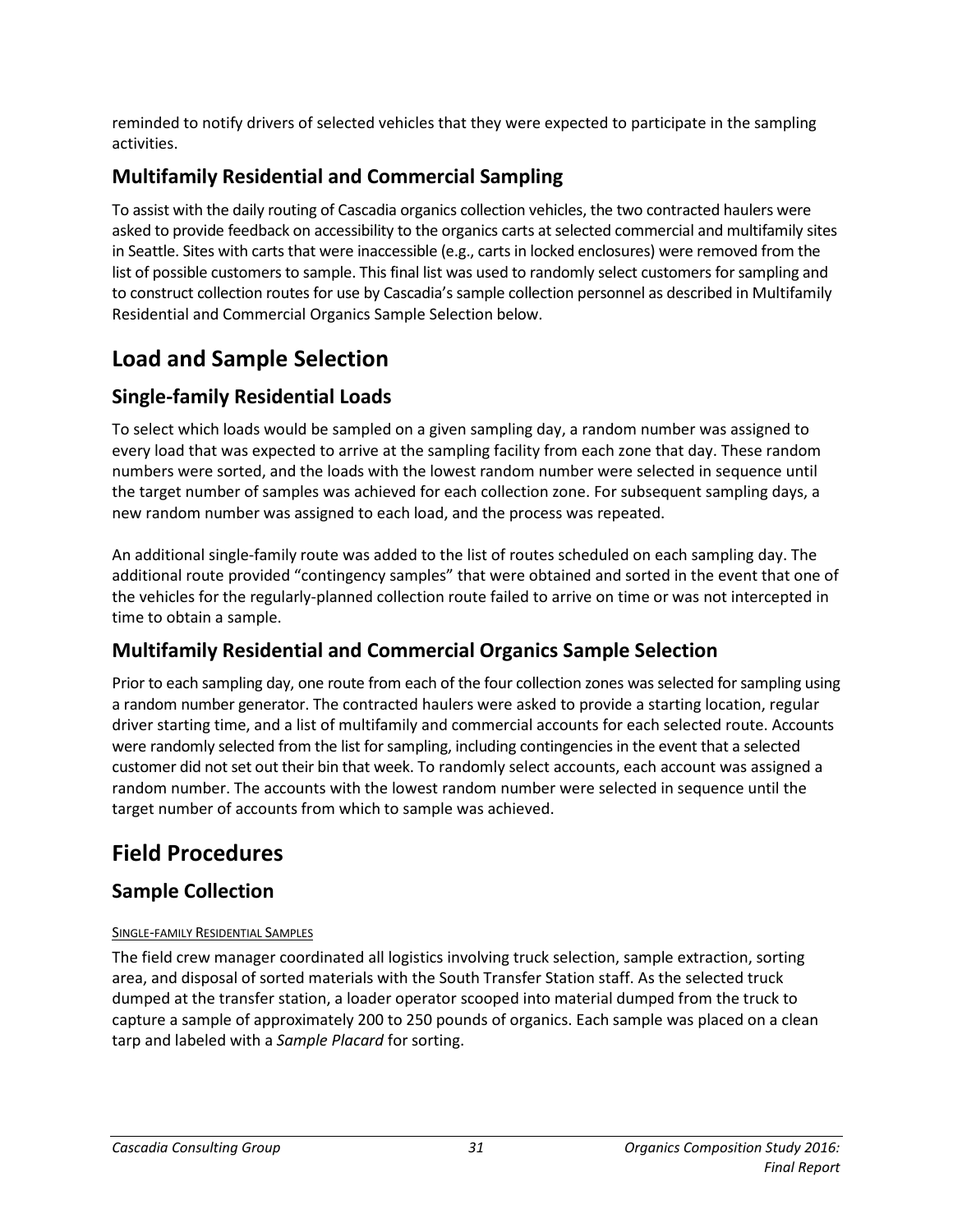reminded to notify drivers of selected vehicles that they were expected to participate in the sampling activities.

### Multifamily Residential and Commercial Sampling

To assist with the daily routing of Cascadia organics collection vehicles, the two contracted haulers were asked to provide feedback on accessibility to the organics carts at selected commercial and multifamily sites in Seattle. Sites with carts that were inaccessible (e.g., carts in locked enclosures) were removed from the list of possible customers to sample. This final list was used to randomly select customers for sampling and to construct collection routes for use by Cascadia's sample collection personnel as described in Multifamily Residential and Commercial Organics Sample Selection below.

## Load and Sample Selection

### Single-family Residential Loads

To select which loads would be sampled on a given sampling day, a random number was assigned to every load that was expected to arrive at the sampling facility from each zone that day. These random numbers were sorted, and the loads with the lowest random number were selected in sequence until the target number of samples was achieved for each collection zone. For subsequent sampling days, a new random number was assigned to each load, and the process was repeated.

An additional single-family route was added to the list of routes scheduled on each sampling day. The additional route provided "contingency samples" that were obtained and sorted in the event that one of the vehicles for the regularly-planned collection route failed to arrive on time or was not intercepted in time to obtain a sample.

### Multifamily Residential and Commercial Organics Sample Selection

Prior to each sampling day, one route from each of the four collection zones was selected for sampling using a random number generator. The contracted haulers were asked to provide a starting location, regular driver starting time, and a list of multifamily and commercial accounts for each selected route. Accounts were randomly selected from the list for sampling, including contingencies in the event that a selected customer did not set out their bin that week. To randomly select accounts, each account was assigned a random number. The accounts with the lowest random number were selected in sequence until the target number of accounts from which to sample was achieved.

## Field Procedures

### Sample Collection

SINGLE-FAMILY RESIDENTIAL SAMPLES

The field crew manager coordinated all logistics involving truck selection, sample extraction, sorting area, and disposal of sorted materials with the South Transfer Station staff. As the selected truck dumped at the transfer station, a loader operator scooped into material dumped from the truck to capture a sample of approximately 200 to 250 pounds of organics. Each sample was placed on a clean tarp and labeled with a *Sample Placard* for sorting.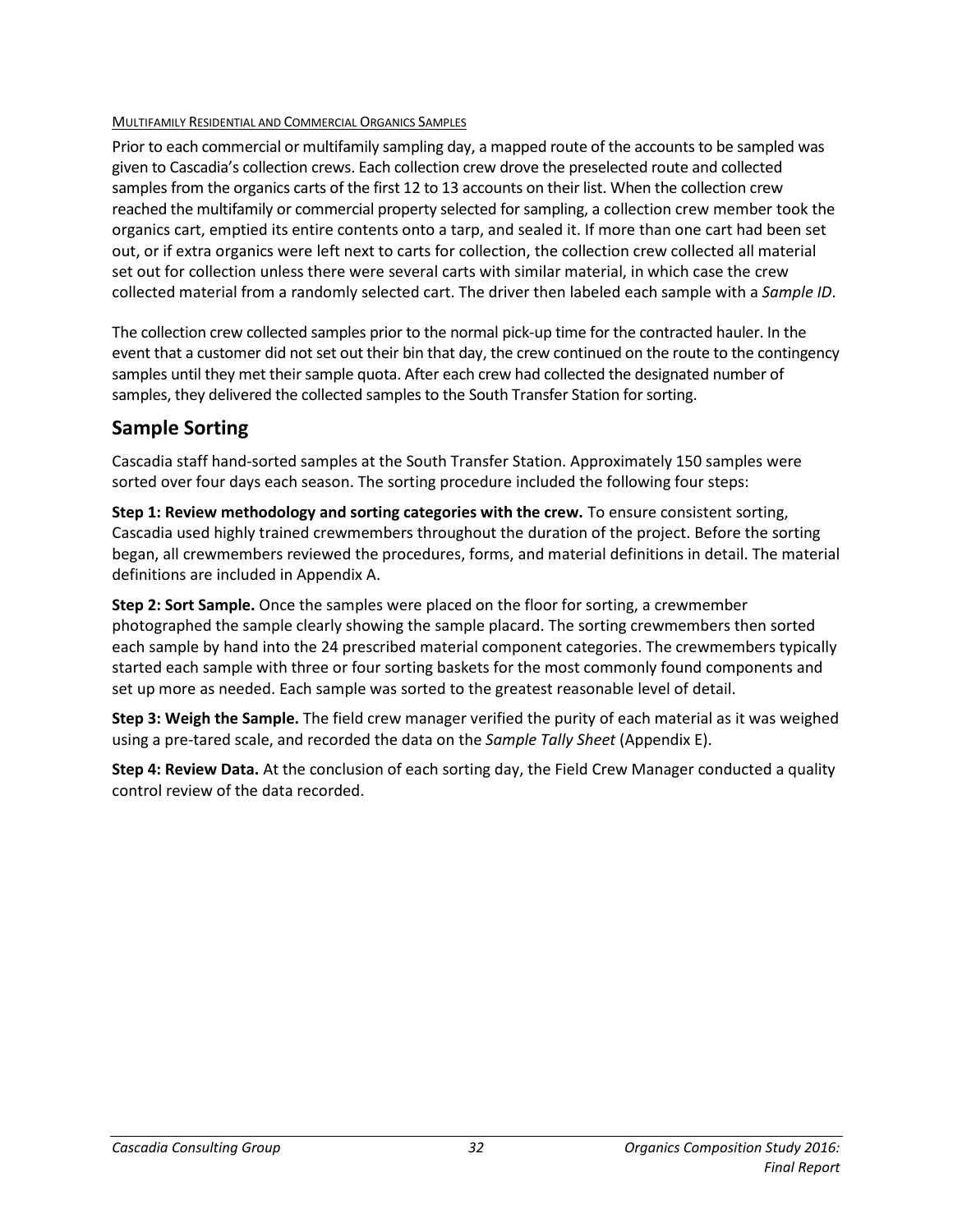<u>Multifamily Residential and Commercial Organics Samples</u>

Prior to each commercial or multifamily sampling day, a mapped route of the accounts to be sampled was given to Cascadia's collection crews. Each collection crew drove the preselected route and collected samples from the organics carts of the first 12 to 13 accounts on their list. When the collection crew reached the multifamily or commercial property selected for sampling, a collection crew member took the organics cart, emptied its entire contents onto a tarp, and sealed it. If more than one cart had been set out, or if extra organics were left next to carts for collection, the collection crew collected all material set out for collection unless there were several carts with similar material, in which case the crew collected material from a randomly selected cart. The driver then labeled each sample with a *Sample ID*.

The collection crew collected samples prior to the normal pick-up time for the contracted hauler. In the event that a customer did not set out their bin that day, the crew continued on the route to the contingency samples until they met their sample quota. After each crew had collected the designated number of samples, they delivered the collected samples to the South Transfer Station for sorting.

## Sample Sorting

Cascadia staff hand-sorted samples at the South Transfer Station. Approximately 150 samples were sorted over four days each season. The sorting procedure included the following four steps:

**Step 1: Review methodology and sorting categories with the crew.** To ensure consistent sorting, Cascadia used highly trained crewmembers throughout the duration of the project. Before the sorting began, all crewmembers reviewed the procedures, forms, and material definitions in detail. The material definitions are included in Appendix A.

**Step 2: Sort Sample.** Once the samples were placed on the floor for sorting, a crewmember photographed the sample clearly showing the sample placard. The sorting crewmembers then sorted each sample by hand into the 24 prescribed material component categories. The crewmembers typically started each sample with three or four sorting baskets for the most commonly found components and set up more as needed. Each sample was sorted to the greatest reasonable level of detail.

**Step 3: Weigh the Sample.** The field crew manager verified the purity of each material as it was weighed using a pre-tared scale, and recorded the data on the *Sample Tally Sheet* (Appendix E).

**Step 4: Review Data.** At the conclusion of each sorting day, the Field Crew Manager conducted a quality control review of the data recorded.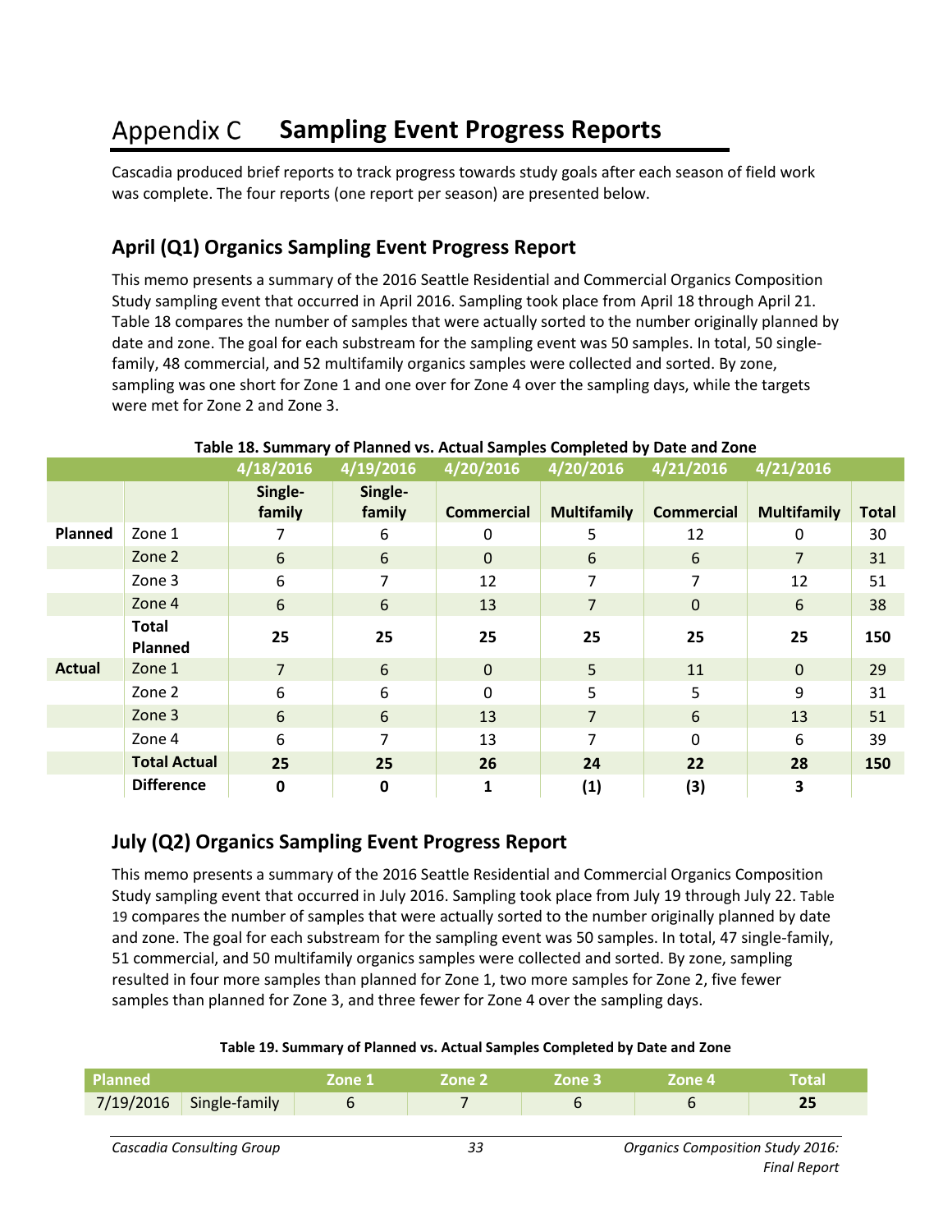# Appendix C Sampling Event Progress Reports

Cascadia produced brief reports to track progress towards study goals after each season of field work was complete. The four reports (one report per season) are presented below.

## April (Q1) Organics Sampling Event Progress Report

This memo presents a summary of the 2016 Seattle Residential and Commercial Organics Composition Study sampling event that occurred in April 2016. Sampling took place from April 18 through April 21. Table 18 compares the number of samples that were actually sorted to the number originally planned by date and zone. The goal for each substream for the sampling event was 50 samples. In total, 50 single-family, 48 commercial, and 52 multifamily organics samples were collected and sorted. By zone, sampling was one short for Zone 1 and one over for Zone 4 over the sampling days, while the targets were met for Zone 2 and Zone 3.

**Table 18. Summary of Planned vs. Actual Samples Completed by Date and Zone**

| | | 4/18/2016 | 4/19/2016 | 4/20/2016 | 4/20/2016 | 4/21/2016 | 4/21/2016 | |
|---|---|---|---|---|---|---|---|---|
| | | Single-family | Single-family | Commercial | Multifamily | Commercial | Multifamily | Total |
| **Planned** | Zone 1 | 7 | 6 | 0 | 5 | 12 | 0 | 30 |
| | Zone 2 | 6 | 6 | 0 | 6 | 6 | 7 | 31 |
| | Zone 3 | 6 | 7 | 12 | 7 | 7 | 12 | 51 |
| | Zone 4 | 6 | 6 | 13 | 7 | 0 | 6 | 38 |
| | **Total Planned** | **25** | **25** | **25** | **25** | **25** | **25** | **150** |
| **Actual** | Zone 1 | 7 | 6 | 0 | 5 | 11 | 0 | 29 |
| | Zone 2 | 6 | 6 | 0 | 5 | 5 | 9 | 31 |
| | Zone 3 | 6 | 6 | 13 | 7 | 6 | 13 | 51 |
| | Zone 4 | 6 | 7 | 13 | 7 | 0 | 6 | 39 |
| | **Total Actual** | **25** | **25** | **26** | **24** | **22** | **28** | **150** |
| | **Difference** | **0** | **0** | **1** | **(1)** | **(3)** | **3** | |

## July (Q2) Organics Sampling Event Progress Report

This memo presents a summary of the 2016 Seattle Residential and Commercial Organics Composition Study sampling event that occurred in July 2016. Sampling took place from July 19 through July 22. Table 19 compares the number of samples that were actually sorted to the number originally planned by date and zone. The goal for each substream for the sampling event was 50 samples. In total, 47 single-family, 51 commercial, and 50 multifamily organics samples were collected and sorted. By zone, sampling resulted in four more samples than planned for Zone 1, two more samples for Zone 2, five fewer samples than planned for Zone 3, and three fewer for Zone 4 over the sampling days.

**Table 19. Summary of Planned vs. Actual Samples Completed by Date and Zone**

| Planned | | Zone 1 | Zone 2 | Zone 3 | Zone 4 | Total |
|---|---|---|---|---|---|---|
| 7/19/2016 | Single-family | 6 | 7 | 6 | 6 | **25** |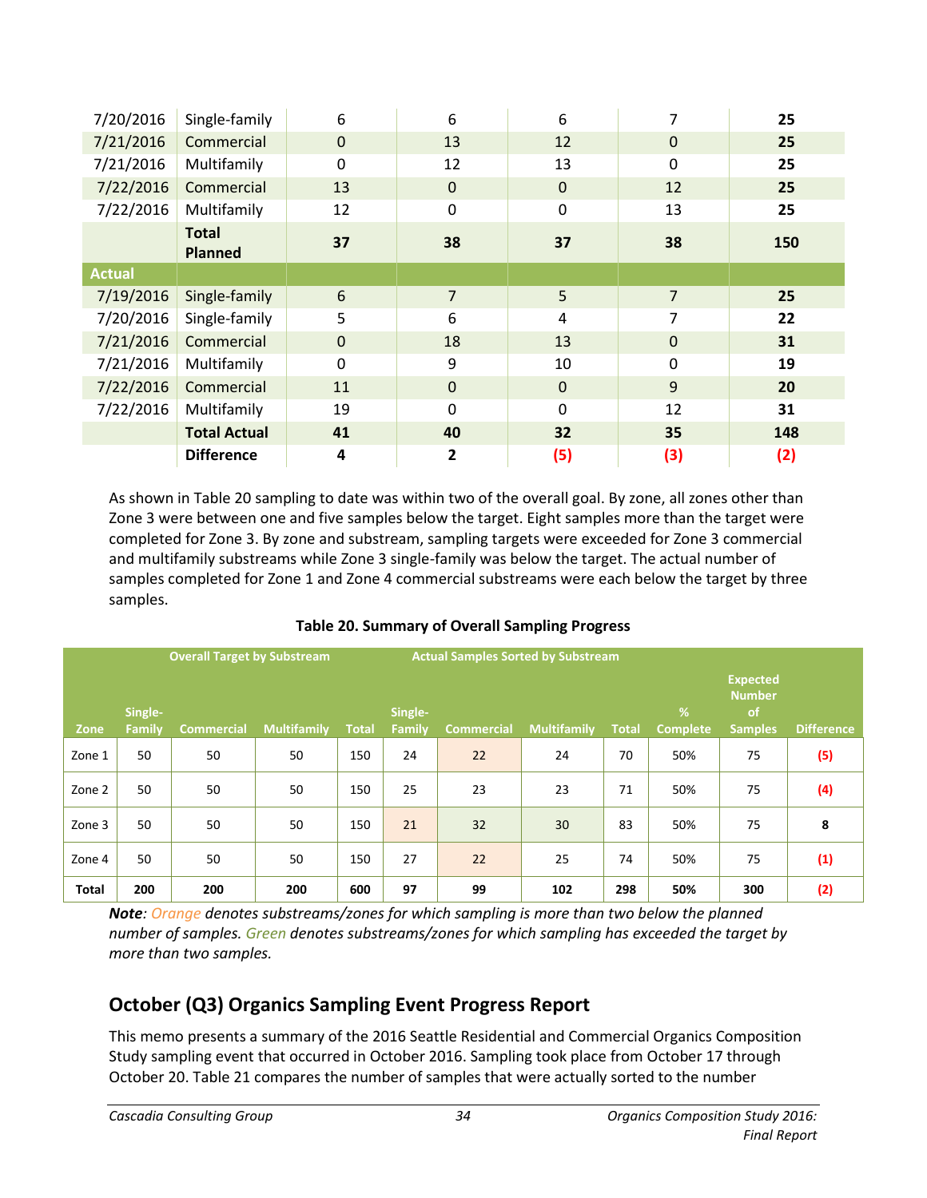| | | | | | | |
|---|---|---|---|---|---|---|
| 7/20/2016 | Single-family | 6 | 6 | 6 | 7 | **25** |
| 7/21/2016 | Commercial | 0 | 13 | 12 | 0 | **25** |
| 7/21/2016 | Multifamily | 0 | 12 | 13 | 0 | **25** |
| 7/22/2016 | Commercial | 13 | 0 | 0 | 12 | **25** |
| 7/22/2016 | Multifamily | 12 | 0 | 0 | 13 | **25** |
| | **Total Planned** | **37** | **38** | **37** | **38** | **150** |
| **Actual** | | | | | | |
| 7/19/2016 | Single-family | 6 | 7 | 5 | 7 | **25** |
| 7/20/2016 | Single-family | 5 | 6 | 4 | 7 | **22** |
| 7/21/2016 | Commercial | 0 | 18 | 13 | 0 | **31** |
| 7/21/2016 | Multifamily | 0 | 9 | 10 | 0 | **19** |
| 7/22/2016 | Commercial | 11 | 0 | 0 | 9 | **20** |
| 7/22/2016 | Multifamily | 19 | 0 | 0 | 12 | **31** |
| | **Total Actual** | **41** | **40** | **32** | **35** | **148** |
| | **Difference** | **4** | **2** | **(5)** | **(3)** | **(2)** |

As shown in Table 20 sampling to date was within two of the overall goal. By zone, all zones other than Zone 3 were between one and five samples below the target. Eight samples more than the target were completed for Zone 3. By zone and substream, sampling targets were exceeded for Zone 3 commercial and multifamily substreams while Zone 3 single-family was below the target. The actual number of samples completed for Zone 1 and Zone 4 commercial substreams were each below the target by three samples.

**Table 20. Summary of Overall Sampling Progress**

| | Overall Target by Substream | | | | Actual Samples Sorted by Substream | | | | | | |
|---|---|---|---|---|---|---|---|---|---|---|---|
| Zone | Single-Family | Commercial | Multifamily | Total | Single-Family | Commercial | Multifamily | Total | % Complete | Expected Number of Samples | Difference |
| Zone 1 | 50 | 50 | 50 | 150 | 24 | 22 | 24 | 70 | 50% | 75 | (5) |
| Zone 2 | 50 | 50 | 50 | 150 | 25 | 23 | 23 | 71 | 50% | 75 | (4) |
| Zone 3 | 50 | 50 | 50 | 150 | 21 | 32 | 30 | 83 | 50% | 75 | 8 |
| Zone 4 | 50 | 50 | 50 | 150 | 27 | 22 | 25 | 74 | 50% | 75 | (1) |
| **Total** | **200** | **200** | **200** | **600** | **97** | **99** | **102** | **298** | **50%** | **300** | **(2)** |

***Note**: Orange denotes substreams/zones for which sampling is more than two below the planned number of samples. Green denotes substreams/zones for which sampling has exceeded the target by more than two samples.*

## October (Q3) Organics Sampling Event Progress Report

This memo presents a summary of the 2016 Seattle Residential and Commercial Organics Composition Study sampling event that occurred in October 2016. Sampling took place from October 17 through October 20. Table 21 compares the number of samples that were actually sorted to the number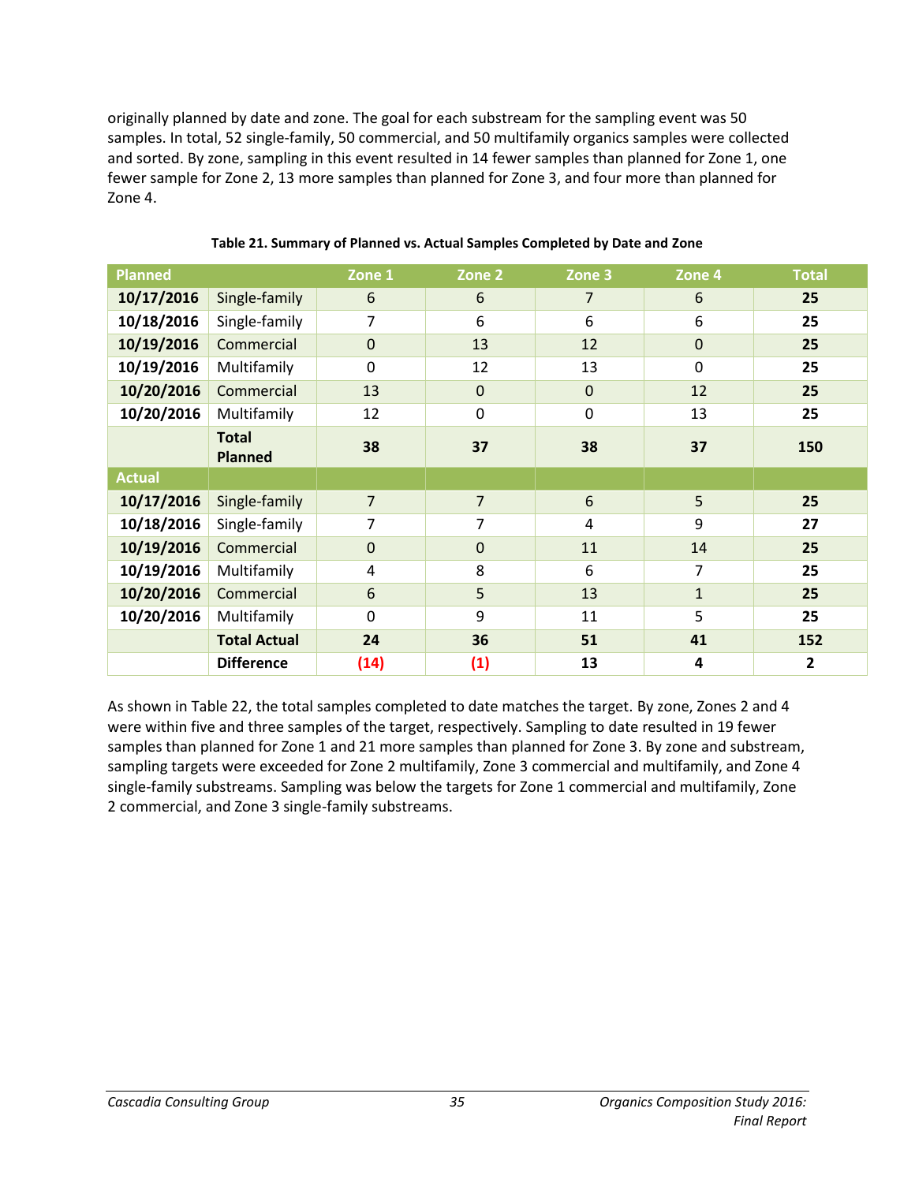originally planned by date and zone. The goal for each substream for the sampling event was 50 samples. In total, 52 single-family, 50 commercial, and 50 multifamily organics samples were collected and sorted. By zone, sampling in this event resulted in 14 fewer samples than planned for Zone 1, one fewer sample for Zone 2, 13 more samples than planned for Zone 3, and four more than planned for Zone 4.

**Table 21. Summary of Planned vs. Actual Samples Completed by Date and Zone**

| Planned | | Zone 1 | Zone 2 | Zone 3 | Zone 4 | Total |
|---|---|---|---|---|---|---|
| **10/17/2016** | Single-family | 6 | 6 | 7 | 6 | **25** |
| **10/18/2016** | Single-family | 7 | 6 | 6 | 6 | **25** |
| **10/19/2016** | Commercial | 0 | 13 | 12 | 0 | **25** |
| **10/19/2016** | Multifamily | 0 | 12 | 13 | 0 | **25** |
| **10/20/2016** | Commercial | 13 | 0 | 0 | 12 | **25** |
| **10/20/2016** | Multifamily | 12 | 0 | 0 | 13 | **25** |
| | **Total Planned** | **38** | **37** | **38** | **37** | **150** |
| **Actual** | | | | | | |
| **10/17/2016** | Single-family | 7 | 7 | 6 | 5 | **25** |
| **10/18/2016** | Single-family | 7 | 7 | 4 | 9 | **27** |
| **10/19/2016** | Commercial | 0 | 0 | 11 | 14 | **25** |
| **10/19/2016** | Multifamily | 4 | 8 | 6 | 7 | **25** |
| **10/20/2016** | Commercial | 6 | 5 | 13 | 1 | **25** |
| **10/20/2016** | Multifamily | 0 | 9 | 11 | 5 | **25** |
| | **Total Actual** | **24** | **36** | **51** | **41** | **152** |
| | **Difference** | **(14)** | **(1)** | **13** | **4** | **2** |

As shown in Table 22, the total samples completed to date matches the target. By zone, Zones 2 and 4 were within five and three samples of the target, respectively. Sampling to date resulted in 19 fewer samples than planned for Zone 1 and 21 more samples than planned for Zone 3. By zone and substream, sampling targets were exceeded for Zone 2 multifamily, Zone 3 commercial and multifamily, and Zone 4 single-family substreams. Sampling was below the targets for Zone 1 commercial and multifamily, Zone 2 commercial, and Zone 3 single-family substreams.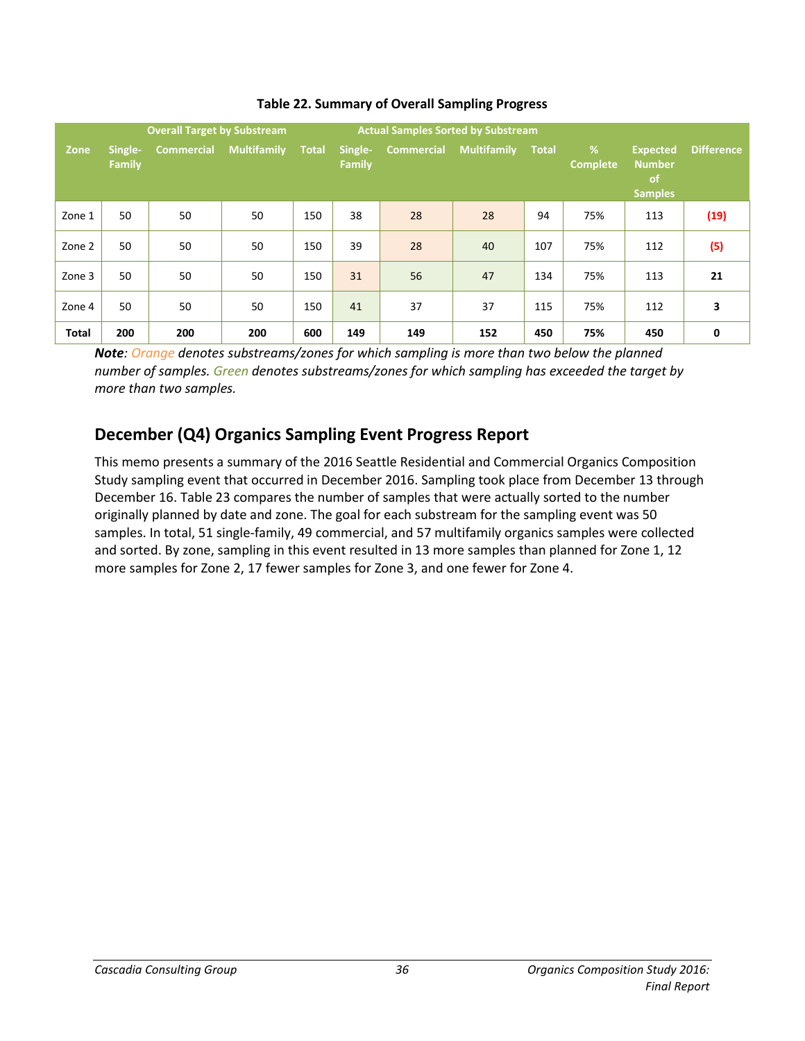**Table 22. Summary of Overall Sampling Progress**

| Zone | Overall Target by Substream | | | | Actual Samples Sorted by Substream | | | | % Complete | Expected Number of Samples | Difference |
|---|---|---|---|---|---|---|---|---|---|---|---|
| | Single-Family | Commercial | Multifamily | Total | Single-Family | Commercial | Multifamily | Total | | | |
| Zone 1 | 50 | 50 | 50 | 150 | 38 | 28 | 28 | 94 | 75% | 113 | (19) |
| Zone 2 | 50 | 50 | 50 | 150 | 39 | 28 | 40 | 107 | 75% | 112 | (5) |
| Zone 3 | 50 | 50 | 50 | 150 | 31 | 56 | 47 | 134 | 75% | 113 | **21** |
| Zone 4 | 50 | 50 | 50 | 150 | 41 | 37 | 37 | 115 | 75% | 112 | **3** |
| **Total** | **200** | **200** | **200** | **600** | **149** | **149** | **152** | **450** | **75%** | **450** | **0** |

***Note**: Orange denotes substreams/zones for which sampling is more than two below the planned number of samples. Green denotes substreams/zones for which sampling has exceeded the target by more than two samples.*

## December (Q4) Organics Sampling Event Progress Report

This memo presents a summary of the 2016 Seattle Residential and Commercial Organics Composition Study sampling event that occurred in December 2016. Sampling took place from December 13 through December 16. Table 23 compares the number of samples that were actually sorted to the number originally planned by date and zone. The goal for each substream for the sampling event was 50 samples. In total, 51 single-family, 49 commercial, and 57 multifamily organics samples were collected and sorted. By zone, sampling in this event resulted in 13 more samples than planned for Zone 1, 12 more samples for Zone 2, 17 fewer samples for Zone 3, and one fewer for Zone 4.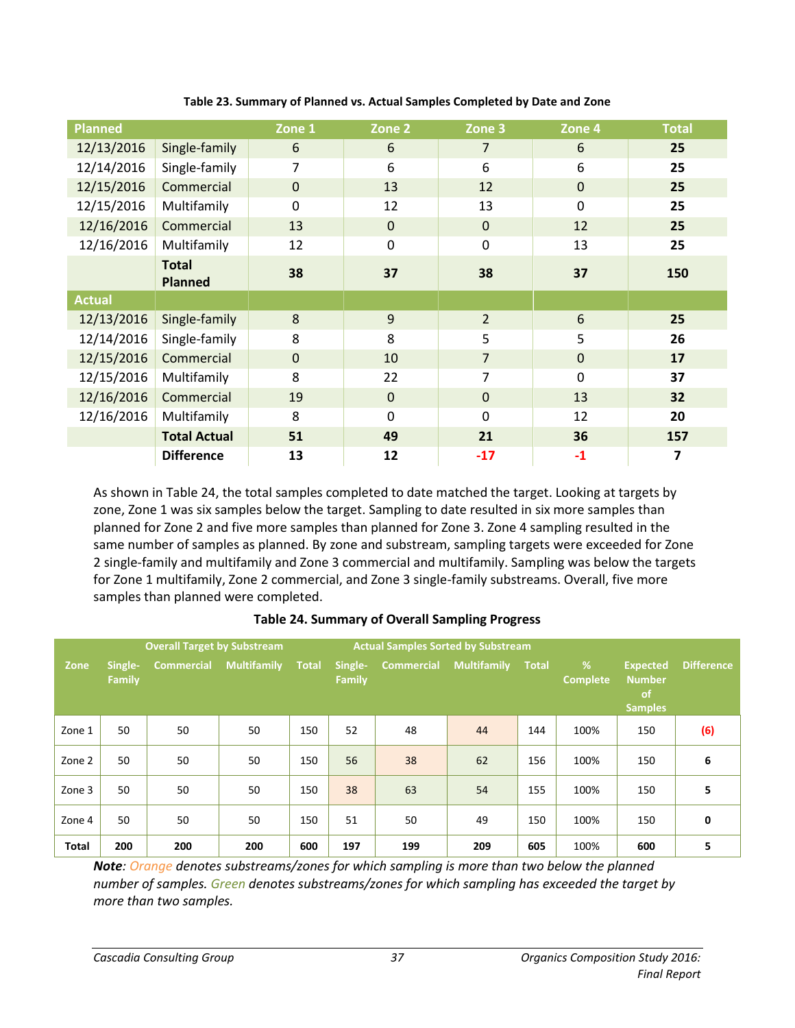**Table 23. Summary of Planned vs. Actual Samples Completed by Date and Zone**

| Planned | | Zone 1 | Zone 2 | Zone 3 | Zone 4 | Total |
|---|---|---|---|---|---|---|
| 12/13/2016 | Single-family | 6 | 6 | 7 | 6 | **25** |
| 12/14/2016 | Single-family | 7 | 6 | 6 | 6 | **25** |
| 12/15/2016 | Commercial | 0 | 13 | 12 | 0 | **25** |
| 12/15/2016 | Multifamily | 0 | 12 | 13 | 0 | **25** |
| 12/16/2016 | Commercial | 13 | 0 | 0 | 12 | **25** |
| 12/16/2016 | Multifamily | 12 | 0 | 0 | 13 | **25** |
| | **Total Planned** | **38** | **37** | **38** | **37** | **150** |
| **Actual** | | | | | | |
| 12/13/2016 | Single-family | 8 | 9 | 2 | 6 | **25** |
| 12/14/2016 | Single-family | 8 | 8 | 5 | 5 | **26** |
| 12/15/2016 | Commercial | 0 | 10 | 7 | 0 | **17** |
| 12/15/2016 | Multifamily | 8 | 22 | 7 | 0 | **37** |
| 12/16/2016 | Commercial | 19 | 0 | 0 | 13 | **32** |
| 12/16/2016 | Multifamily | 8 | 0 | 0 | 12 | **20** |
| | **Total Actual** | **51** | **49** | **21** | **36** | **157** |
| | **Difference** | **13** | **12** | **-17** | **-1** | **7** |

As shown in Table 24, the total samples completed to date matched the target. Looking at targets by zone, Zone 1 was six samples below the target. Sampling to date resulted in six more samples than planned for Zone 2 and five more samples than planned for Zone 3. Zone 4 sampling resulted in the same number of samples as planned. By zone and substream, sampling targets were exceeded for Zone 2 single-family and multifamily and Zone 3 commercial and multifamily. Sampling was below the targets for Zone 1 multifamily, Zone 2 commercial, and Zone 3 single-family substreams. Overall, five more samples than planned were completed.

**Table 24. Summary of Overall Sampling Progress**

| | Overall Target by Substream | | | | Actual Samples Sorted by Substream | | | | | | |
|---|---|---|---|---|---|---|---|---|---|---|---|
| Zone | Single-Family | Commercial | Multifamily | Total | Single-Family | Commercial | Multifamily | Total | % Complete | Expected Number of Samples | Difference |
| Zone 1 | 50 | 50 | 50 | 150 | 52 | 48 | 44 | 144 | 100% | 150 | (6) |
| Zone 2 | 50 | 50 | 50 | 150 | 56 | 38 | 62 | 156 | 100% | 150 | 6 |
| Zone 3 | 50 | 50 | 50 | 150 | 38 | 63 | 54 | 155 | 100% | 150 | 5 |
| Zone 4 | 50 | 50 | 50 | 150 | 51 | 50 | 49 | 150 | 100% | 150 | 0 |
| **Total** | **200** | **200** | **200** | **600** | **197** | **199** | **209** | **605** | 100% | **600** | **5** |

***Note**: Orange denotes substreams/zones for which sampling is more than two below the planned number of samples. Green denotes substreams/zones for which sampling has exceeded the target by more than two samples.*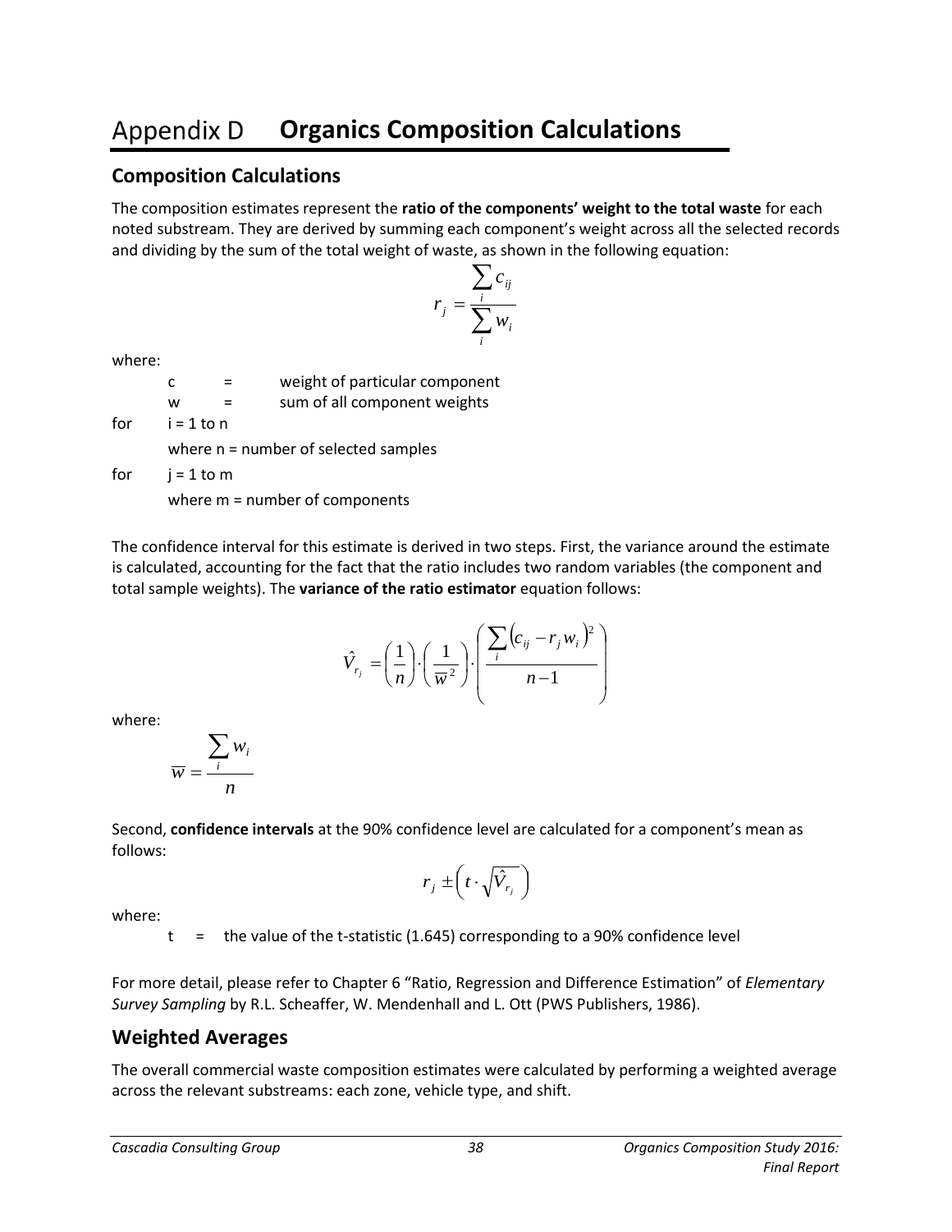# Appendix D Organics Composition Calculations

## Composition Calculations

The composition estimates represent the **ratio of the components' weight to the total waste** for each noted substream. They are derived by summing each component's weight across all the selected records and dividing by the sum of the total weight of waste, as shown in the following equation:

$$r_j = \frac{\sum_i c_{ij}}{\sum_i w_i}$$

where:

c = weight of particular component

w = sum of all component weights

for i = 1 to n

where n = number of selected samples

for j = 1 to m

where m = number of components

The confidence interval for this estimate is derived in two steps. First, the variance around the estimate is calculated, accounting for the fact that the ratio includes two random variables (the component and total sample weights). The **variance of the ratio estimator** equation follows:

$$\hat{V}_{r_j} = \left(\frac{1}{n}\right) \cdot \left(\frac{1}{\overline{w}^2}\right) \cdot \left(\frac{\sum_i \left(c_{ij} - r_j w_i\right)^2}{n-1}\right)$$

where:

$$\overline{w} = \frac{\sum_i w_i}{n}$$

Second, **confidence intervals** at the 90% confidence level are calculated for a component's mean as follows:

$$r_j \pm \left(t \cdot \sqrt{\hat{V}_{r_j}}\right)$$

where:

t = the value of the t-statistic (1.645) corresponding to a 90% confidence level

For more detail, please refer to Chapter 6 "Ratio, Regression and Difference Estimation" of *Elementary Survey Sampling* by R.L. Scheaffer, W. Mendenhall and L. Ott (PWS Publishers, 1986).

## Weighted Averages

The overall commercial waste composition estimates were calculated by performing a weighted average across the relevant substreams: each zone, vehicle type, and shift.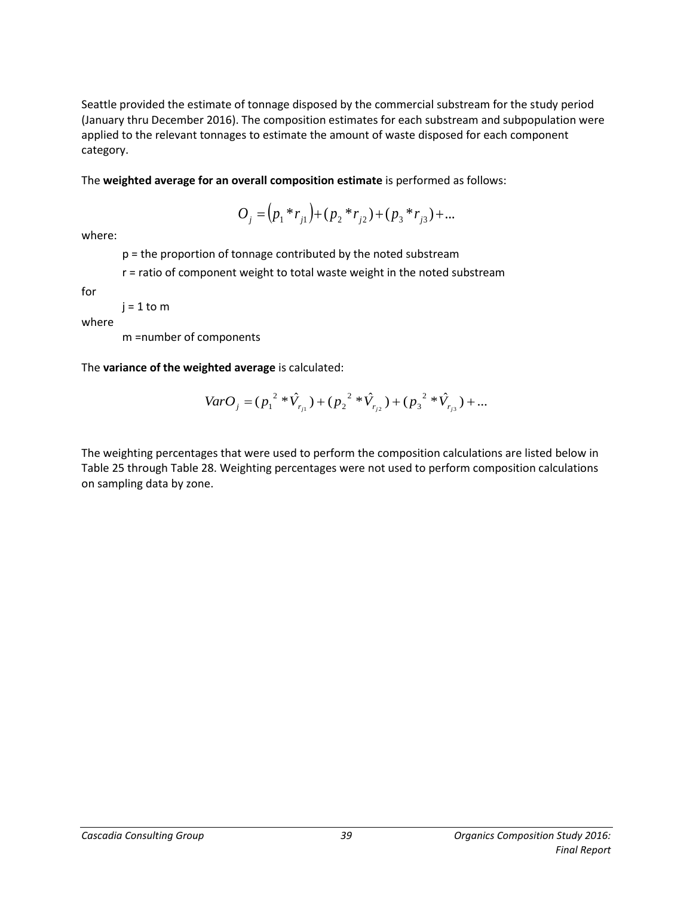Seattle provided the estimate of tonnage disposed by the commercial substream for the study period (January thru December 2016). The composition estimates for each substream and subpopulation were applied to the relevant tonnages to estimate the amount of waste disposed for each component category.

The **weighted average for an overall composition estimate** is performed as follows:

$$O_j = (p_1 * r_{j1}) + (p_2 * r_{j2}) + (p_3 * r_{j3}) + \ldots$$

where:

p = the proportion of tonnage contributed by the noted substream

r = ratio of component weight to total waste weight in the noted substream

for

j = 1 to m

where

m =number of components

The **variance of the weighted average** is calculated:

$$VarO_j = (p_1^{\,2} * \hat{V}_{r_{j1}}) + (p_2^{\,2} * \hat{V}_{r_{j2}}) + (p_3^{\,2} * \hat{V}_{r_{j3}}) + \ldots$$

The weighting percentages that were used to perform the composition calculations are listed below in Table 25 through Table 28. Weighting percentages were not used to perform composition calculations on sampling data by zone.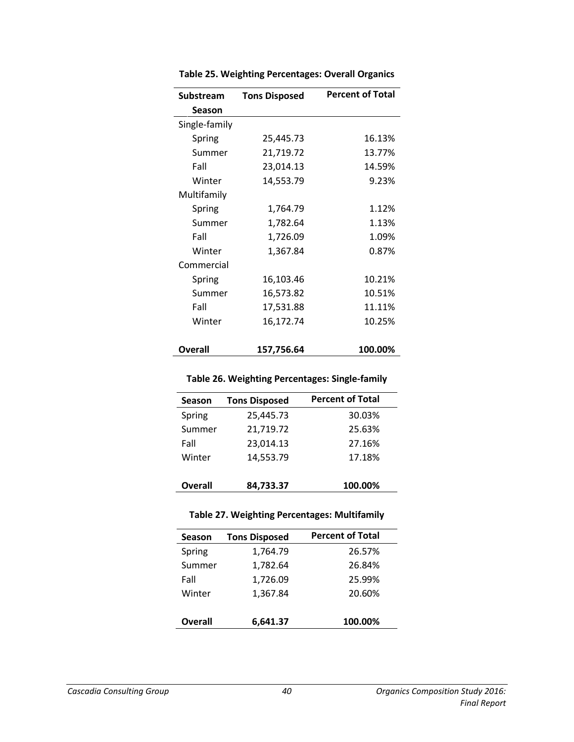**Table 25. Weighting Percentages: Overall Organics**

| Substream<br>Season | Tons Disposed | Percent of Total |
|---|---|---|
| Single-family | | |
| Spring | 25,445.73 | 16.13% |
| Summer | 21,719.72 | 13.77% |
| Fall | 23,014.13 | 14.59% |
| Winter | 14,553.79 | 9.23% |
| Multifamily | | |
| Spring | 1,764.79 | 1.12% |
| Summer | 1,782.64 | 1.13% |
| Fall | 1,726.09 | 1.09% |
| Winter | 1,367.84 | 0.87% |
| Commercial | | |
| Spring | 16,103.46 | 10.21% |
| Summer | 16,573.82 | 10.51% |
| Fall | 17,531.88 | 11.11% |
| Winter | 16,172.74 | 10.25% |
| **Overall** | **157,756.64** | **100.00%** |

**Table 26. Weighting Percentages: Single-family**

| Season | Tons Disposed | Percent of Total |
|---|---|---|
| Spring | 25,445.73 | 30.03% |
| Summer | 21,719.72 | 25.63% |
| Fall | 23,014.13 | 27.16% |
| Winter | 14,553.79 | 17.18% |
| **Overall** | **84,733.37** | **100.00%** |

**Table 27. Weighting Percentages: Multifamily**

| Season | Tons Disposed | Percent of Total |
|---|---|---|
| Spring | 1,764.79 | 26.57% |
| Summer | 1,782.64 | 26.84% |
| Fall | 1,726.09 | 25.99% |
| Winter | 1,367.84 | 20.60% |
| **Overall** | **6,641.37** | **100.00%** |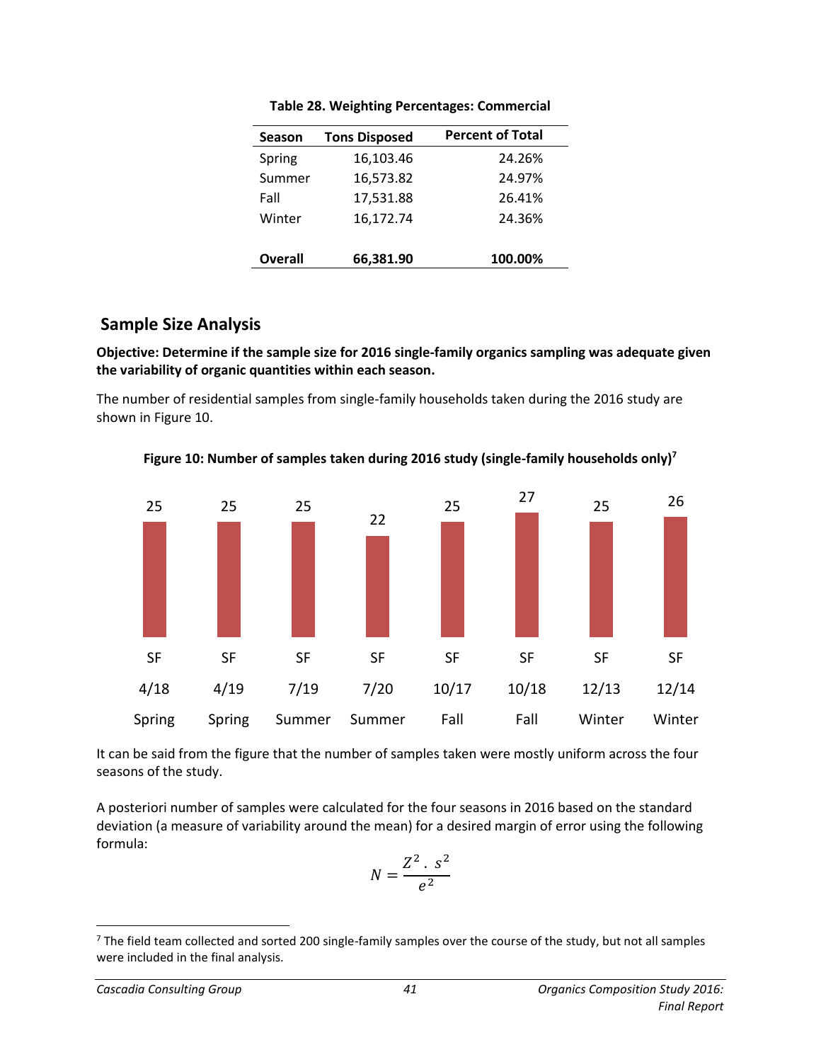**Table 28. Weighting Percentages: Commercial**

| Season | Tons Disposed | Percent of Total |
|---|---|---|
| Spring | 16,103.46 | 24.26% |
| Summer | 16,573.82 | 24.97% |
| Fall | 17,531.88 | 26.41% |
| Winter | 16,172.74 | 24.36% |
| **Overall** | **66,381.90** | **100.00%** |

## Sample Size Analysis

**Objective: Determine if the sample size for 2016 single-family organics sampling was adequate given the variability of organic quantities within each season.**

The number of residential samples from single-family households taken during the 2016 study are shown in Figure 10.

**Figure 10: Number of samples taken during 2016 study (single-family households only)[7]**

| | SF 4/18 Spring | SF 4/19 Spring | SF 7/19 Summer | SF 7/20 Summer | SF 10/17 Fall | SF 10/18 Fall | SF 12/13 Winter | SF 12/14 Winter |
|---|---|---|---|---|---|---|---|---|
| Number of samples | 25 | 25 | 25 | 22 | 25 | 27 | 25 | 26 |

It can be said from the figure that the number of samples taken were mostly uniform across the four seasons of the study.

A posteriori number of samples were calculated for the four seasons in 2016 based on the standard deviation (a measure of variability around the mean) for a desired margin of error using the following formula:

$$N = \frac{Z^2 . \ s^2}{e^2}$$

[7] The field team collected and sorted 200 single-family samples over the course of the study, but not all samples were included in the final analysis.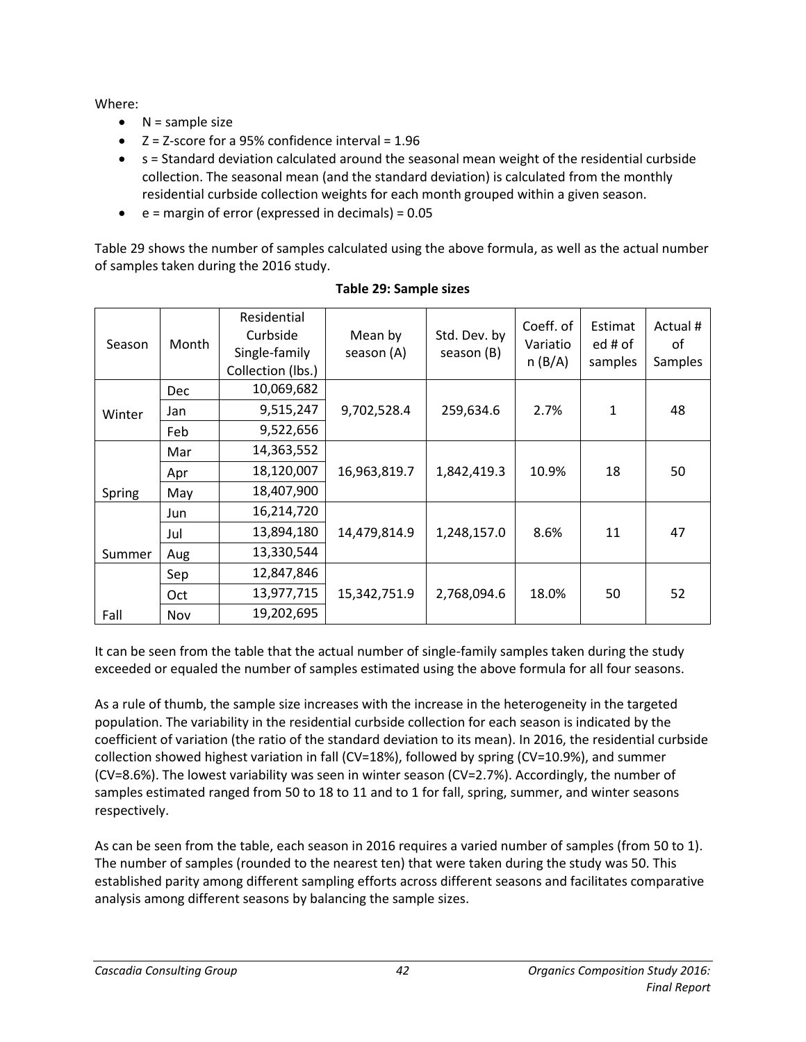Where:

- N = sample size
- Z = Z-score for a 95% confidence interval = 1.96
- s = Standard deviation calculated around the seasonal mean weight of the residential curbside collection. The seasonal mean (and the standard deviation) is calculated from the monthly residential curbside collection weights for each month grouped within a given season.
- e = margin of error (expressed in decimals) = 0.05

Table 29 shows the number of samples calculated using the above formula, as well as the actual number of samples taken during the 2016 study.

**Table 29: Sample sizes**

| Season | Month | Residential Curbside Single-family Collection (lbs.) | Mean by season (A) | Std. Dev. by season (B) | Coeff. of Variation (B/A) | Estimated # of samples | Actual # of Samples |
|---|---|---|---|---|---|---|---|
| Winter | Dec | 10,069,682 | 9,702,528.4 | 259,634.6 | 2.7% | 1 | 48 |
| | Jan | 9,515,247 | | | | | |
| | Feb | 9,522,656 | | | | | |
| Spring | Mar | 14,363,552 | 16,963,819.7 | 1,842,419.3 | 10.9% | 18 | 50 |
| | Apr | 18,120,007 | | | | | |
| | May | 18,407,900 | | | | | |
| Summer | Jun | 16,214,720 | 14,479,814.9 | 1,248,157.0 | 8.6% | 11 | 47 |
| | Jul | 13,894,180 | | | | | |
| | Aug | 13,330,544 | | | | | |
| Fall | Sep | 12,847,846 | 15,342,751.9 | 2,768,094.6 | 18.0% | 50 | 52 |
| | Oct | 13,977,715 | | | | | |
| | Nov | 19,202,695 | | | | | |

It can be seen from the table that the actual number of single-family samples taken during the study exceeded or equaled the number of samples estimated using the above formula for all four seasons.

As a rule of thumb, the sample size increases with the increase in the heterogeneity in the targeted population. The variability in the residential curbside collection for each season is indicated by the coefficient of variation (the ratio of the standard deviation to its mean). In 2016, the residential curbside collection showed highest variation in fall (CV=18%), followed by spring (CV=10.9%), and summer (CV=8.6%). The lowest variability was seen in winter season (CV=2.7%). Accordingly, the number of samples estimated ranged from 50 to 18 to 11 and to 1 for fall, spring, summer, and winter seasons respectively.

As can be seen from the table, each season in 2016 requires a varied number of samples (from 50 to 1). The number of samples (rounded to the nearest ten) that were taken during the study was 50. This established parity among different sampling efforts across different seasons and facilitates comparative analysis among different seasons by balancing the sample sizes.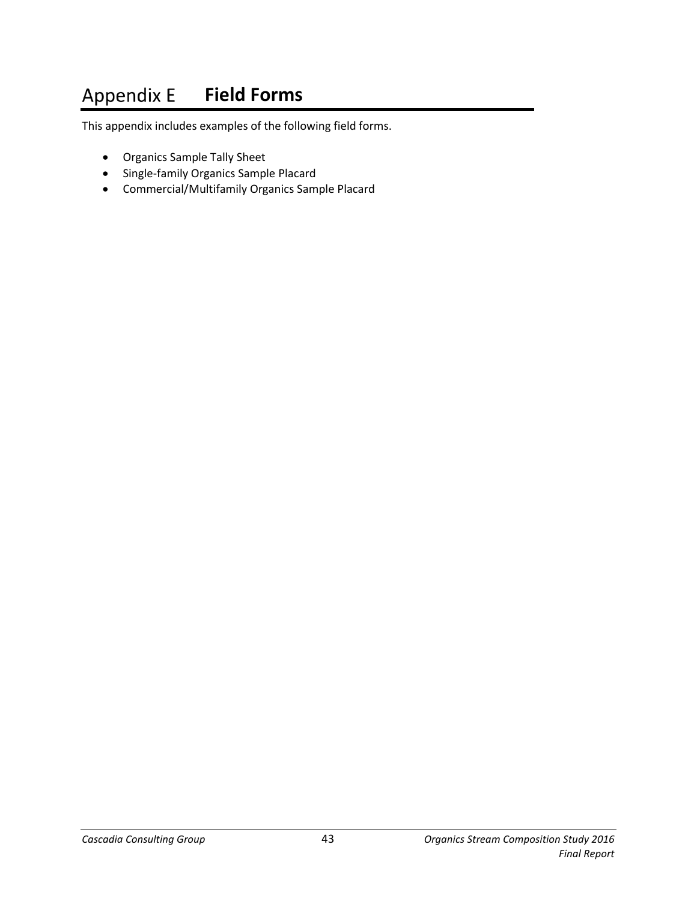# Appendix E Field Forms

This appendix includes examples of the following field forms.

- Organics Sample Tally Sheet
- Single-family Organics Sample Placard
- Commercial/Multifamily Organics Sample Placard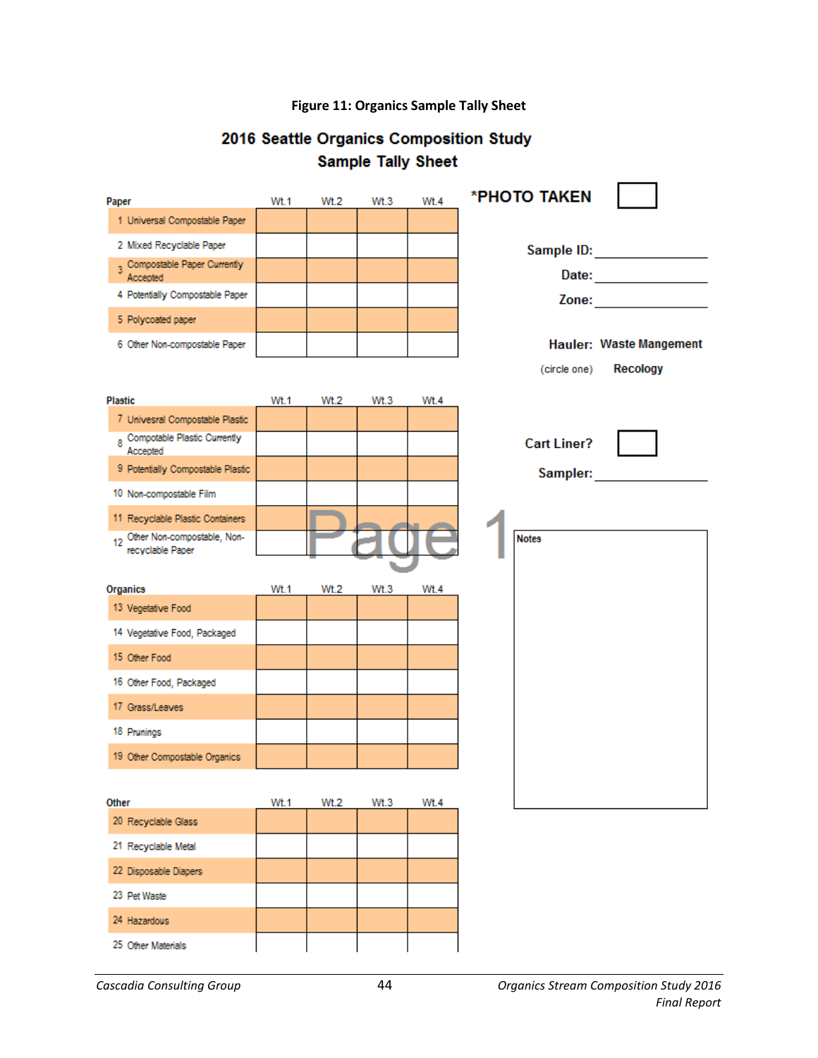**Figure 11: Organics Sample Tally Sheet**

## 2016 Seattle Organics Composition Study
## Sample Tally Sheet

| Paper | Wt.1 | Wt.2 | Wt.3 | Wt.4 |
|---|---|---|---|---|
| 1 Universal Compostable Paper | | | | |
| 2 Mixed Recyclable Paper | | | | |
| 3 Compostable Paper Currently Accepted | | | | |
| 4 Potentially Compostable Paper | | | | |
| 5 Polycoated paper | | | | |
| 6 Other Non-compostable Paper | | | | |

| Plastic | Wt.1 | Wt.2 | Wt.3 | Wt.4 |
|---|---|---|---|---|
| 7 Univesral Compostable Plastic | | | | |
| 8 Compotable Plastic Currently Accepted | | | | |
| 9 Potentially Compostable Plastic | | | | |
| 10 Non-compostable Film | | | | |
| 11 Recyclable Plastic Containers | | | | |
| 12 Other Non-compostable, Non-recyclable Paper | | | | |

| Organics | Wt.1 | Wt.2 | Wt.3 | Wt.4 |
|---|---|---|---|---|
| 13 Vegetative Food | | | | |
| 14 Vegetative Food, Packaged | | | | |
| 15 Other Food | | | | |
| 16 Other Food, Packaged | | | | |
| 17 Grass/Leaves | | | | |
| 18 Prunings | | | | |
| 19 Other Compostable Organics | | | | |

| Other | Wt.1 | Wt.2 | Wt.3 | Wt.4 |
|---|---|---|---|---|
| 20 Recyclable Glass | | | | |
| 21 Recyclable Metal | | | | |
| 22 Disposable Diapers | | | | |
| 23 Pet Waste | | | | |
| 24 Hazardous | | | | |
| 25 Other Materials | | | | |

*PHOTO TAKEN ☐

Sample ID: ____________

Date: ____________

Zone: ____________

Hauler: Waste Mangement
(circle one) Recology

Cart Liner? ☐

Sampler: ____________

Page 1

Notes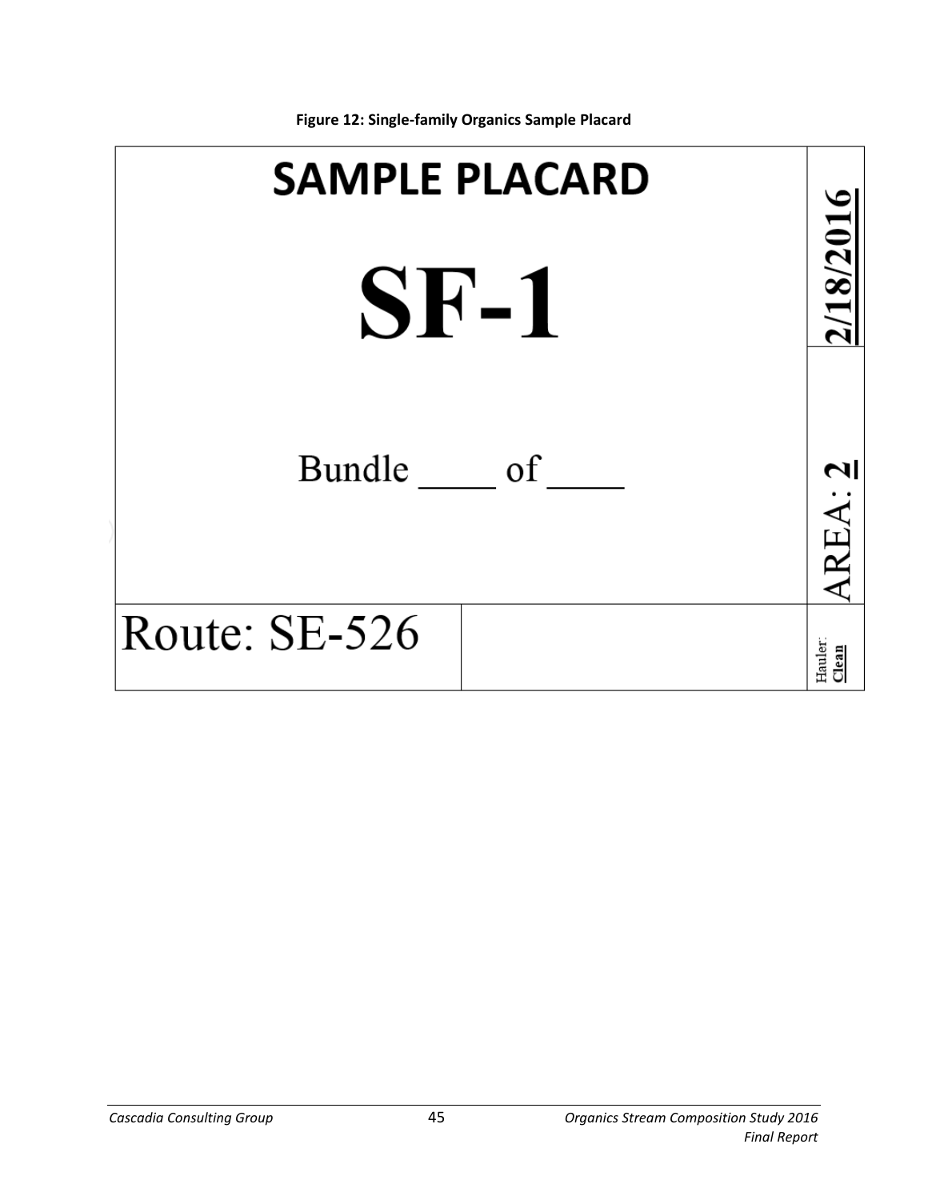**Figure 12: Single-family Organics Sample Placard**

| SAMPLE PLACARD<br><br>**SF-1**<br><br>Bundle ____ of ____ | | 2/18/2016<br><br>AREA: 2 |
|---|---|---|
| Route: SE-526 | | Hauler: Clean |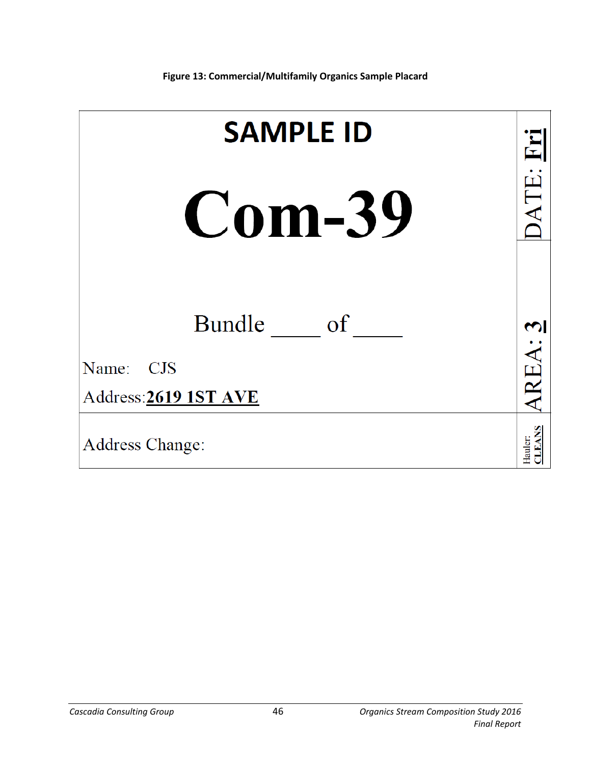**Figure 13: Commercial/Multifamily Organics Sample Placard**

SAMPLE ID

Com-39

DATE: **Fri**

Bundle ____ of ____

AREA: **3**

Name: CJS

Address: **2619 1ST AVE**

Address Change:

Hauler: **CLEANS**